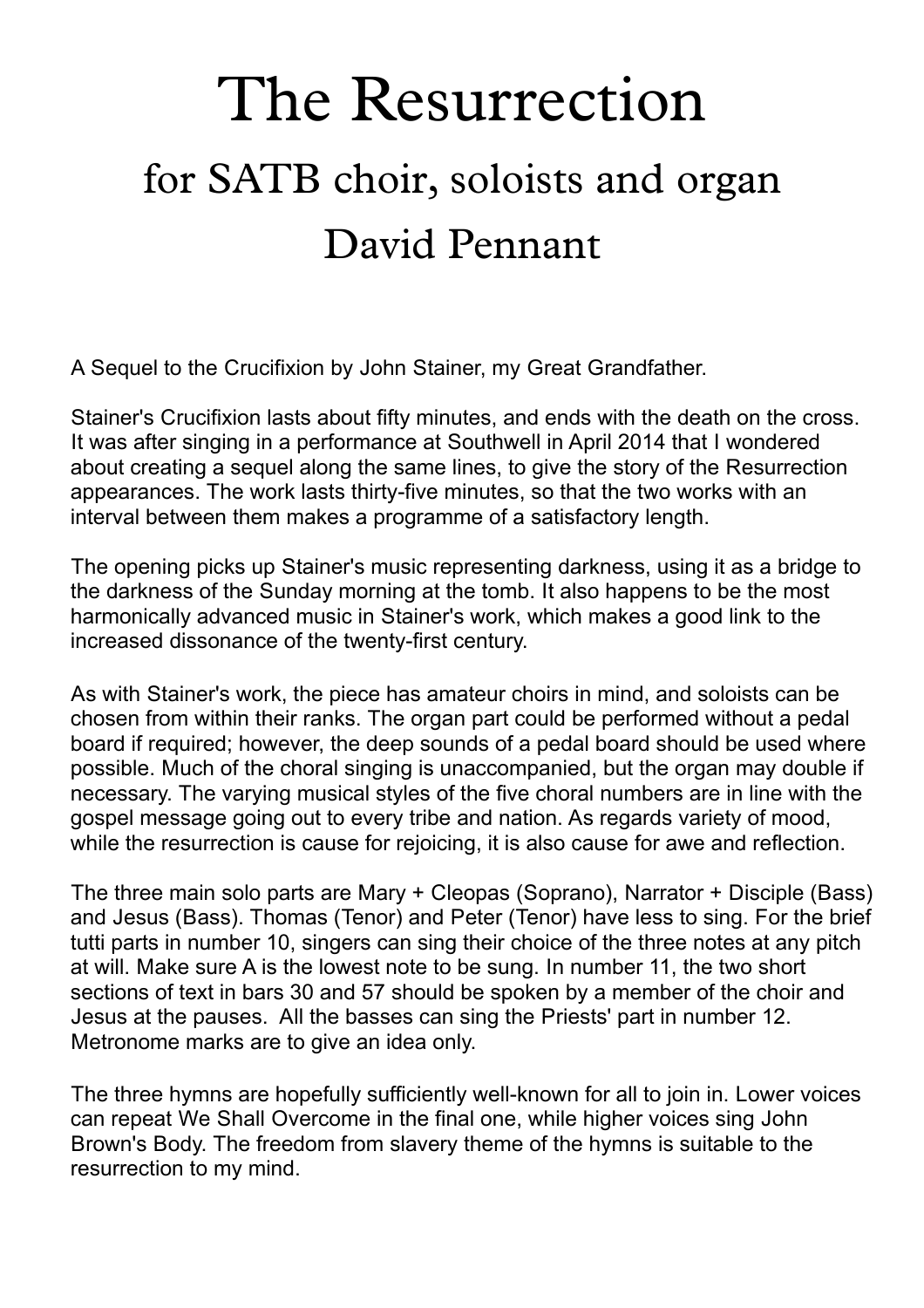# The Resurrection

## for SATB choir, soloists and organ

## David Pennant

A Sequel to the Crucifixion by John Stainer, my Great Grandfather.

Stainer's Crucifixion lasts about fifty minutes, and ends with the death on the cross. It was after singing in a performance at Southwell in April 2014 that I wondered about creating a sequel along the same lines, to give the story of the Resurrection appearances. The work lasts thirty-five minutes, so that the two works with an interval between them makes a programme of a satisfactory length.

The opening picks up Stainer's music representing darkness, using it as a bridge to the darkness of the Sunday morning at the tomb. It also happens to be the most harmonically advanced music in Stainer's work, which makes a good link to the increased dissonance of the twenty-first century.

As with Stainer's work, the piece has amateur choirs in mind, and soloists can be chosen from within their ranks. The organ part could be performed without a pedal board if required; however, the deep sounds of a pedal board should be used where possible. Much of the choral singing is unaccompanied, but the organ may double if necessary. The varying musical styles of the five choral numbers are in line with the gospel message going out to every tribe and nation. As regards variety of mood, while the resurrection is cause for rejoicing, it is also cause for awe and reflection.

The three main solo parts are Mary + Cleopas (Soprano), Narrator + Disciple (Bass) and Jesus (Bass). Thomas (Tenor) and Peter (Tenor) have less to sing. For the brief tutti parts in number 10, singers can sing their choice of the three notes at any pitch at will. Make sure A is the lowest note to be sung. In number 11, the two short sections of text in bars 30 and 57 should be spoken by a member of the choir and Jesus at the pauses. All the basses can sing the Priests' part in number 12. Metronome marks are to give an idea only.

The three hymns are hopefully sufficiently well-known for all to join in. Lower voices can repeat We Shall Overcome in the final one, while higher voices sing John Brown's Body. The freedom from slavery theme of the hymns is suitable to the resurrection to my mind.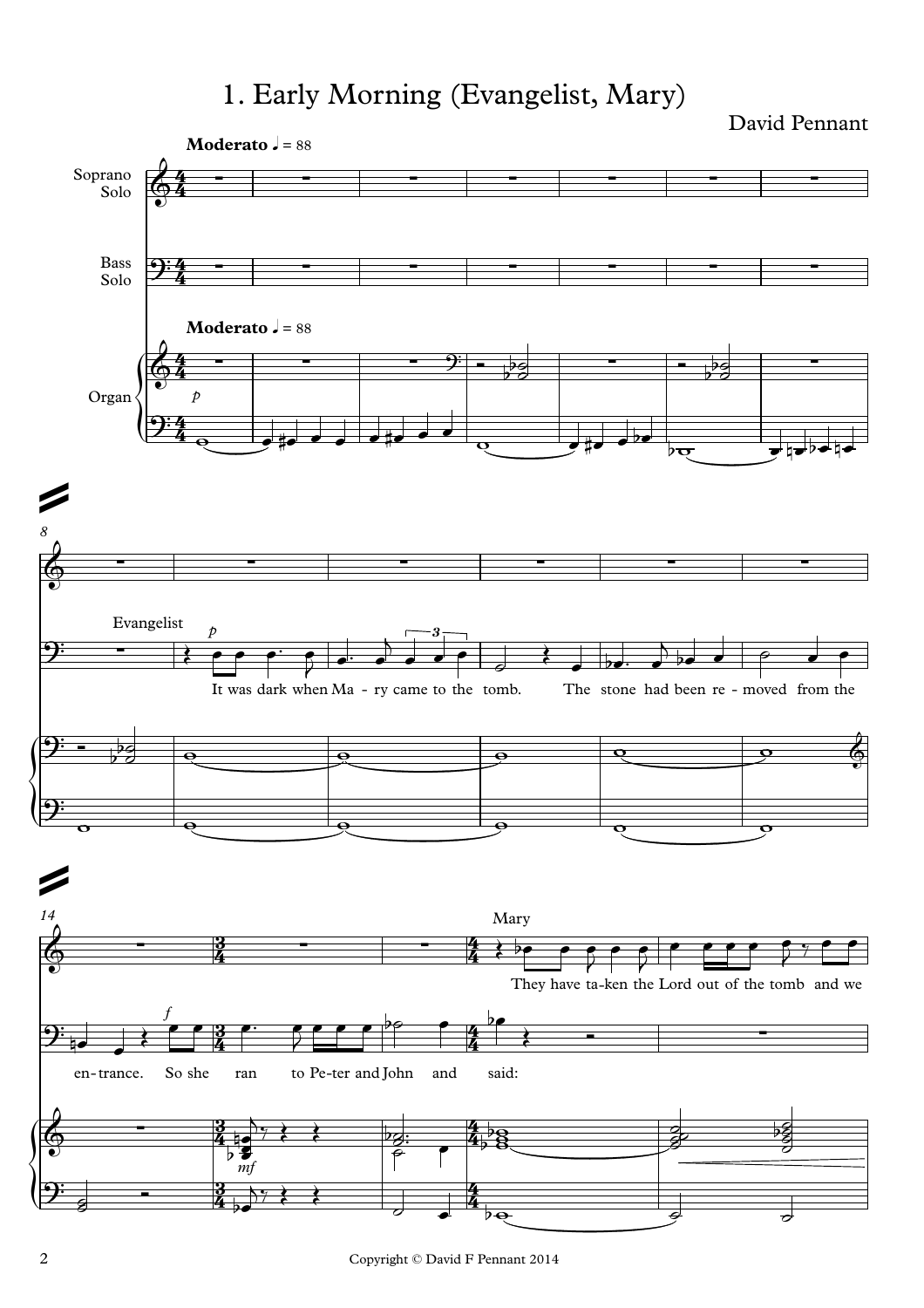# 1. Early Morning (Evangelist, Mary)

David Pennant

**Moderato** ♩ = 88

Soprano Solo

Bass Solo

Organ

Evangelist

It was dark when Ma - ry came to the tomb. The stone had been re - moved from the en - trance. So she ran to Pe - ter and John and said:

Mary

They have ta - ken the Lord out of the tomb and we

Copyright © David F Pennant 2014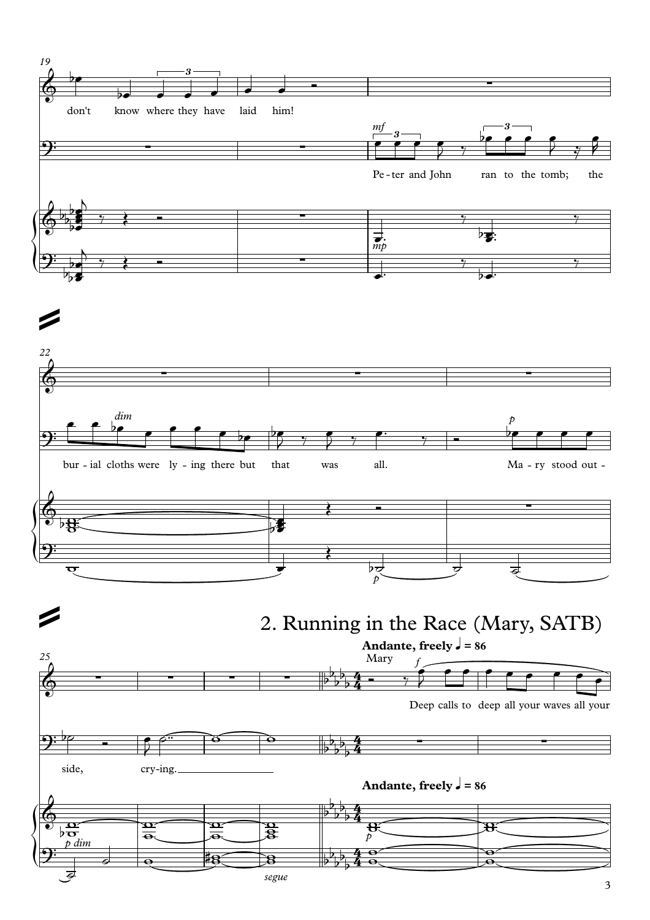## 2. Running in the Race (Mary, SATB)

**Andante, freely** ♩ = 86

don't know where they have laid him!

Pe - ter and John ran to the tomb; the bur - ial cloths were ly - ing there but that was all. Ma - ry stood out - side, cry-ing.

Mary: Deep calls to deep all your waves all your

*segue*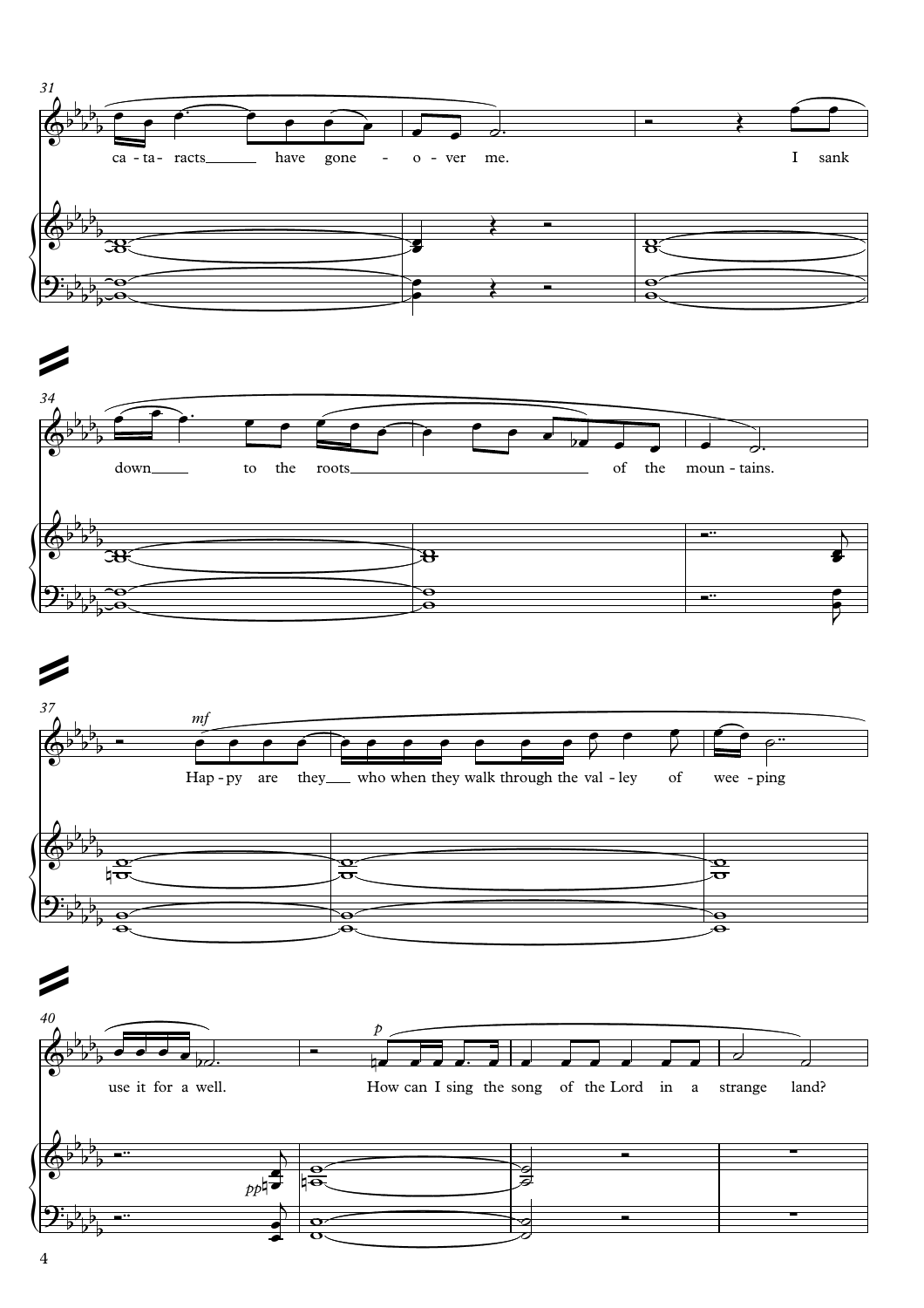31

ca - ta - racts have gone - o - ver me. I sank

34

down to the roots of the moun - tains.

37

*mf*

Hap - py are they who when they walk through the val - ley of wee - ping

40

*p* *pp*

use it for a well. How can I sing the song of the Lord in a strange land?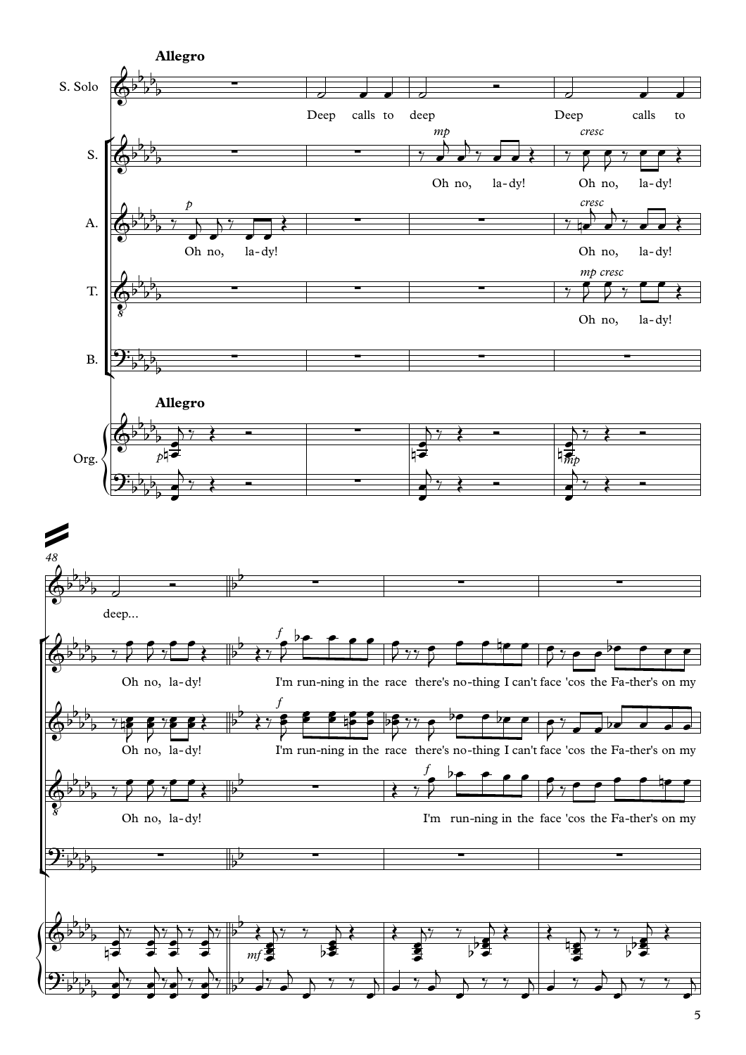**Allegro**

S. Solo: Deep calls to deep Deep calls to deep...

S.: *mp* Oh no, la-dy! *cresc* Oh no, la-dy! Oh no, la-dy! *f* I'm run-ning in the race there's no-thing I can't face 'cos the Fa-ther's on my

A.: *p* Oh no, la-dy! *cresc* Oh no, la-dy! Oh no, la-dy! *f* I'm run-ning in the race there's no-thing I can't face 'cos the Fa-ther's on my

T.: *mp cresc* Oh no, la-dy! Oh no, la-dy! *f* I'm run-ning in the face 'cos the Fa-ther's on my

B.

**Allegro**

Org.: *p* *mp* *mf*

48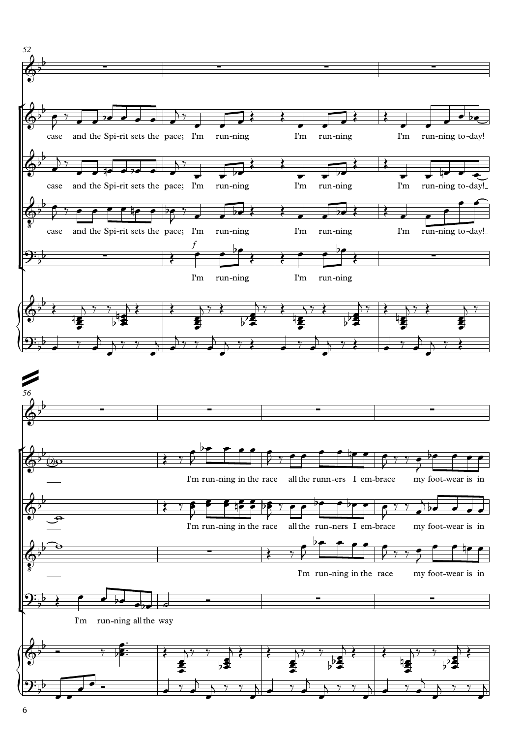52

case and the Spi-rit sets the pace; I'm run-ning I'm run-ning I'm run-ning to-day!

case and the Spi-rit sets the pace; I'm run-ning I'm run-ning I'm run-ning to-day!

case and the Spi-rit sets the pace; I'm run-ning I'm run-ning I'm run-ning to-day!

*f*

I'm run-ning I'm run-ning

56

I'm run-ning in the race all the runn-ers I em-brace my foot-wear is in

I'm run-ning in the race all the run-ners I em-brace my foot-wear is in

I'm run-ning in the race my foot-wear is in

I'm run-ning all the way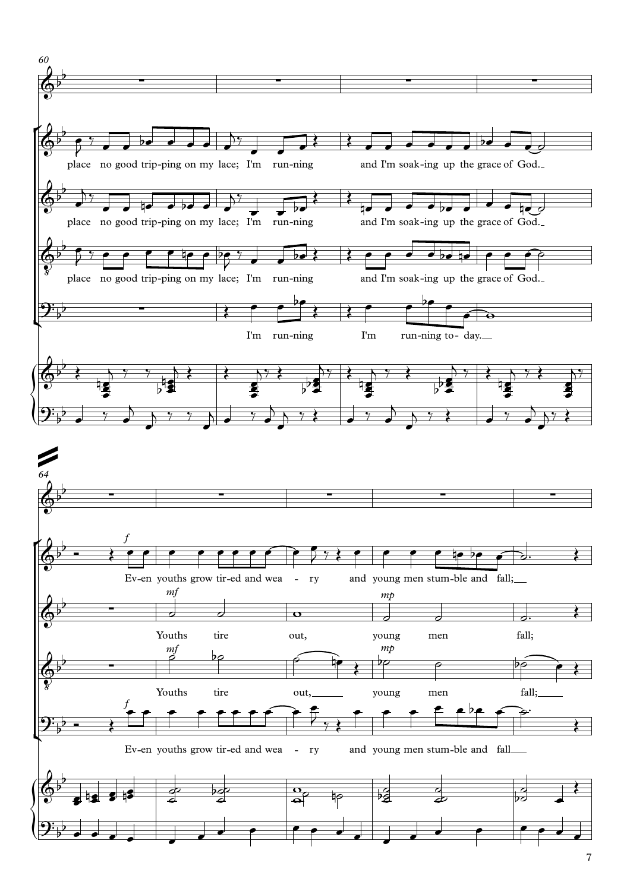60

place no good trip-ping on my lace; I'm run-ning and I'm soak-ing up the grace of God.

place no good trip-ping on my lace; I'm run-ning and I'm soak-ing up the grace of God.

place no good trip-ping on my lace; I'm run-ning and I'm soak-ing up the grace of God.

I'm run-ning I'm run-ning to-day.

64

*f*

Ev-en youths grow tir-ed and wea - ry and young men stum-ble and fall;

*mf* *mp*

Youths tire out, young men fall;

*mf* *mp*

Youths tire out, young men fall;

*f*

Ev-en youths grow tir-ed and wea - ry and young men stum-ble and fall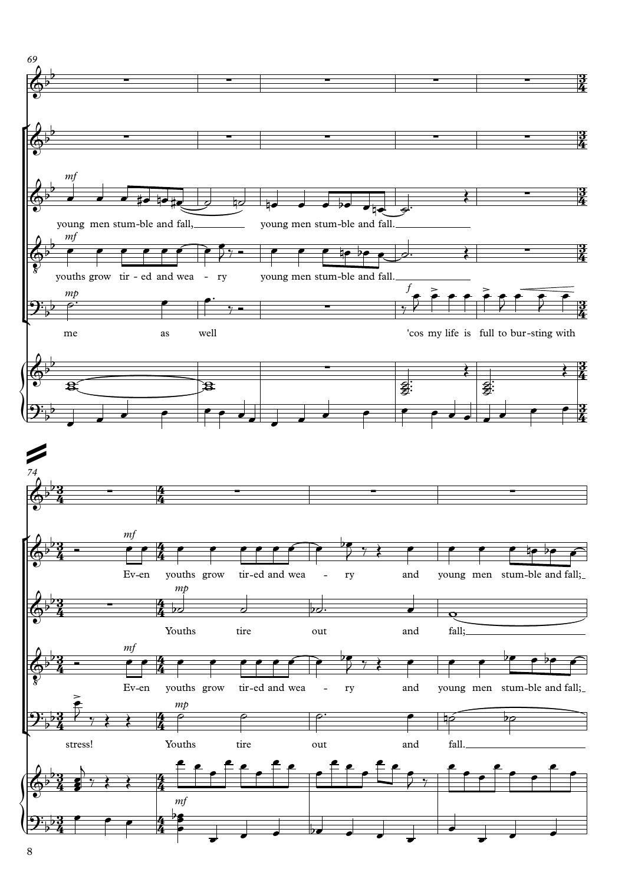69

young men stum-ble and fall,  young men stum-ble and fall.

youths grow tir-ed and wea-ry  young men stum-ble and fall.

me as well  'cos my life is full to bur-sting with

74

Ev-en youths grow tir-ed and wea-ry and young men stum-ble and fall;

Youths tire out and fall;

Ev-en youths grow tir-ed and wea-ry and young men stum-ble and fall;

stress! Youths tire out and fall.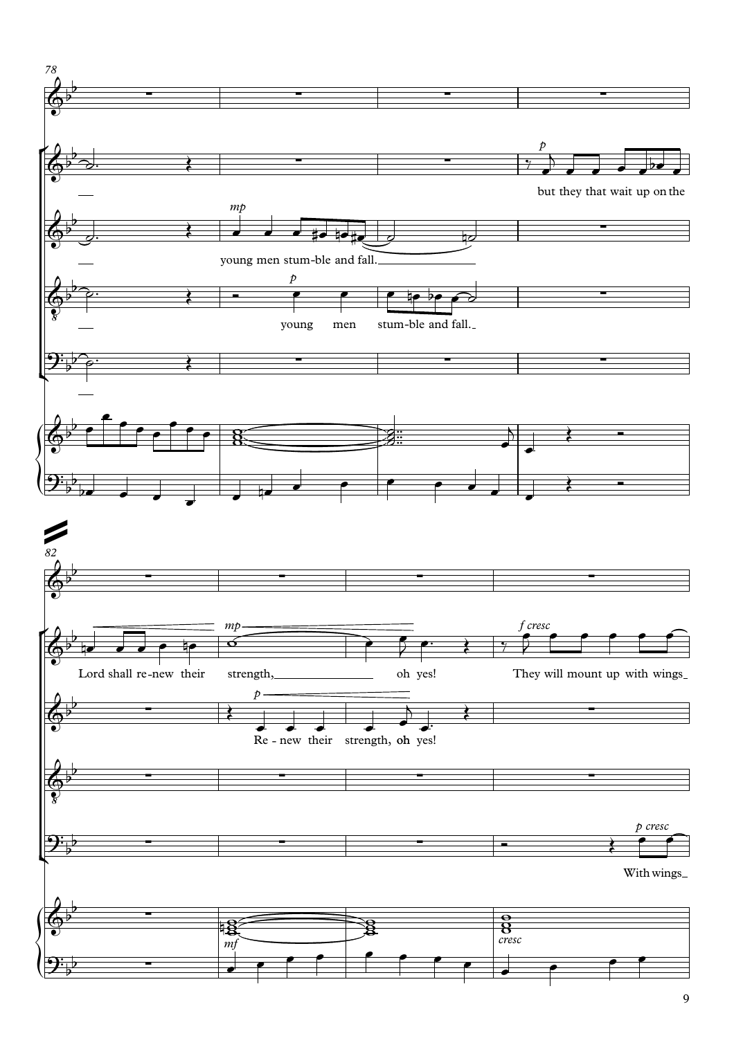78

but they that wait up on the

young men stum-ble and fall.

young men stum-ble and fall.

82

Lord shall re-new their strength, oh yes! They will mount up with wings

Re - new their strength, oh yes!

With wings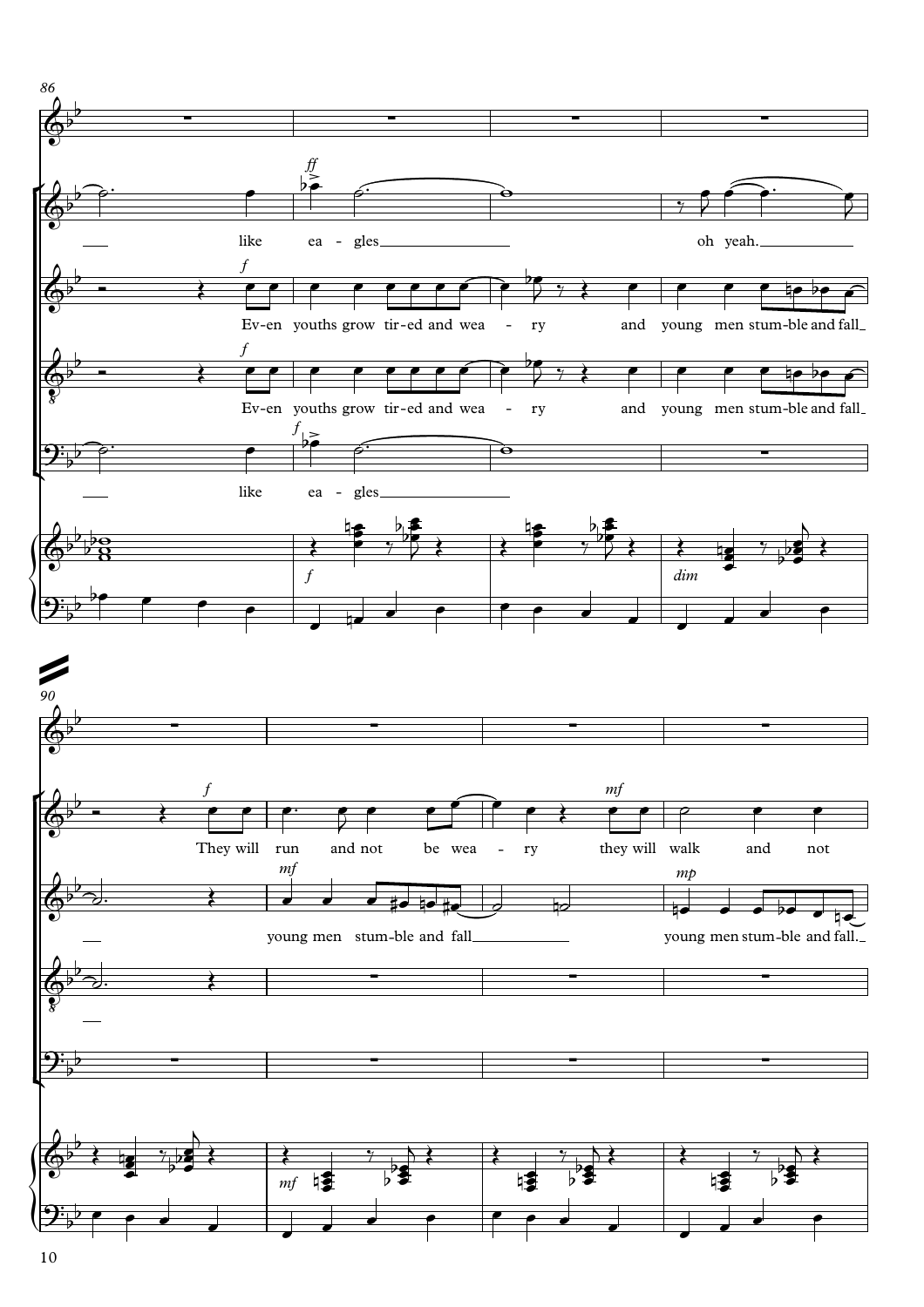like ea - gles oh yeah.

*f* Ev-en youths grow tir-ed and wea - ry and young men stum-ble and fall

*f* Ev-en youths grow tir-ed and wea - ry and young men stum-ble and fall

like ea - gles

*f* They will run and not be wea - ry *mf* they will walk and not

*mf* young men stum-ble and fall *mp* young men stum-ble and fall.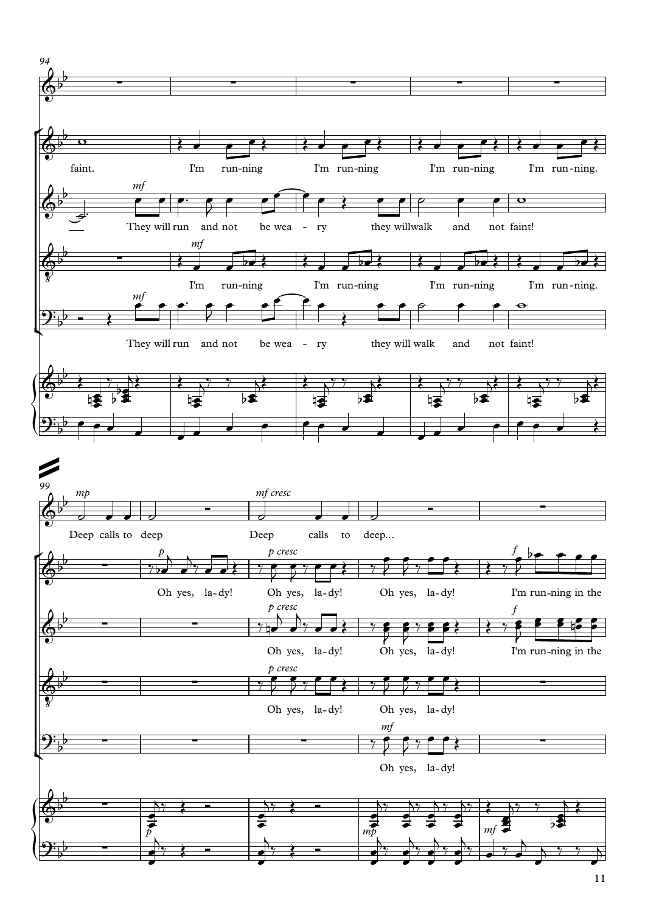94

faint. I'm run-ning I'm run-ning I'm run-ning I'm run-ning.

*mf*

They will run and not be wea - ry they will walk and not faint!

*mf*

I'm run-ning I'm run-ning I'm run-ning I'm run-ning.

*mf*

They will run and not be wea - ry they will walk and not faint!

99

*mp*

Deep calls to deep

*mf cresc*

Deep calls to deep...

*p*

Oh yes, la-dy!

*p cresc*

Oh yes, la-dy! Oh yes, la-dy!

*f*

I'm run-ning in the

*p cresc*

Oh yes, la-dy! Oh yes, la-dy!

*f*

I'm run-ning in the

*p cresc*

Oh yes, la-dy! Oh yes, la-dy!

*mf*

Oh yes, la-dy!

*p* *mp* *mf*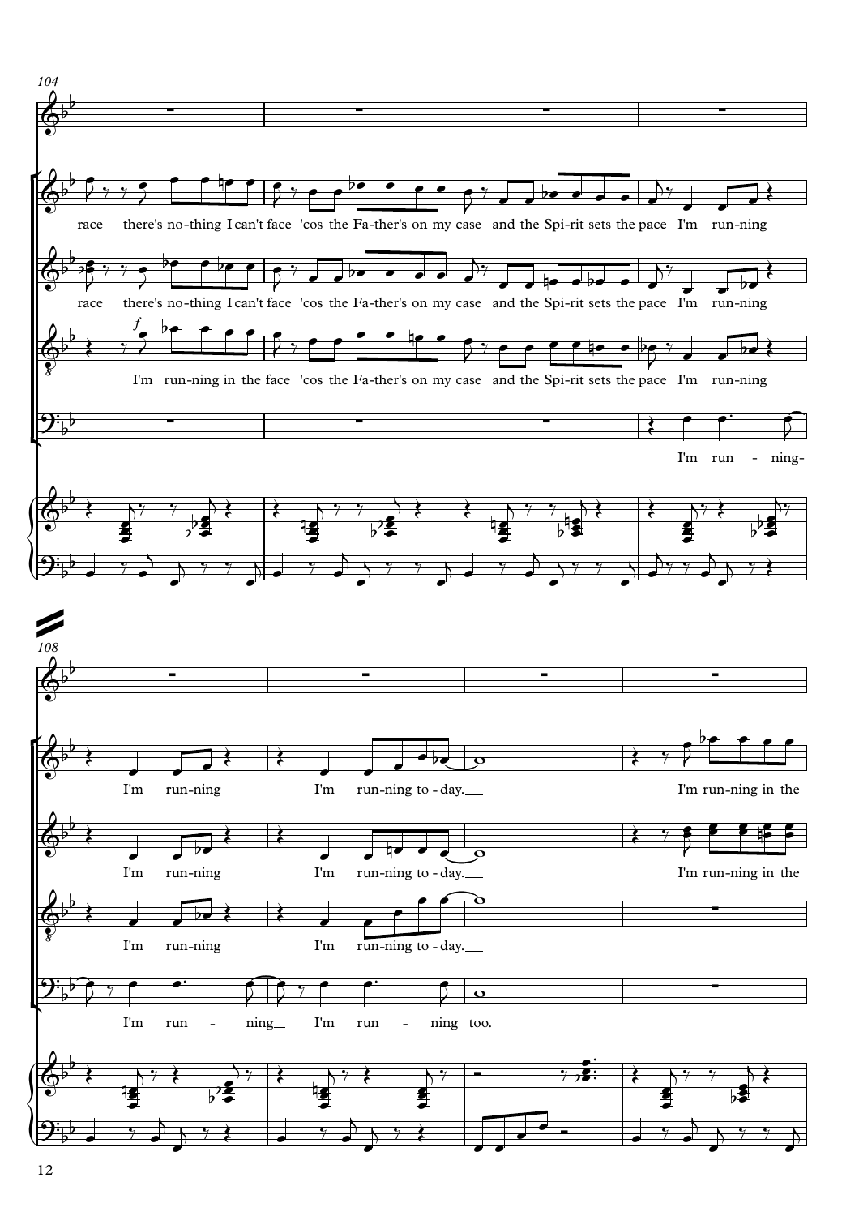104

race there's no-thing I can't face 'cos the Fa-ther's on my case and the Spi-rit sets the pace I'm run-ning

race there's no-thing I can't face 'cos the Fa-ther's on my case and the Spi-rit sets the pace I'm run-ning

*f*

I'm run-ning in the face 'cos the Fa-ther's on my case and the Spi-rit sets the pace I'm run-ning

I'm run - ning-

108

I'm run-ning I'm run-ning to - day. I'm run-ning in the

I'm run-ning I'm run-ning to - day. I'm run-ning in the

I'm run-ning I'm run-ning to - day.

I'm run - ning I'm run - ning too.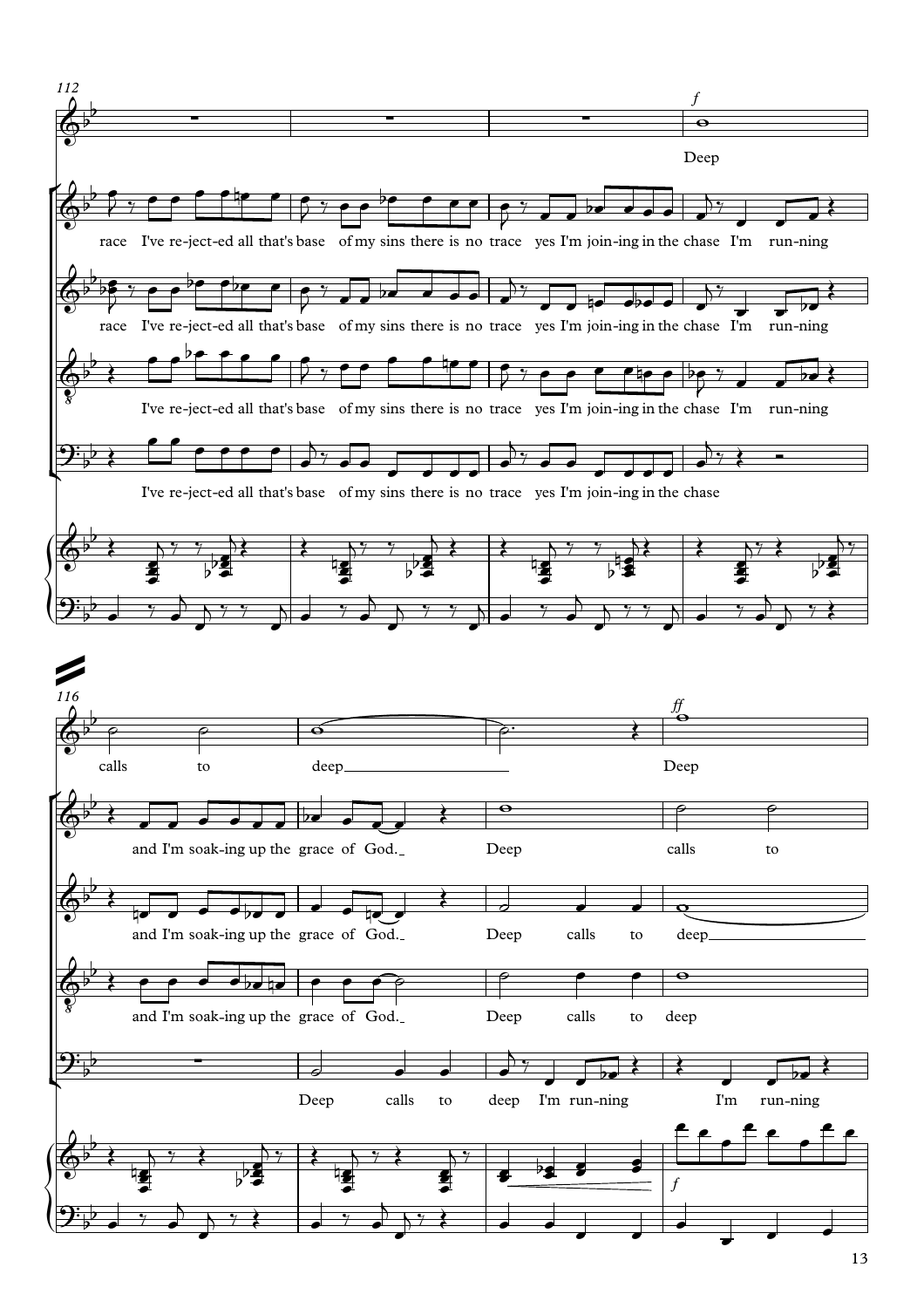112

*f*

Deep

race I've re-ject-ed all that's base of my sins there is no trace yes I'm join-ing in the chase I'm run-ning

race I've re-ject-ed all that's base of my sins there is no trace yes I'm join-ing in the chase I'm run-ning

I've re-ject-ed all that's base of my sins there is no trace yes I'm join-ing in the chase I'm run-ning

I've re-ject-ed all that's base of my sins there is no trace yes I'm join-ing in the chase

116

*ff*

calls to deep Deep

and I'm soak-ing up the grace of God. Deep calls to

and I'm soak-ing up the grace of God. Deep calls to deep

and I'm soak-ing up the grace of God. Deep calls to deep

Deep calls to deep I'm run-ning I'm run-ning

*f*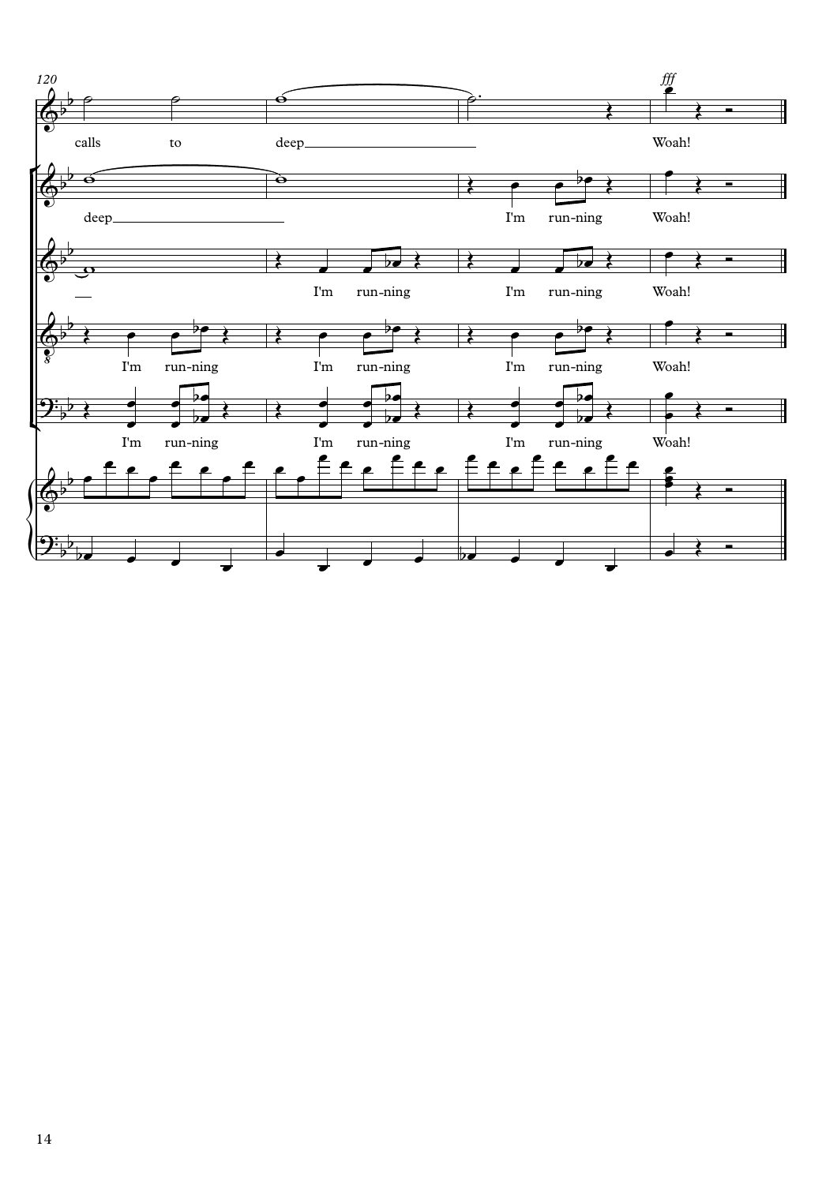120

*fff*

calls to deep Woah!

deep I'm run-ning Woah!

I'm run-ning I'm run-ning Woah!

I'm run-ning I'm run-ning I'm run-ning Woah!

I'm run-ning I'm run-ning I'm run-ning Woah!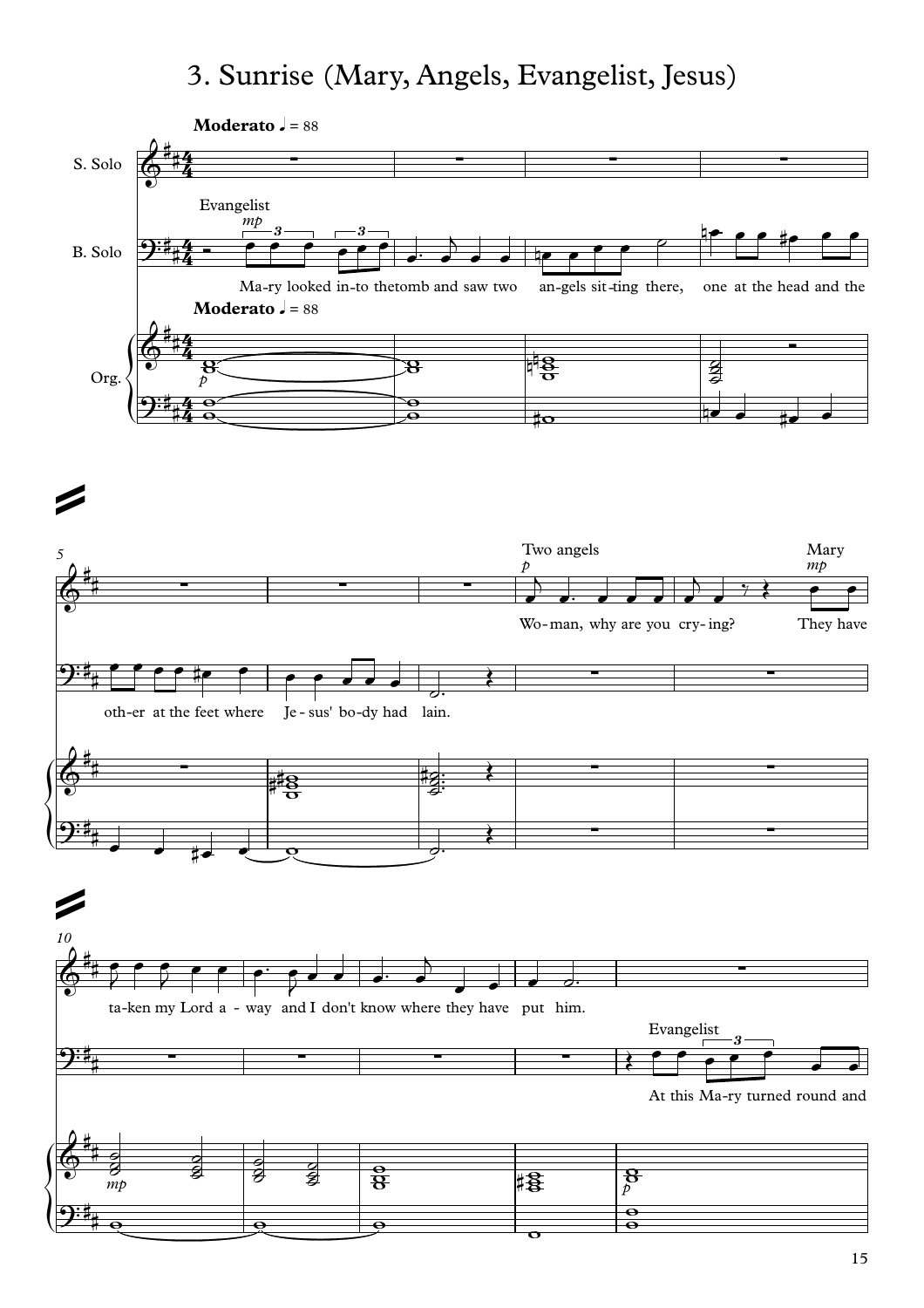# 3. Sunrise (Mary, Angels, Evangelist, Jesus)

**Moderato** ♩ = 88

S. Solo

B. Solo

Evangelist *mp*

Ma-ry looked in-to the tomb and saw two an-gels sit-ting there, one at the head and the

Org.

*p*

5

Two angels *p*

Mary *mp*

Wo-man, why are you cry-ing? They have

oth-er at the feet where Je-sus' bo-dy had lain.

10

ta-ken my Lord a-way and I don't know where they have put him.

Evangelist

At this Ma-ry turned round and

*mp*

*p*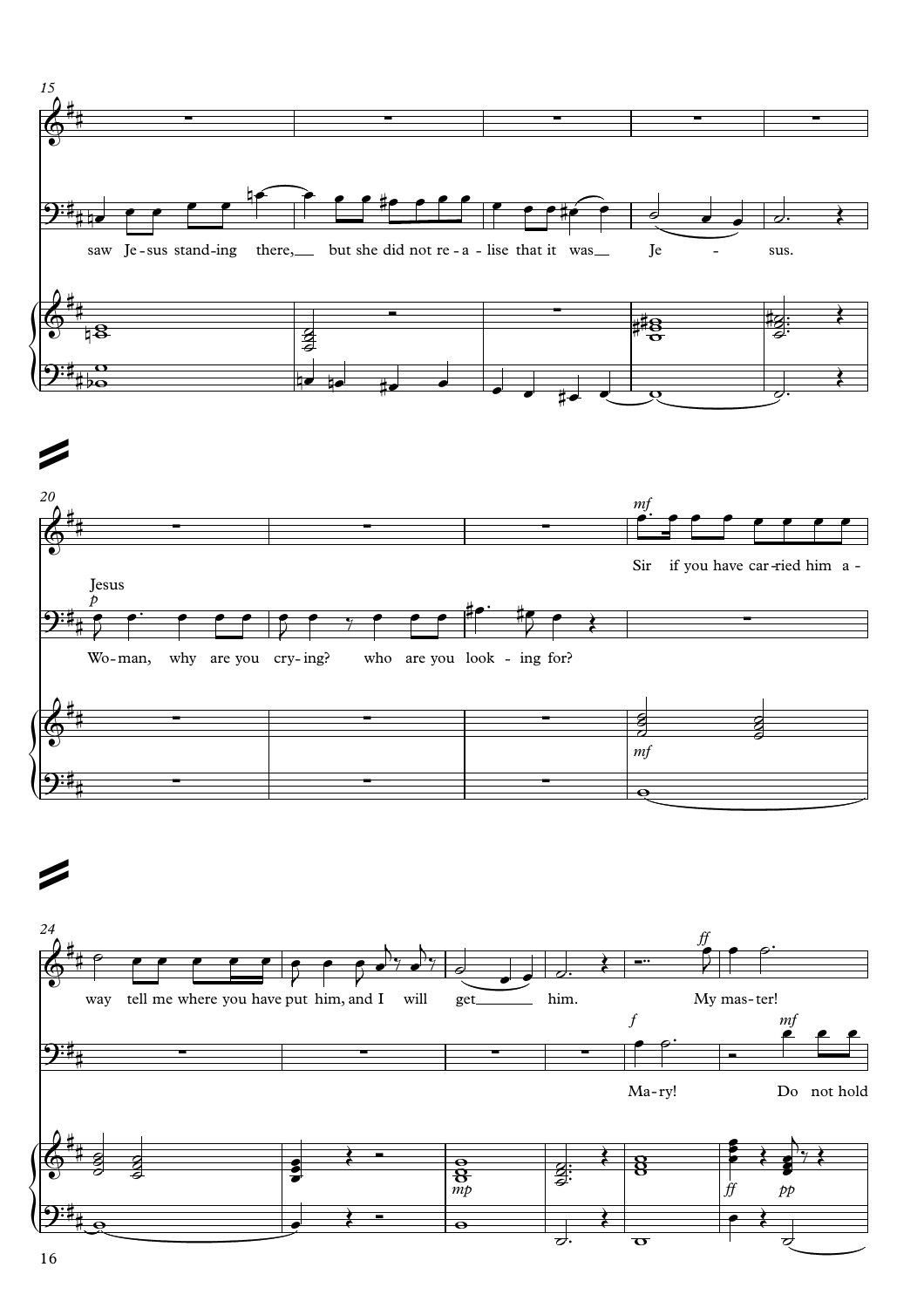15

saw Je-sus stand-ing there, but she did not re-a-lise that it was Je - sus.

20

*mf*

Sir if you have car-ried him a -

Jesus

*p*

Wo-man, why are you cry-ing? who are you look - ing for?

*mf*

24

*ff*

way tell me where you have put him, and I will get him. My mas-ter!

*f* *mf*

Ma-ry! Do not hold

*mp* *ff* *pp*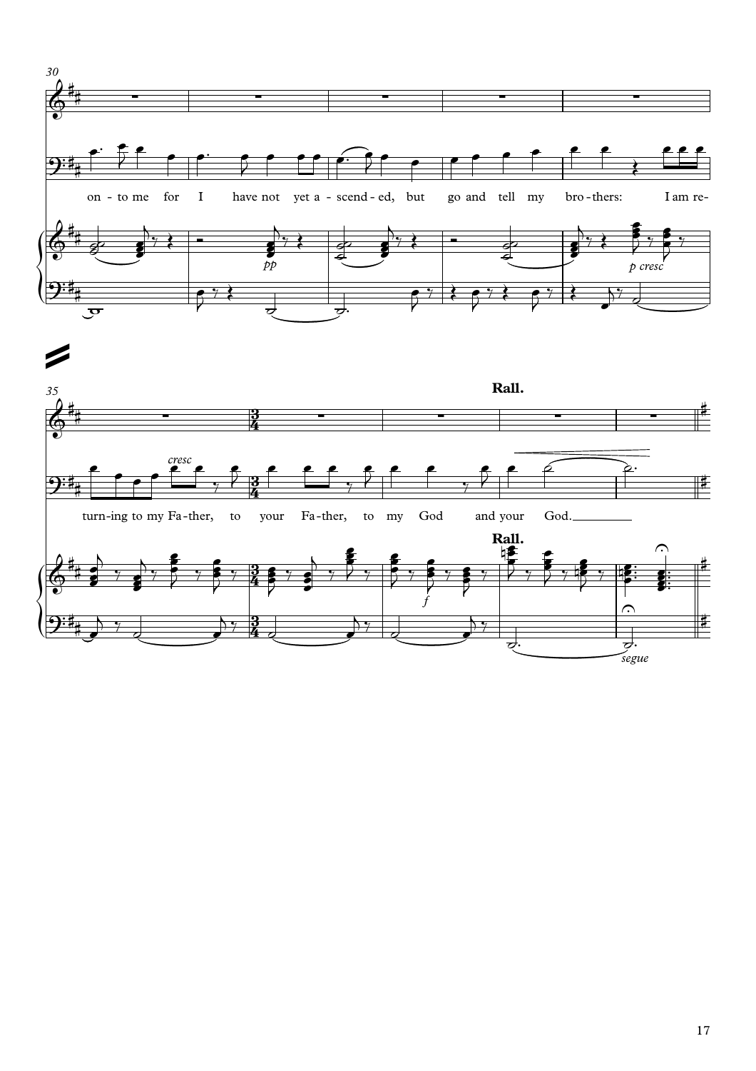30

on - to me for I have not yet a - scend - ed, but go and tell my bro - thers: I am re-

*pp* *p cresc*

35

**Rall.**

*cresc*

turn-ing to my Fa - ther, to your Fa - ther, to my God and your God.

**Rall.**

*f*

*segue*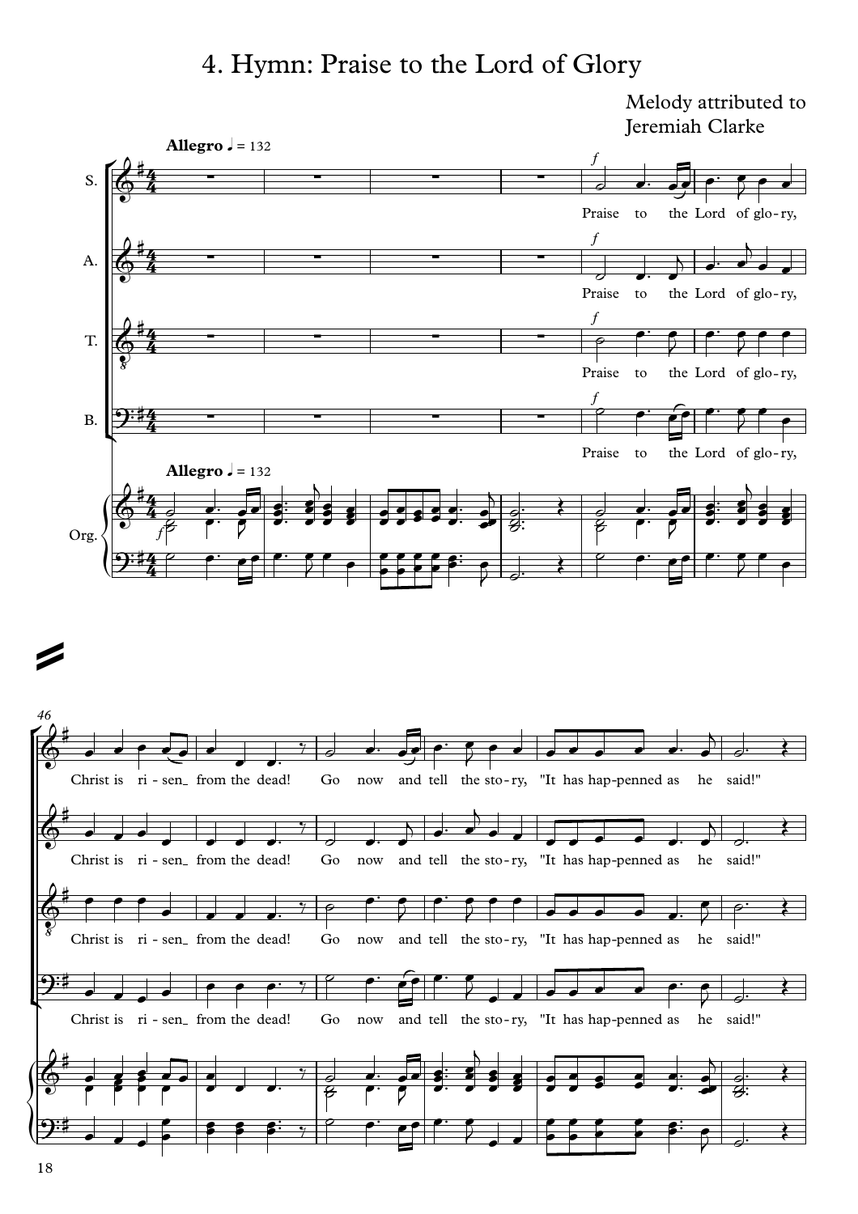# 4. Hymn: Praise to the Lord of Glory

Melody attributed to
Jeremiah Clarke

**Allegro** ♩ = 132

Praise to the Lord of glo-ry,

Christ is ri-sen from the dead! Go now and tell the sto-ry, "It has hap-penned as he said!"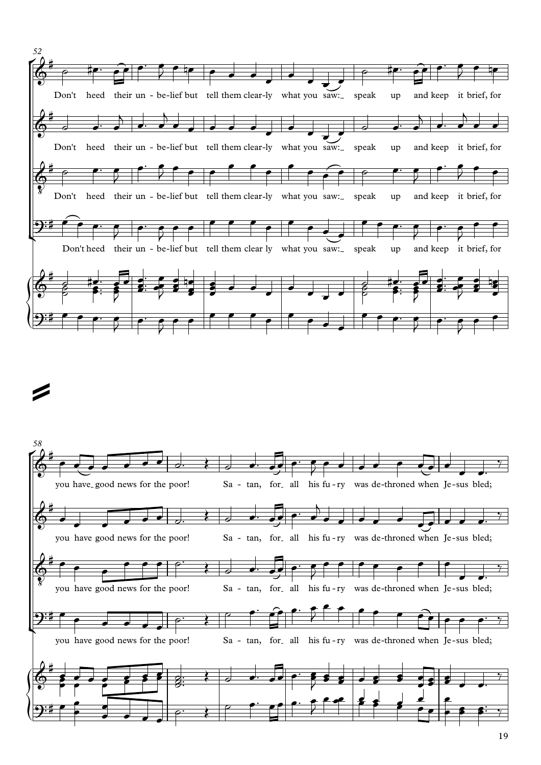52

Don't heed their un - be-lief but tell them clear-ly what you saw: speak up and keep it brief, for

Don't heed their un - be-lief but tell them clear-ly what you saw: speak up and keep it brief, for

Don't heed their un - be-lief but tell them clear-ly what you saw: speak up and keep it brief, for

Don't heed their un - be-lief but tell them clear ly what you saw: speak up and keep it brief, for

58

you have good news for the poor! Sa - tan, for all his fu - ry was de-throned when Je-sus bled;

you have good news for the poor! Sa - tan, for all his fu - ry was de-throned when Je-sus bled;

you have good news for the poor! Sa - tan, for all his fu - ry was de-throned when Je-sus bled;

you have good news for the poor! Sa - tan, for all his fu - ry was de-throned when Je-sus bled;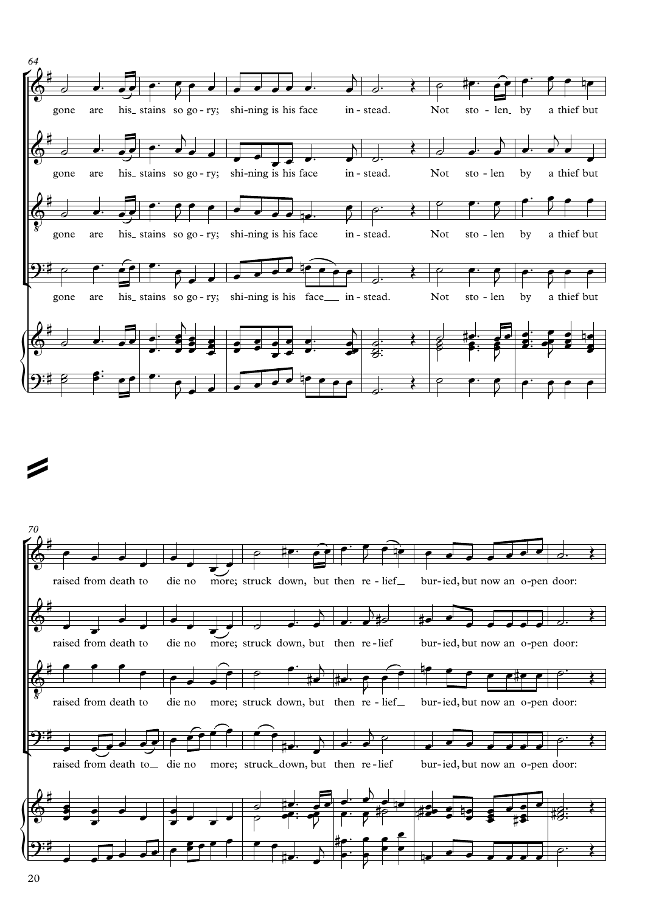64

gone are his_ stains so go-ry; shi-ning is his face in-stead. Not sto-len_ by a thief but

gone are his_ stains so go-ry; shi-ning is his face in-stead. Not sto-len by a thief but

gone are his_ stains so go-ry; shi-ning is his face in-stead. Not sto-len by a thief but

gone are his_ stains so go-ry; shi-ning is his face___ in-stead. Not sto-len by a thief but

70

raised from death to die no more; struck down, but then re-lief_ bur-ied, but now an o-pen door:

raised from death to die no more; struck down, but then re-lief bur-ied, but now an o-pen door:

raised from death to die no more; struck down, but then re-lief_ bur-ied, but now an o-pen door:

raised from death to_ die no more; struck_down, but then re-lief bur-ied, but now an o-pen door: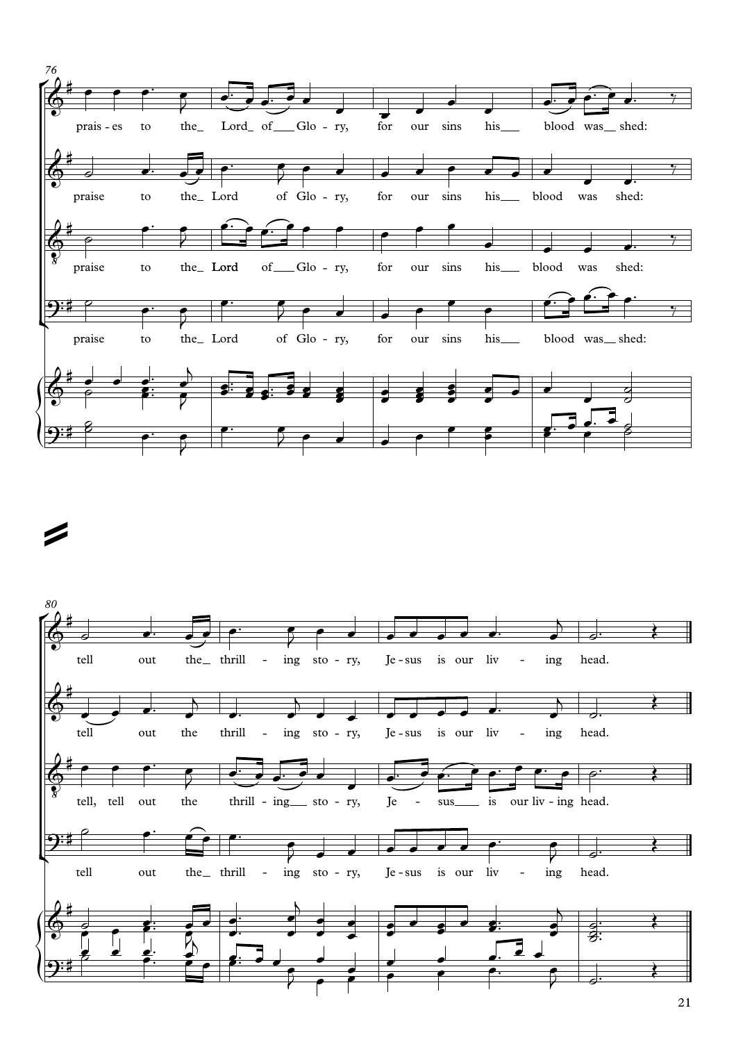76

prais - es to the_ Lord_ of___ Glo - ry, for our sins his___ blood was__ shed:

praise to the_ Lord of Glo - ry, for our sins his___ blood was shed:

praise to the_ Lord of___ Glo - ry, for our sins his___ blood was shed:

praise to the_ Lord of Glo - ry, for our sins his___ blood was__ shed:

80

tell out the_ thrill - ing sto - ry, Je - sus is our liv - ing head.

tell out the thrill - ing sto - ry, Je - sus is our liv - ing head.

tell, tell out the thrill - ing___ sto - ry, Je - sus___ is our liv - ing head.

tell out the_ thrill - ing sto - ry, Je - sus is our liv - ing head.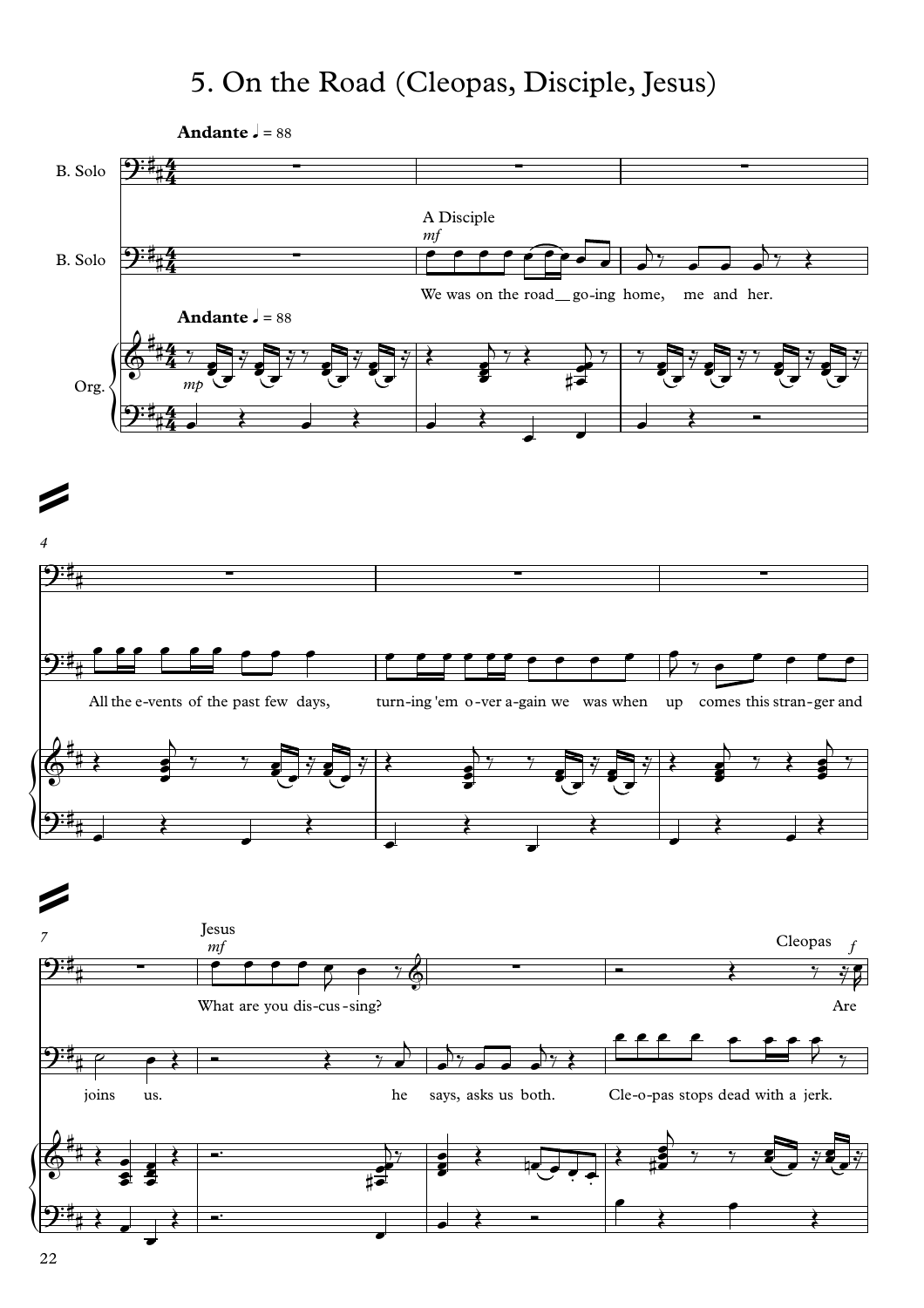# 5. On the Road (Cleopas, Disciple, Jesus)

**Andante** ♩ = 88

B. Solo

B. Solo

A Disciple *mf*

We was on the road__ go-ing home, me and her.

Org.

*mp*

All the e-vents of the past few days, turn-ing 'em o-ver a-gain we was when up comes this stran-ger and

Jesus *mf*

What are you dis-cus-sing?

Cleopas *f*

Are

joins us. he says, asks us both. Cle-o-pas stops dead with a jerk.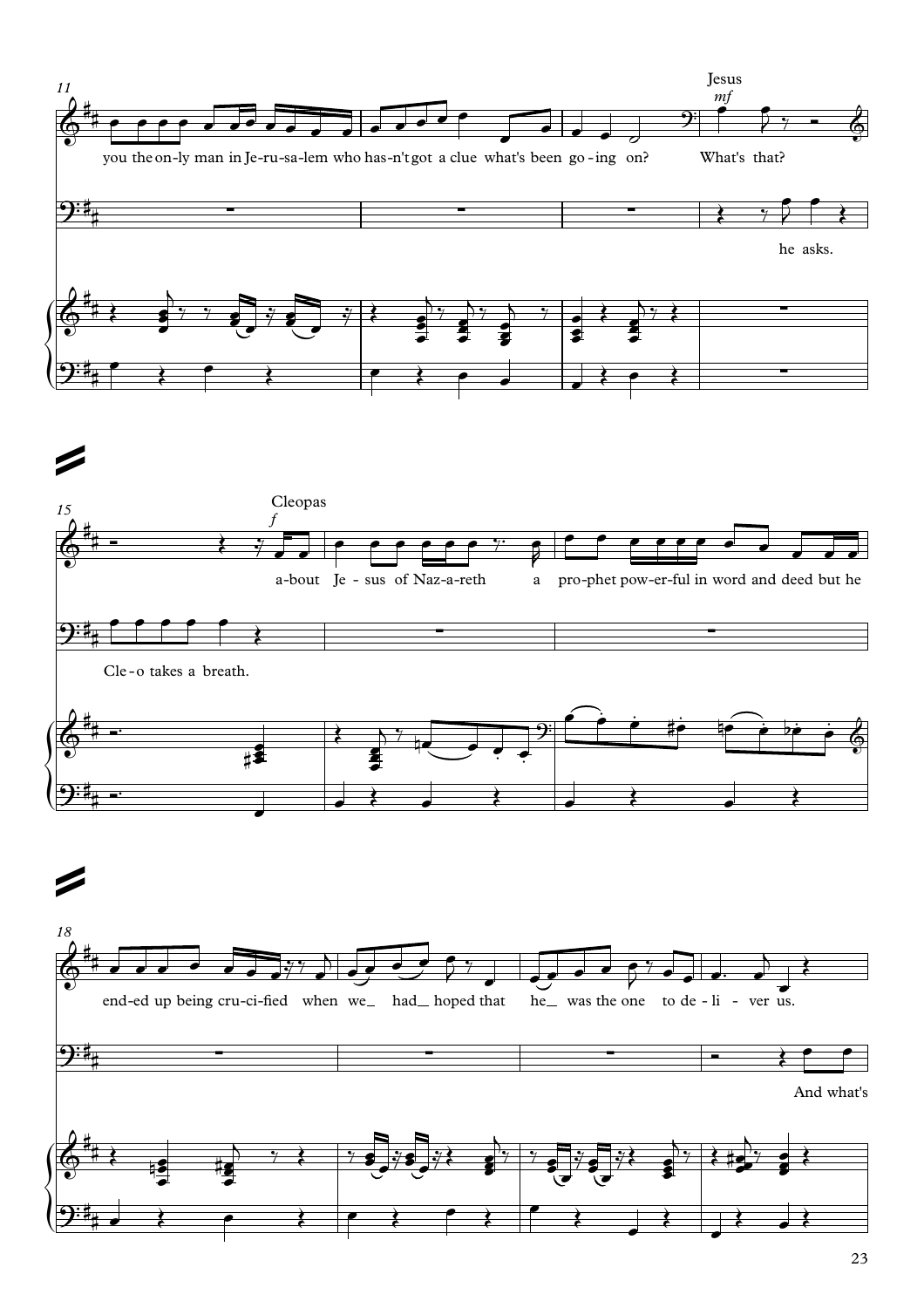11

Jesus *mf*

you the on-ly man in Je-ru-sa-lem who has-n't got a clue what's been go-ing on? What's that?

he asks.

15

Cleopas *f*

a-bout Je-sus of Naz-a-reth a pro-phet pow-er-ful in word and deed but he

Cle-o takes a breath.

18

end-ed up being cru-ci-fied when we_ had_ hoped that he_ was the one to de-li-ver us.

And what's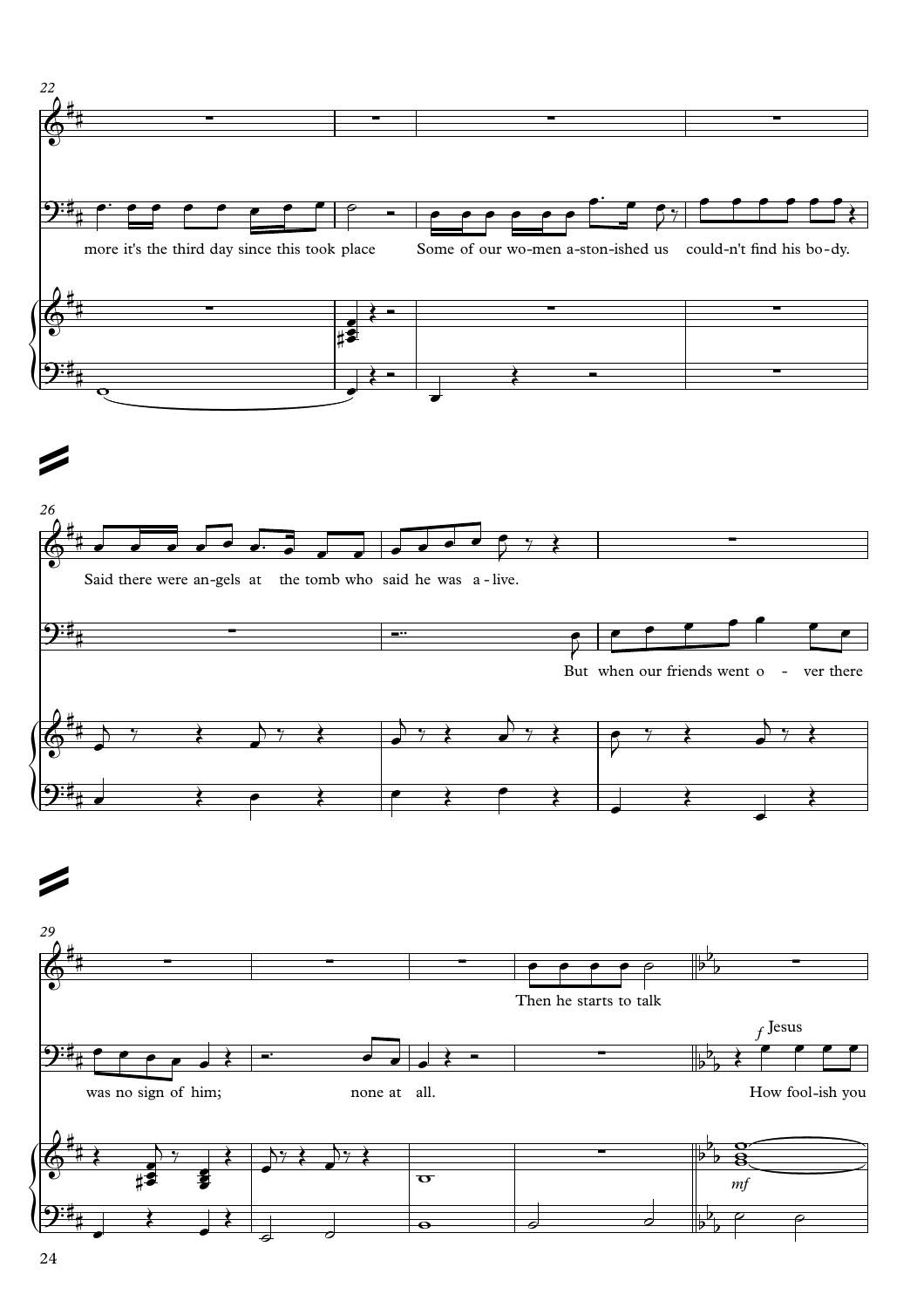22

more it's the third day since this took place Some of our wo-men a-ston-ished us could-n't find his bo-dy.

26

Said there were an-gels at the tomb who said he was a-live.

But when our friends went o - ver there

29

Then he starts to talk

*f* Jesus

was no sign of him; none at all. How fool-ish you

*mf*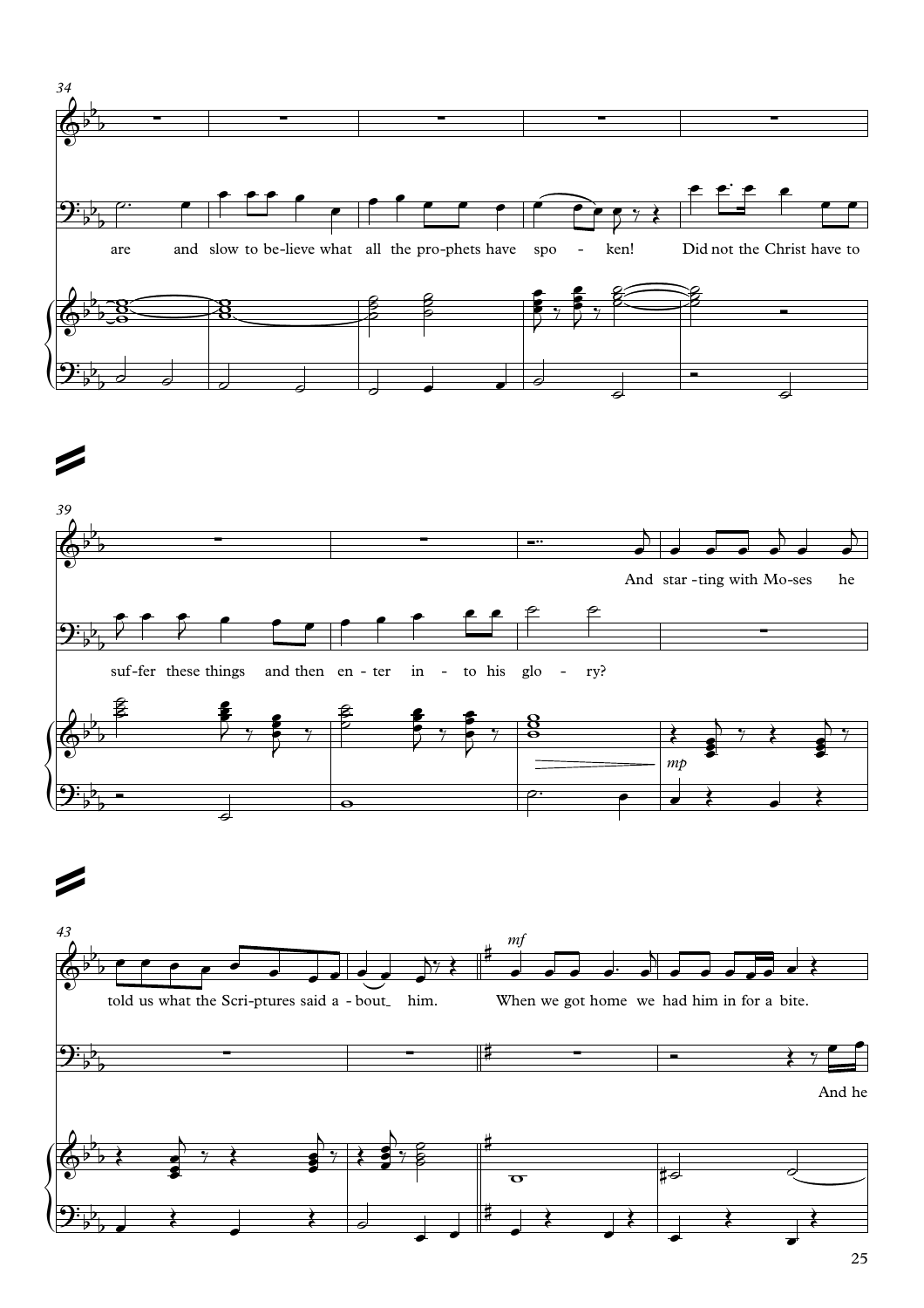34

are and slow to be-lieve what all the pro-phets have spo - ken! Did not the Christ have to

39

And star-ting with Mo-ses he

suf-fer these things and then en-ter in - to his glo - ry?

*mp*

43

told us what the Scri-ptures said a - bout him. When we got home we had him in for a bite.

*mf*

And he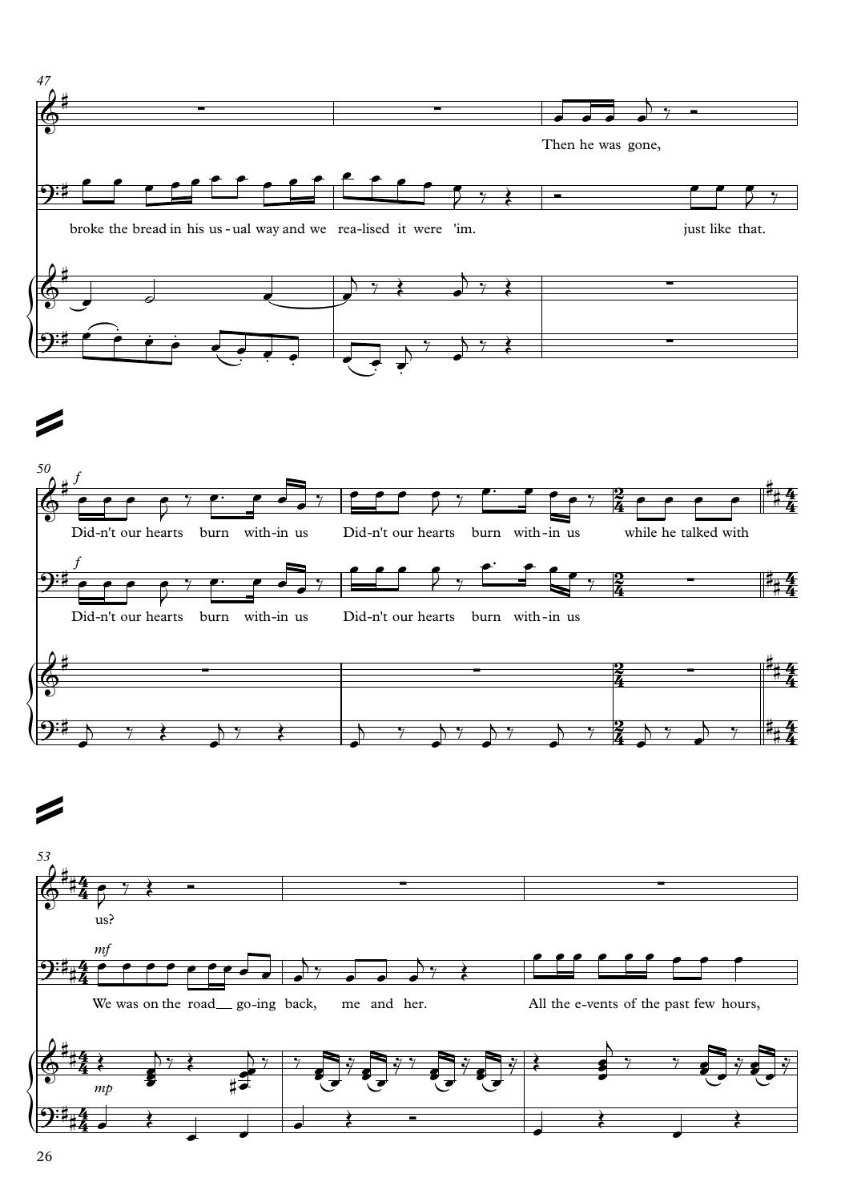47

Then he was gone,

broke the bread in his us - ual way and we rea-lised it were 'im. just like that.

50

*f*

Did-n't our hearts burn with-in us Did-n't our hearts burn with-in us while he talked with

*f*

Did-n't our hearts burn with-in us Did-n't our hearts burn with-in us

53

us?

*mf*

We was on the road__ go-ing back, me and her. All the e-vents of the past few hours,

*mp*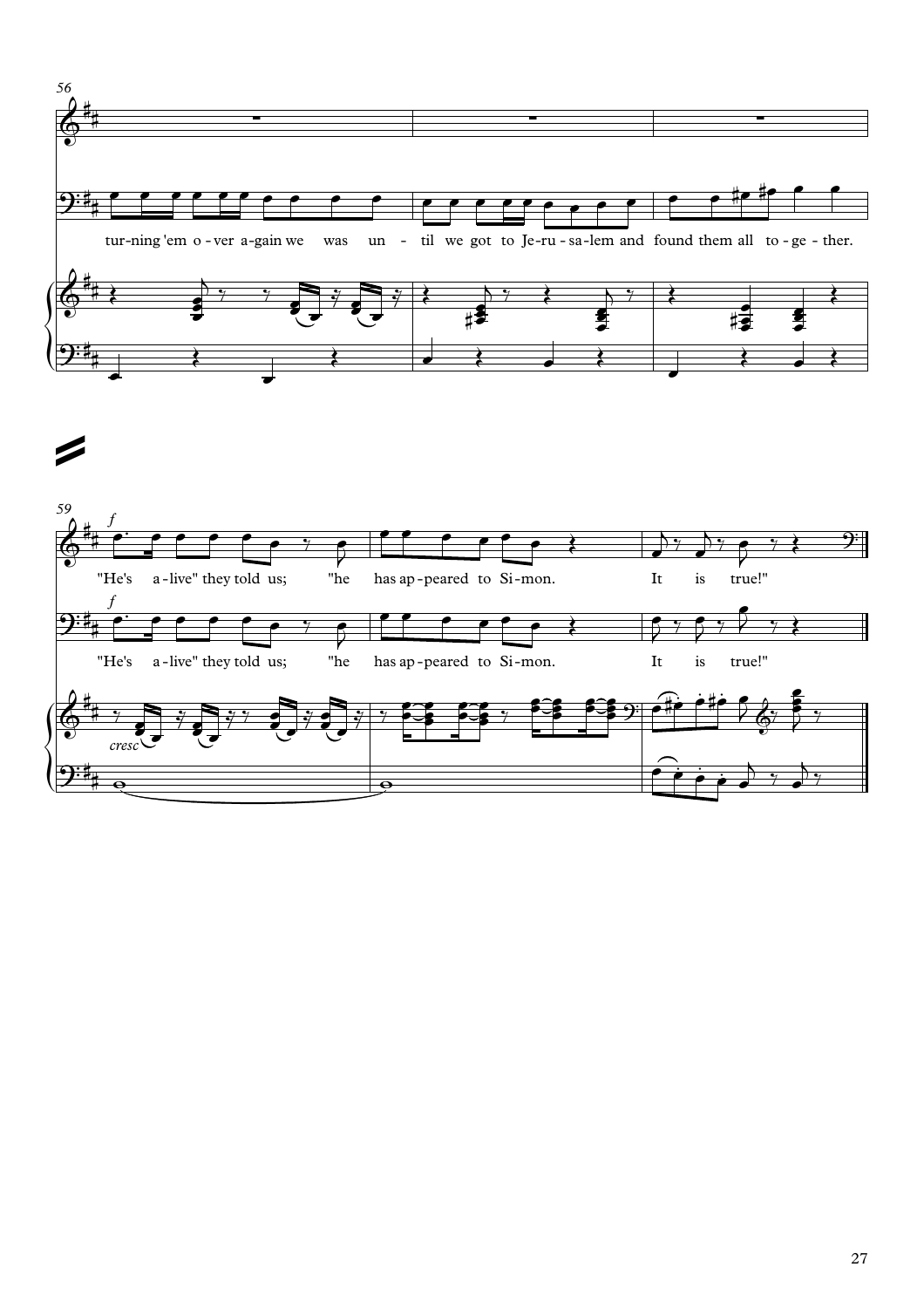56

tur-ning 'em o-ver a-gain we was un - til we got to Je-ru-sa-lem and found them all to-ge-ther.

59

*f*

"He's a-live" they told us; "he has ap-peared to Si-mon. It is true!"

*f*

"He's a-live" they told us; "he has ap-peared to Si-mon. It is true!"

*cresc*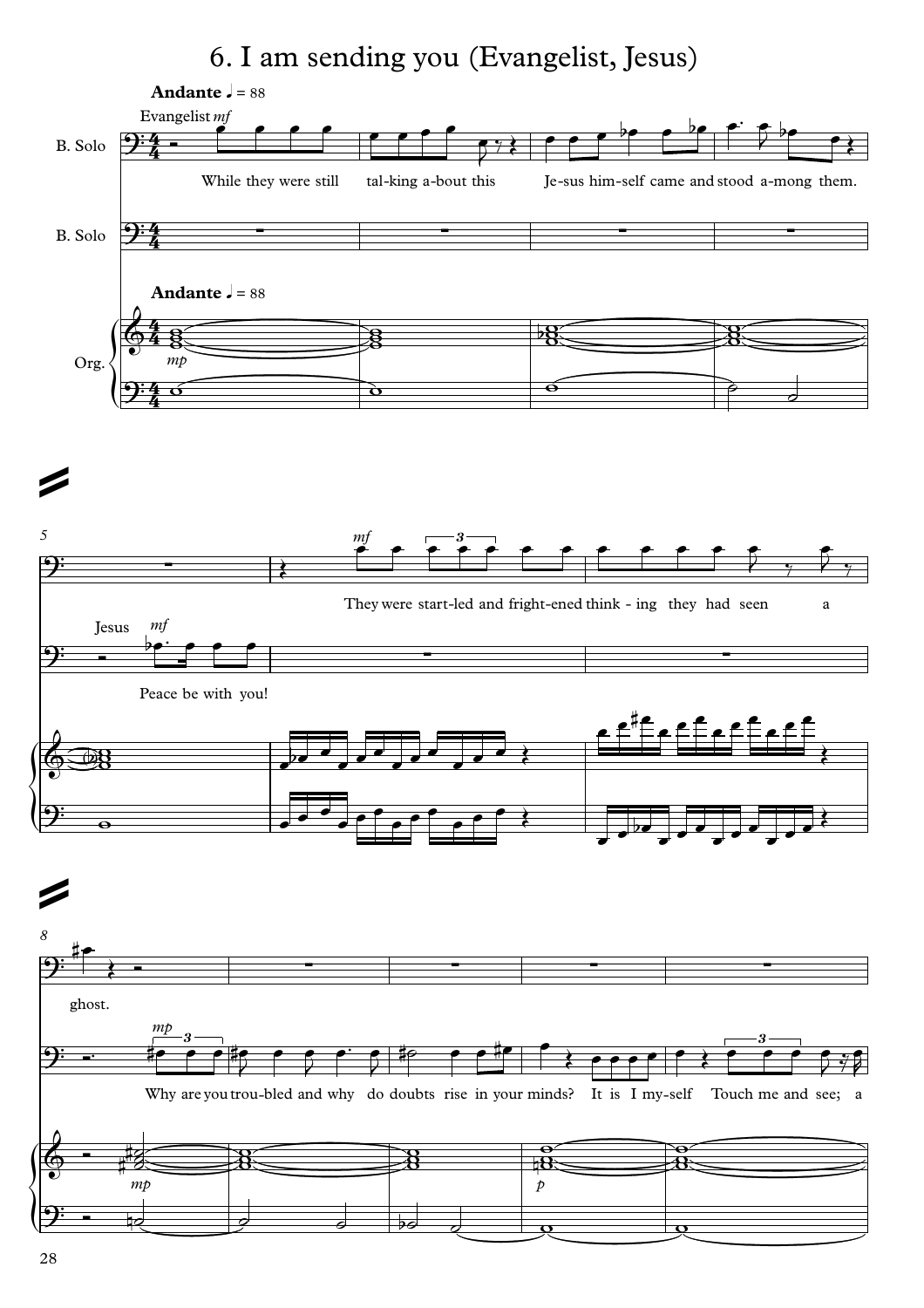# 6. I am sending you (Evangelist, Jesus)

**Andante** ♩ = 88

Evangelist *mf*

While they were still tal-king a-bout this Je-sus him-self came and stood a-mong them.

Jesus *mf*

Peace be with you!

They were start-led and fright-ened think - ing they had seen a ghost.

Why are you trou-bled and why do doubts rise in your minds? It is I my-self Touch me and see; a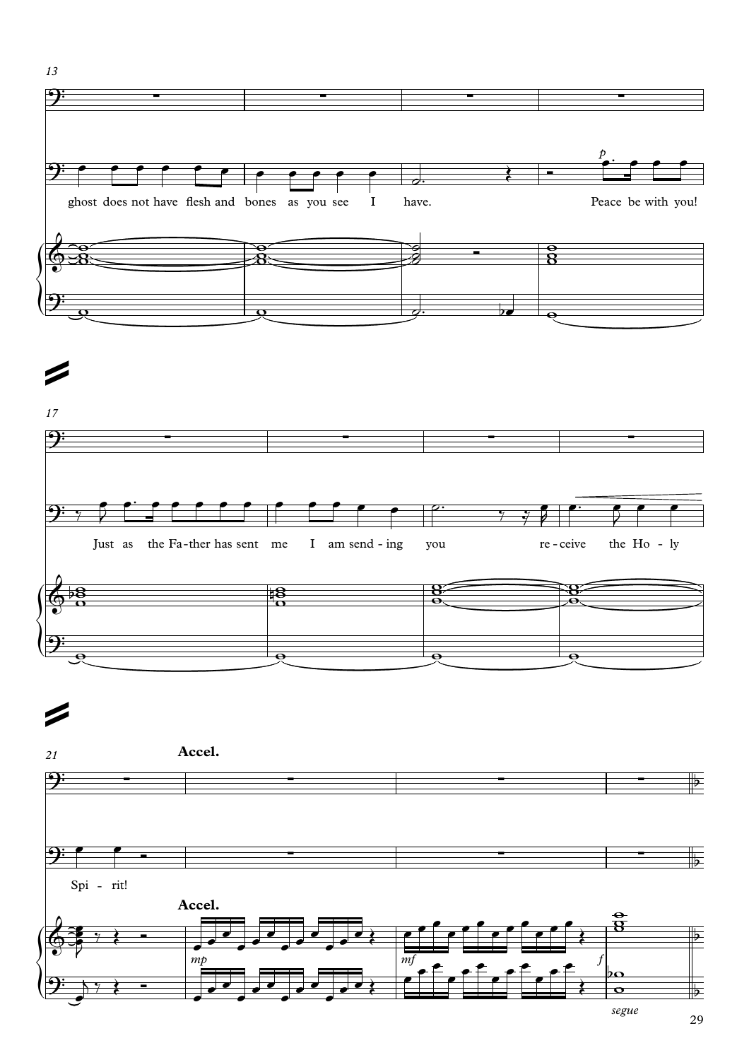13

ghost does not have flesh and bones as you see I have. Peace be with you!

17

Just as the Fa-ther has sent me I am send-ing you re-ceive the Ho-ly

21

**Accel.**

Spi - rit!

*segue*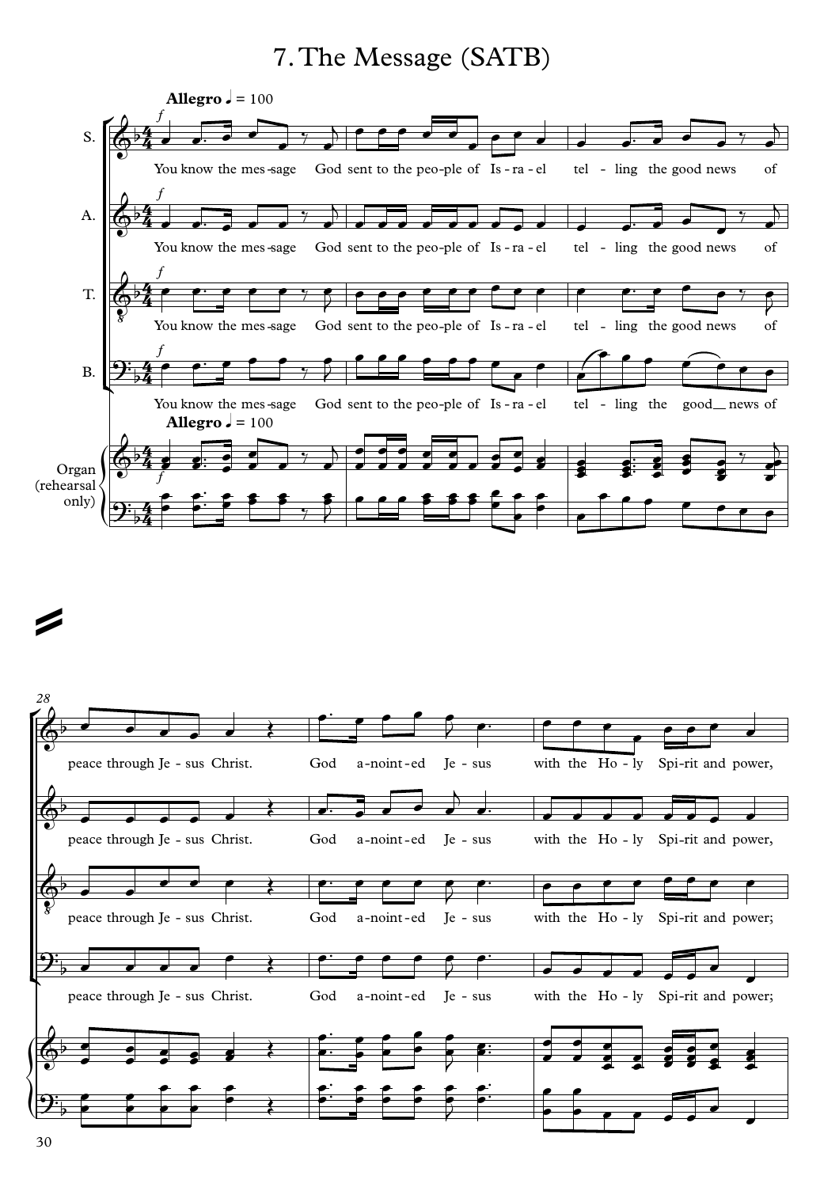# 7. The Message (SATB)

**Allegro** ♩ = 100

S. / A. / T.: You know the mes-sage God sent to the peo-ple of Is-ra-el tel-ling the good news of

B.: You know the mes-sage God sent to the peo-ple of Is-ra-el tel-ling the good news of

Organ (rehearsal only)

28

S. / A.: peace through Je-sus Christ. God a-noint-ed Je-sus with the Ho-ly Spi-rit and power,

T. / B.: peace through Je-sus Christ. God a-noint-ed Je-sus with the Ho-ly Spi-rit and power;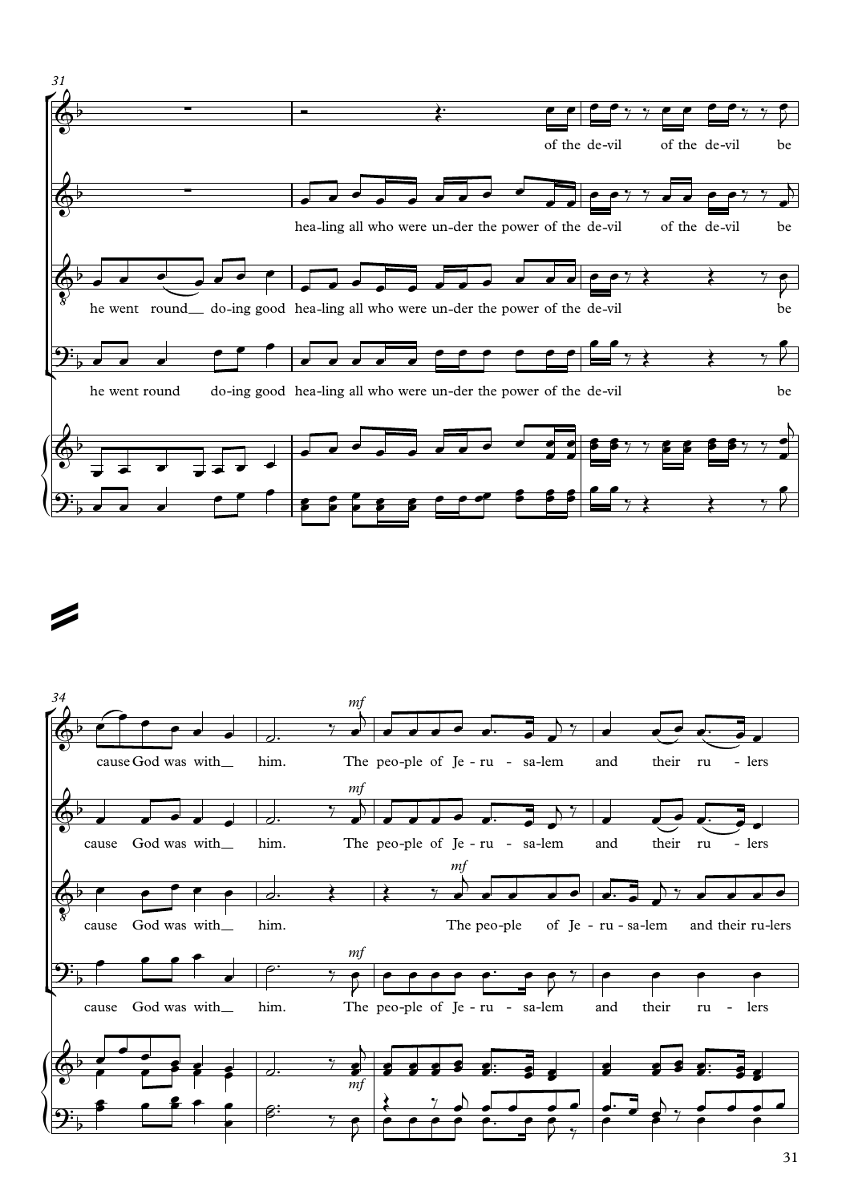31

of the de-vil of the de-vil be

hea-ling all who were un-der the power of the de-vil of the de-vil be

he went round__ do-ing good hea-ling all who were un-der the power of the de-vil be

he went round do-ing good hea-ling all who were un-der the power of the de-vil be

34

cause God was with__ him. *mf* The peo-ple of Je - ru - sa-lem and their ru - lers

cause God was with__ him. *mf* The peo-ple of Je - ru - sa-lem and their ru - lers

cause God was with__ him. *mf* The peo-ple of Je - ru - sa-lem and their ru-lers

cause God was with__ him. *mf* The peo-ple of Je - ru - sa-lem and their ru - lers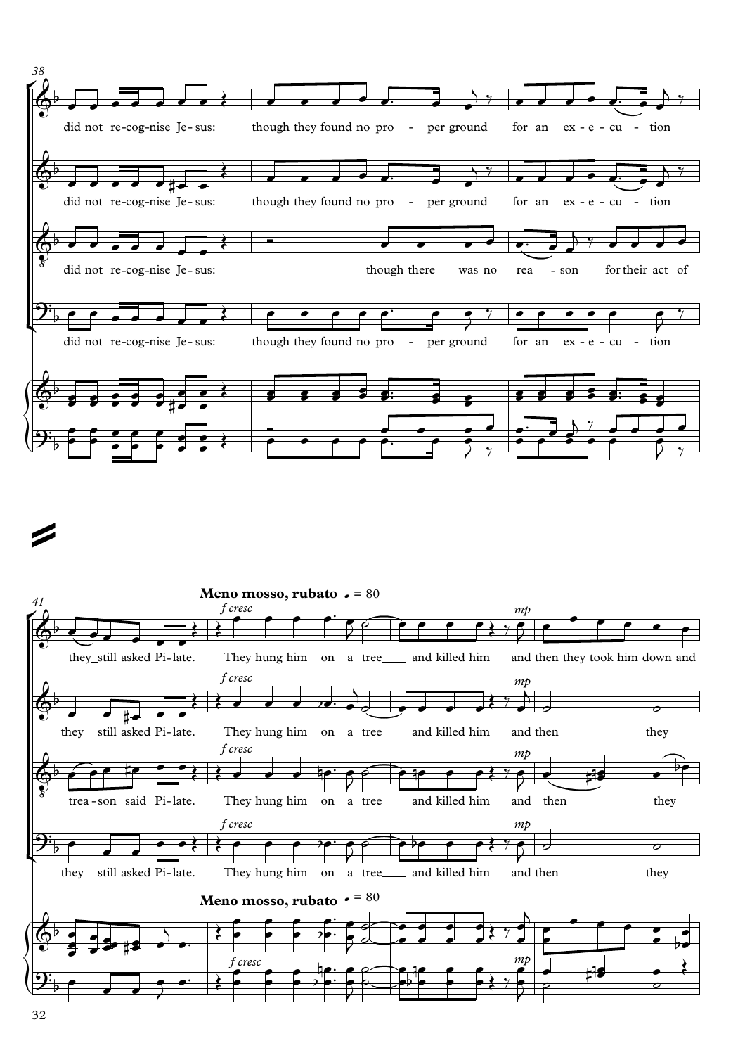38

did not re-cog-nise Je-sus: though they found no pro - per ground for an ex-e-cu - tion

did not re-cog-nise Je-sus: though they found no pro - per ground for an ex-e-cu - tion

did not re-cog-nise Je-sus: though there was no rea - son for their act of

did not re-cog-nise Je-sus: though they found no pro - per ground for an ex-e-cu - tion

41

**Meno mosso, rubato** ♩ = 80

*f cresc* *mp*

they_still asked Pi-late. They hung him on a tree___ and killed him and then they took him down and

they still asked Pi-late. They hung him on a tree___ and killed him and then they

trea-son said Pi-late. They hung him on a tree___ and killed him and then___ they__

they still asked Pi-late. They hung him on a tree___ and killed him and then they

**Meno mosso, rubato** ♩ = 80

*f cresc* *mp*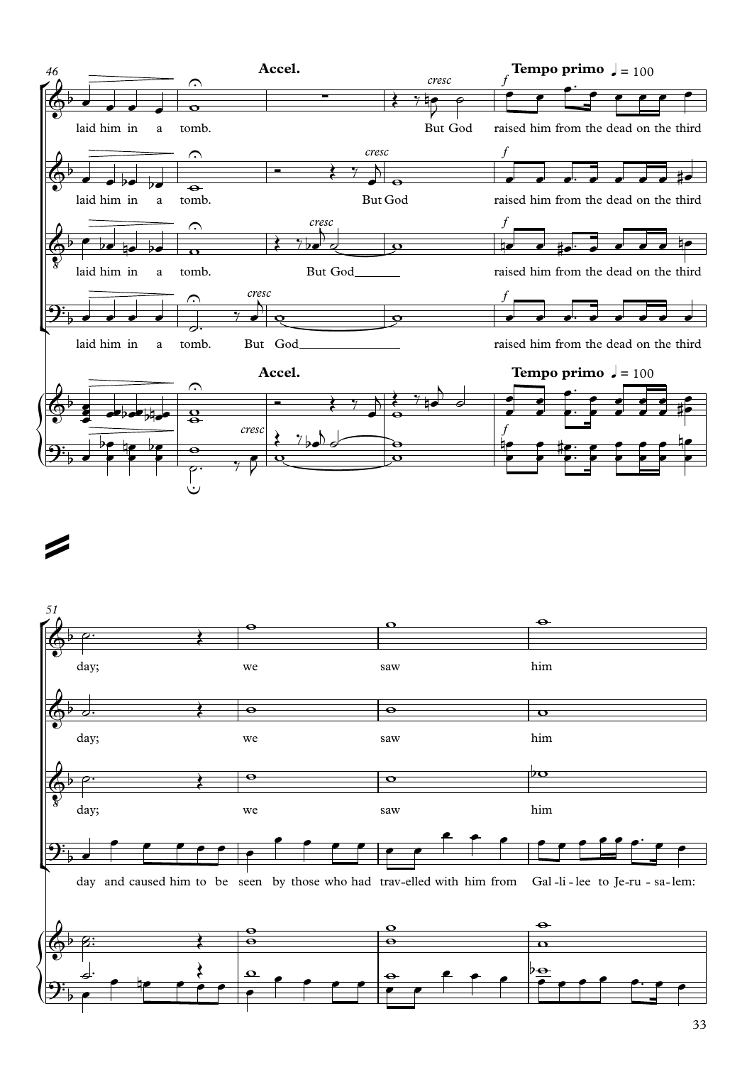46

**Accel.**

*cresc*

**Tempo primo** ♩ = 100

*f*

laid him in a tomb. But God raised him from the dead on the third

laid him in a tomb. But God raised him from the dead on the third

laid him in a tomb. But God raised him from the dead on the third

laid him in a tomb. But God raised him from the dead on the third

51

day; we saw him

day; we saw him

day; we saw him

day and caused him to be seen by those who had trav-elled with him from Gal-li-lee to Je-ru-sa-lem: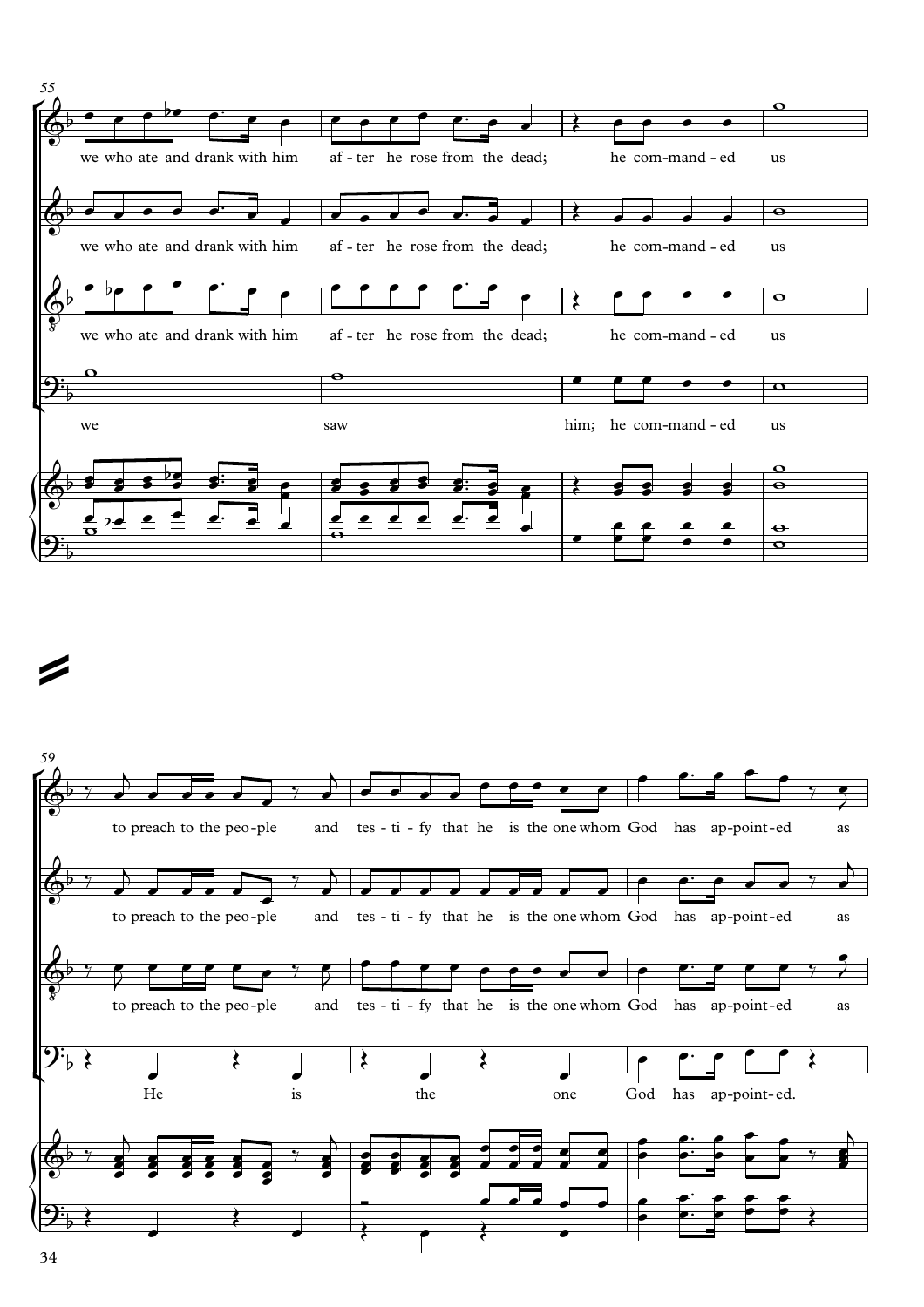55

we who ate and drank with him after he rose from the dead; he commanded us

we who ate and drank with him after he rose from the dead; he commanded us

we who ate and drank with him after he rose from the dead; he commanded us

we saw him; he commanded us

59

to preach to the people and testify that he is the one whom God has appointed as

to preach to the people and testify that he is the one whom God has appointed as

to preach to the people and testify that he is the one whom God has appointed as

He is the one God has appointed.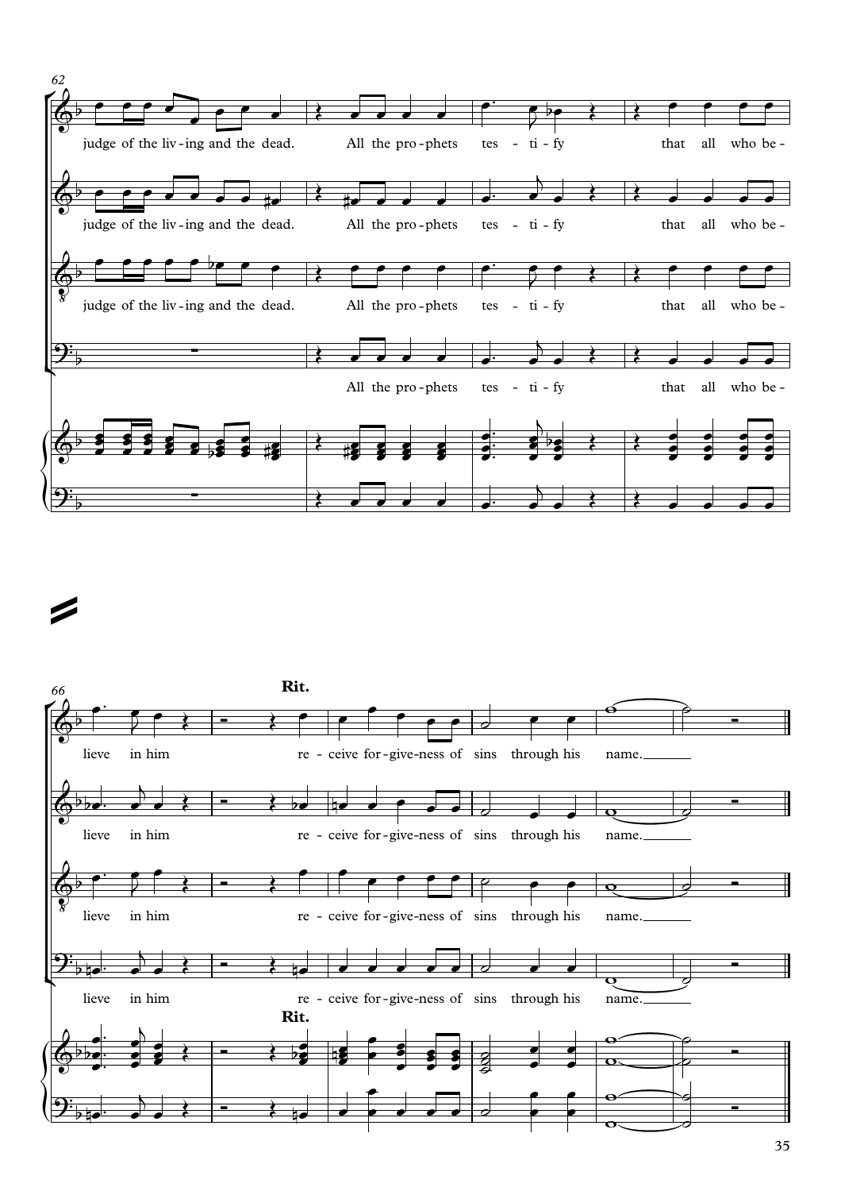62

judge of the liv-ing and the dead. All the pro-phets tes - ti - fy that all who be-

66

**Rit.**

lieve in him re - ceive for-give-ness of sins through his name.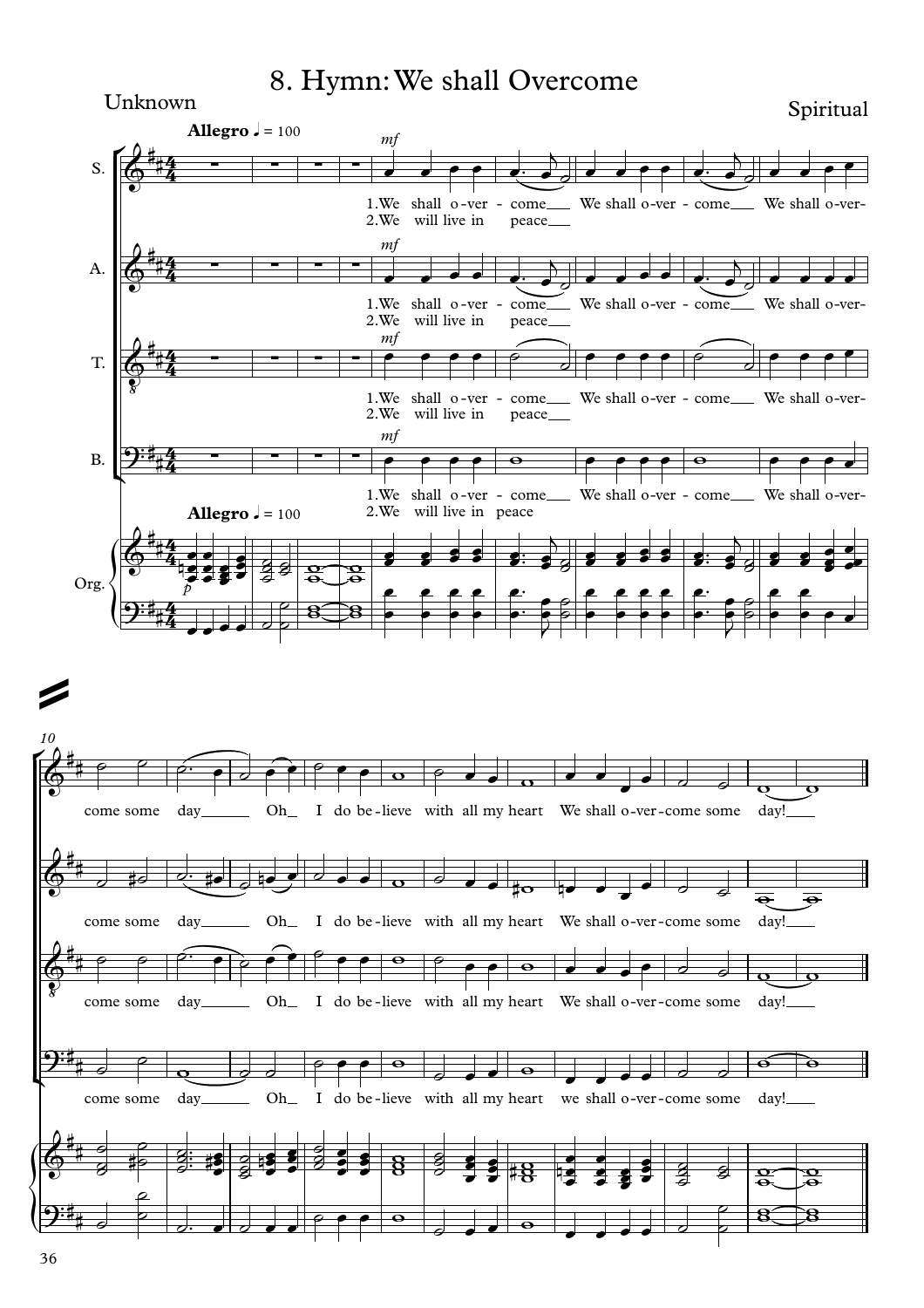# 8. Hymn: We shall Overcome

Unknown

Spiritual

**Allegro** ♩ = 100

1. We shall o-ver - come We shall o-ver - come We shall o-ver-come some day Oh I do be-lieve with all my heart We shall o-ver-come some day!

2. We will live in peace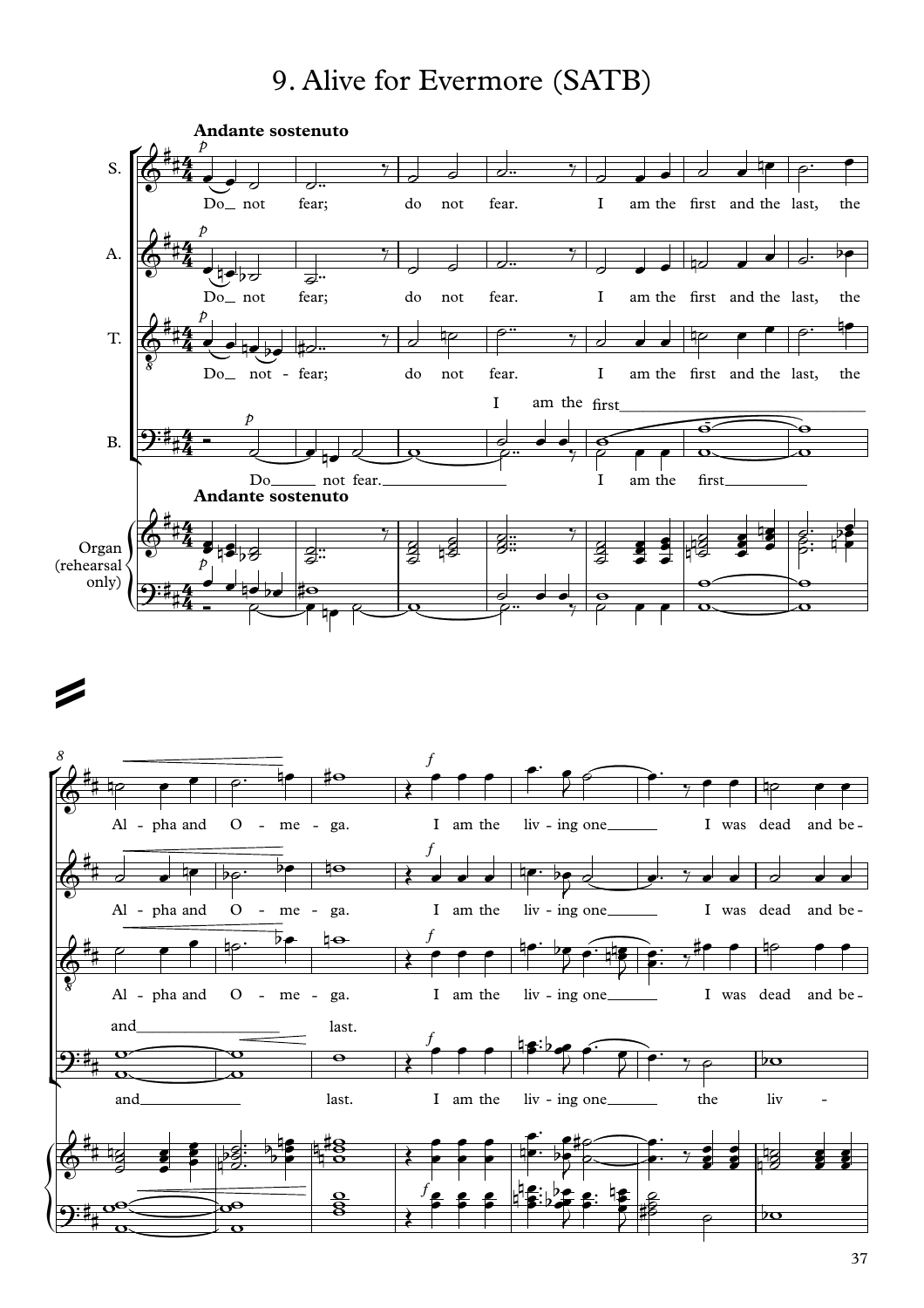# 9. Alive for Evermore (SATB)

**Andante sostenuto**

S.: Do_ not fear; do not fear. I am the first and the last, the Al - pha and O - me - ga. I am the liv - ing one I was dead and be -

A.: Do_ not fear; do not fear. I am the first and the last, the Al - pha and O - me - ga. I am the liv - ing one I was dead and be -

T.: Do_ not - fear; do not fear. I am the first and the last, the Al - pha and O - me - ga. I am the liv - ing one I was dead and be -

B.: Do not fear. I am the first and last. I am the first and last. I am the liv - ing one the liv -

Organ (rehearsal only)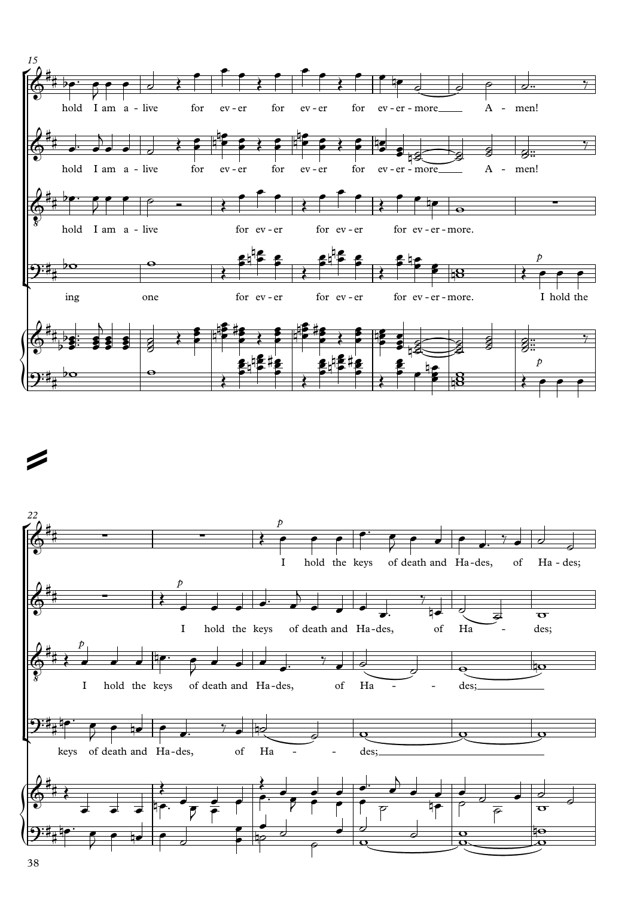15

hold I am a - live for ev - er for ev - er for ev - er - more A - men!

hold I am a - live for ev - er for ev - er for ev - er - more A - men!

hold I am a - live for ev - er for ev - er for ev - er - more.

ing one for ev - er for ev - er for ev - er - more. I hold the

*p*

22

*p*

I hold the keys of death and Ha - des, of Ha - des;

*p*

I hold the keys of death and Ha - des, of Ha - des;

*p*

I hold the keys of death and Ha - des, of Ha - des;

keys of death and Ha - des, of Ha - des;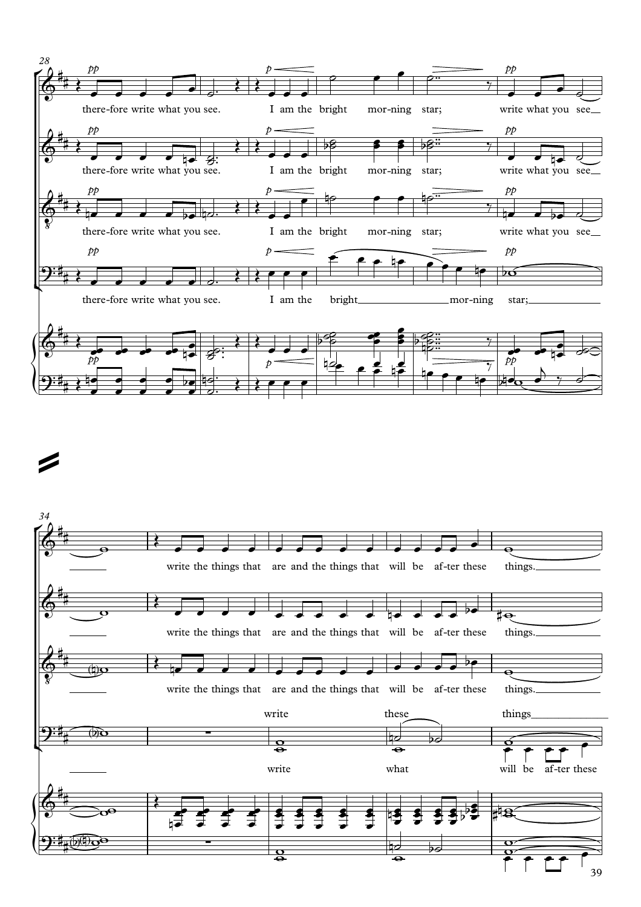28

there-fore write what you see. I am the bright mor-ning star; write what you see

there-fore write what you see. I am the bright mor-ning star; write what you see

there-fore write what you see. I am the bright mor-ning star; write what you see

there-fore write what you see. I am the bright mor-ning star;

34

write the things that are and the things that will be af-ter these things.

write the things that are and the things that will be af-ter these things.

write the things that are and the things that will be af-ter these things.

write these things

write what will be af-ter these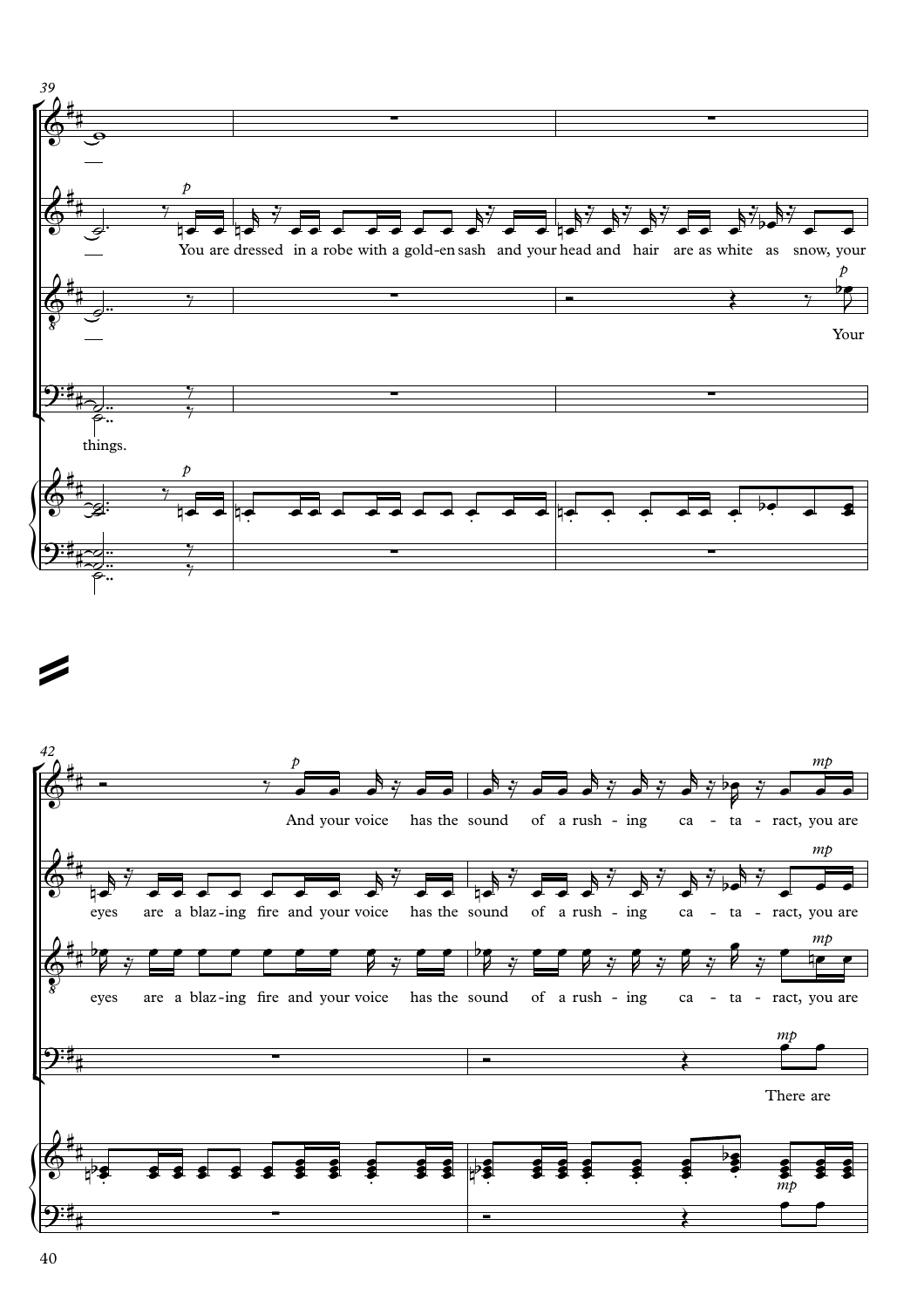39

*p*

You are dressed in a robe with a gold-en sash and your head and hair are as white as snow, your

*p*

Your

things.

*p*

42

*p*

And your voice has the sound of a rush - ing ca - ta - ract, you are

*mp*

eyes are a blaz-ing fire and your voice has the sound of a rush - ing ca - ta - ract, you are

*mp*

eyes are a blaz-ing fire and your voice has the sound of a rush - ing ca - ta - ract, you are

*mp*

There are

*mp*

*mp*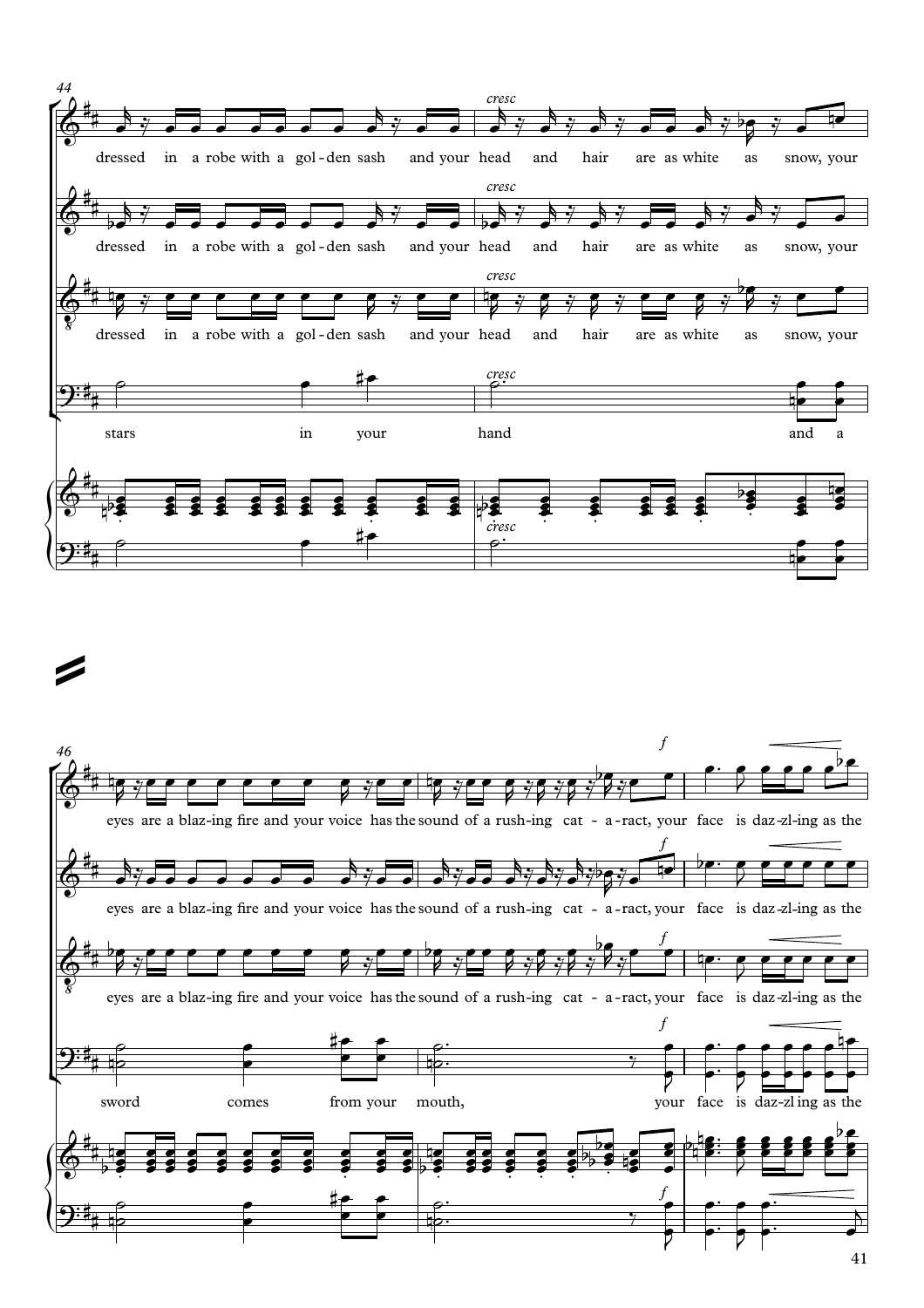44

*cresc*

dressed in a robe with a gol-den sash and your head and hair are as white as snow, your

*cresc*

dressed in a robe with a gol-den sash and your head and hair are as white as snow, your

*cresc*

dressed in a robe with a gol-den sash and your head and hair are as white as snow, your

*cresc*

stars in your hand and a

*cresc*

46

*f*

eyes are a blaz-ing fire and your voice has the sound of a rush-ing cat - a-ract, your face is daz-zl-ing as the

*f*

eyes are a blaz-ing fire and your voice has the sound of a rush-ing cat - a-ract, your face is daz-zl-ing as the

*f*

eyes are a blaz-ing fire and your voice has the sound of a rush-ing cat - a-ract, your face is daz-zl-ing as the

*f*

sword comes from your mouth, your face is daz-zl ing as the

*f*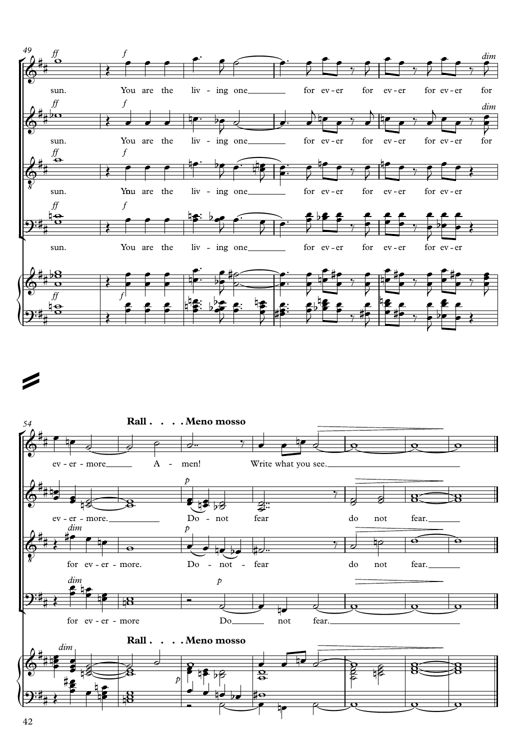**Rall . . . . Meno mosso**

sun. You are the liv - ing one for ev - er for ev - er for ev - er for ev - er - more A - men! Write what you see.

sun. You are the liv - ing one for ev - er for ev - er for ev - er for ev - er - more. Do - not fear do not fear.

sun. You are the liv - ing one for ev - er for ev - er for ev - er for ev - er - more. Do - not - fear do not fear.

sun. You are the liv - ing one for ev - er for ev - er for ev - er for ev - er - more Do not fear.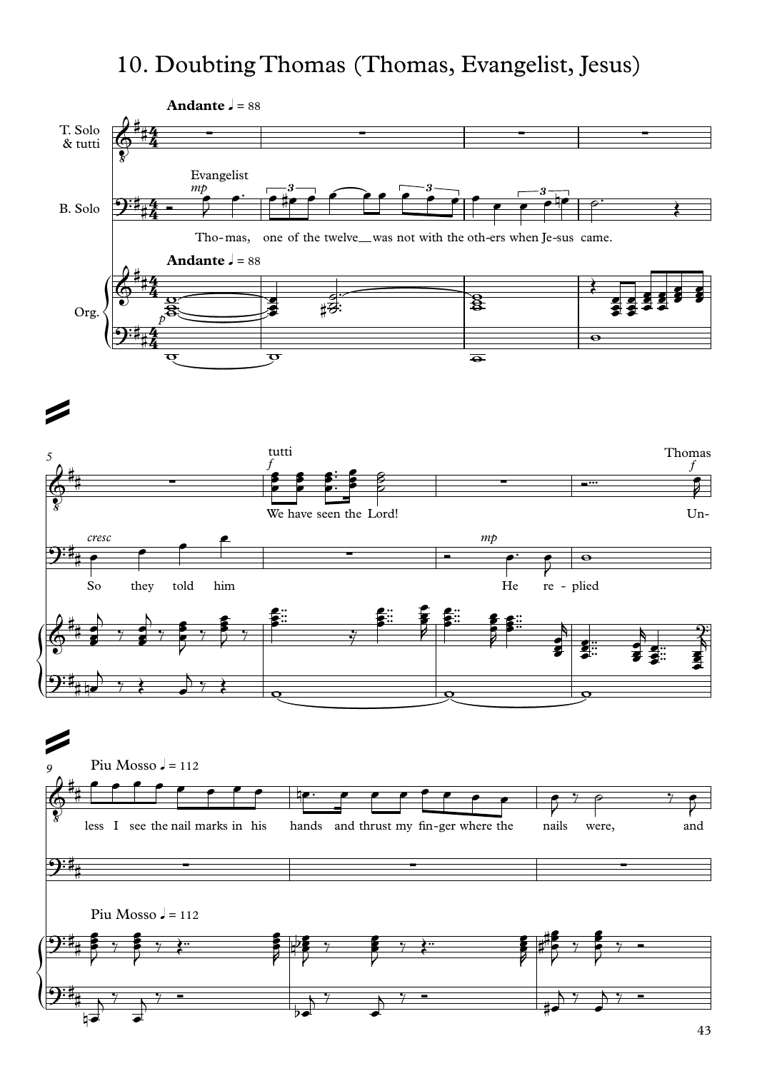# 10. Doubting Thomas (Thomas, Evangelist, Jesus)

**Andante** ♩ = 88

T. Solo & tutti

B. Solo

Org.

Evangelist *mp*

Tho-mas, one of the twelve__was not with the oth-ers when Je-sus came.

*p*

*cresc*

So they told him

tutti *f*

We have seen the Lord!

*mp*

He re-plied

Thomas *f*

Un-

Piu Mosso ♩ = 112

less I see the nail marks in his hands and thrust my fin-ger where the nails were, and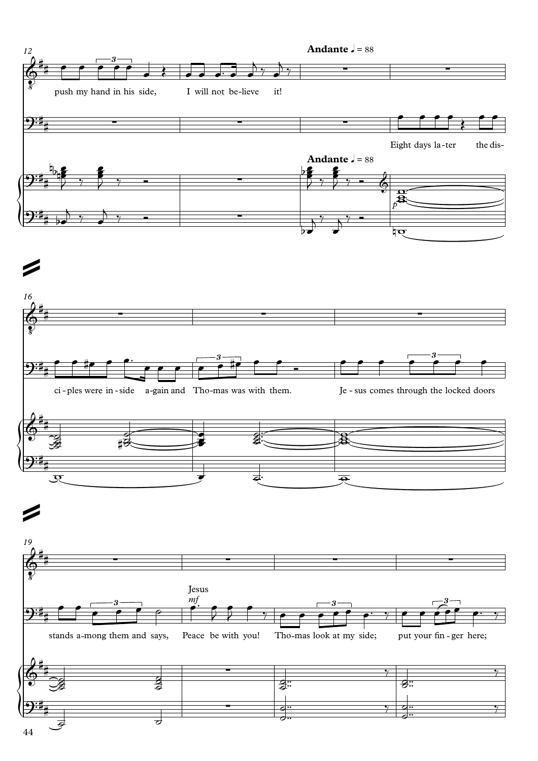**Andante** ♩ = 88

push my hand in his side, I will not be-lieve it!

Eight days la-ter the dis-ci-ples were in-side a-gain and Tho-mas was with them. Je-sus comes through the locked doors stands a-mong them and says,

Jesus

*mf*

Peace be with you! Tho-mas look at my side; put your fin-ger here;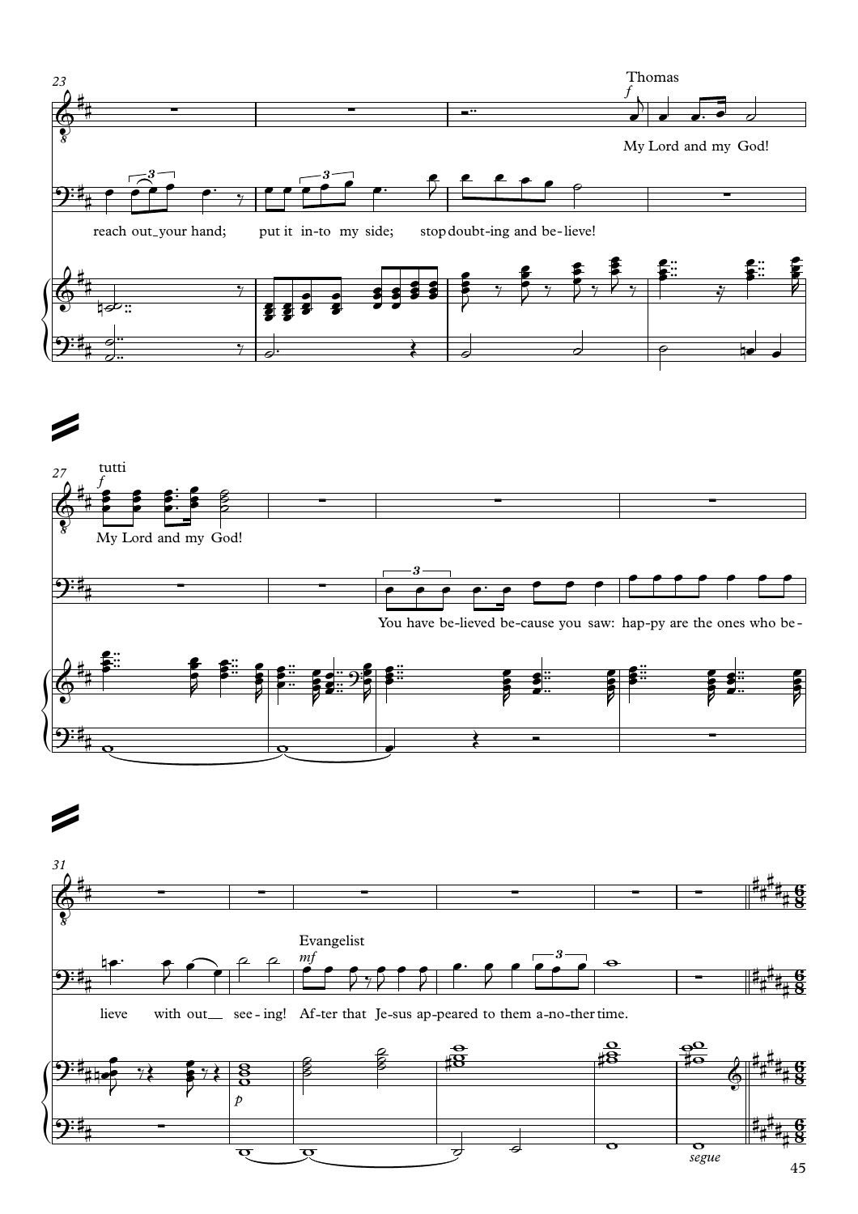23

Thomas

*f*

My Lord and my God!

reach out your hand; put it in-to my side; stop doubt-ing and be-lieve!

27

tutti

*f*

My Lord and my God!

You have be-lieved be-cause you saw: hap-py are the ones who be-

31

lieve with out see-ing!

Evangelist

*mf*

Af-ter that Je-sus ap-peared to them a-no-ther time.

*p*

*segue*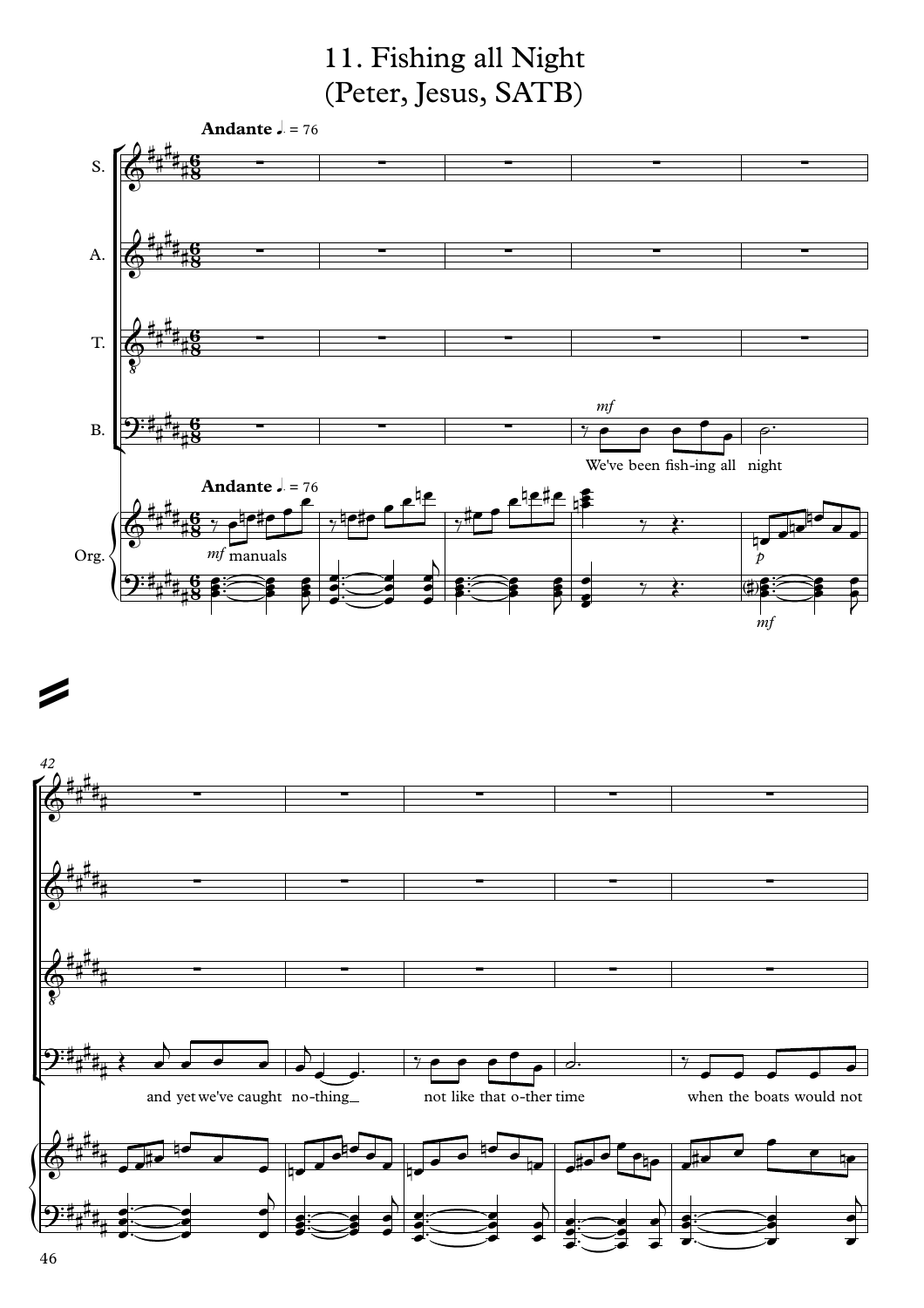# 11. Fishing all Night
## (Peter, Jesus, SATB)

**Andante** ♩. = 76

S.

A.

T.

B. *mf* We've been fish-ing all night

Org. *mf* manuals *p* *mf*

42

and yet we've caught no-thing_ not like that o-ther time when the boats would not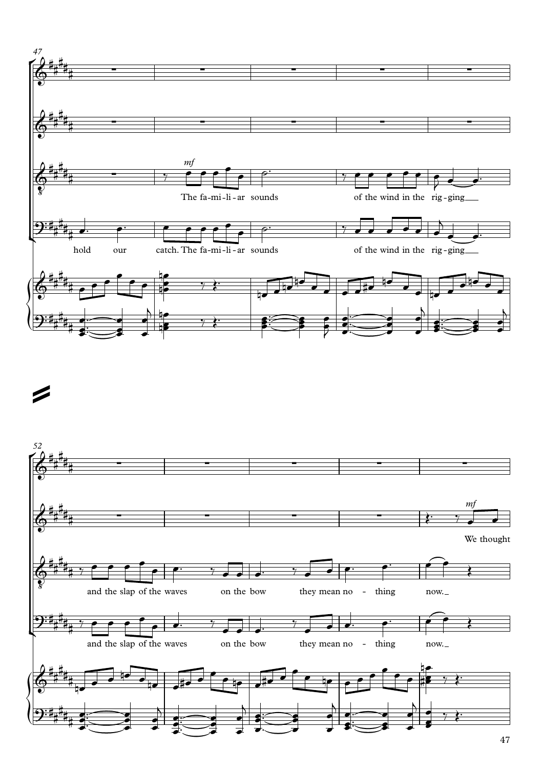47

*mf*

The fa-mi-li-ar sounds of the wind in the rig-ging

hold our catch. The fa-mi-li-ar sounds of the wind in the rig-ging

52

*mf*

We thought

and the slap of the waves on the bow they mean no - thing now.

and the slap of the waves on the bow they mean no - thing now.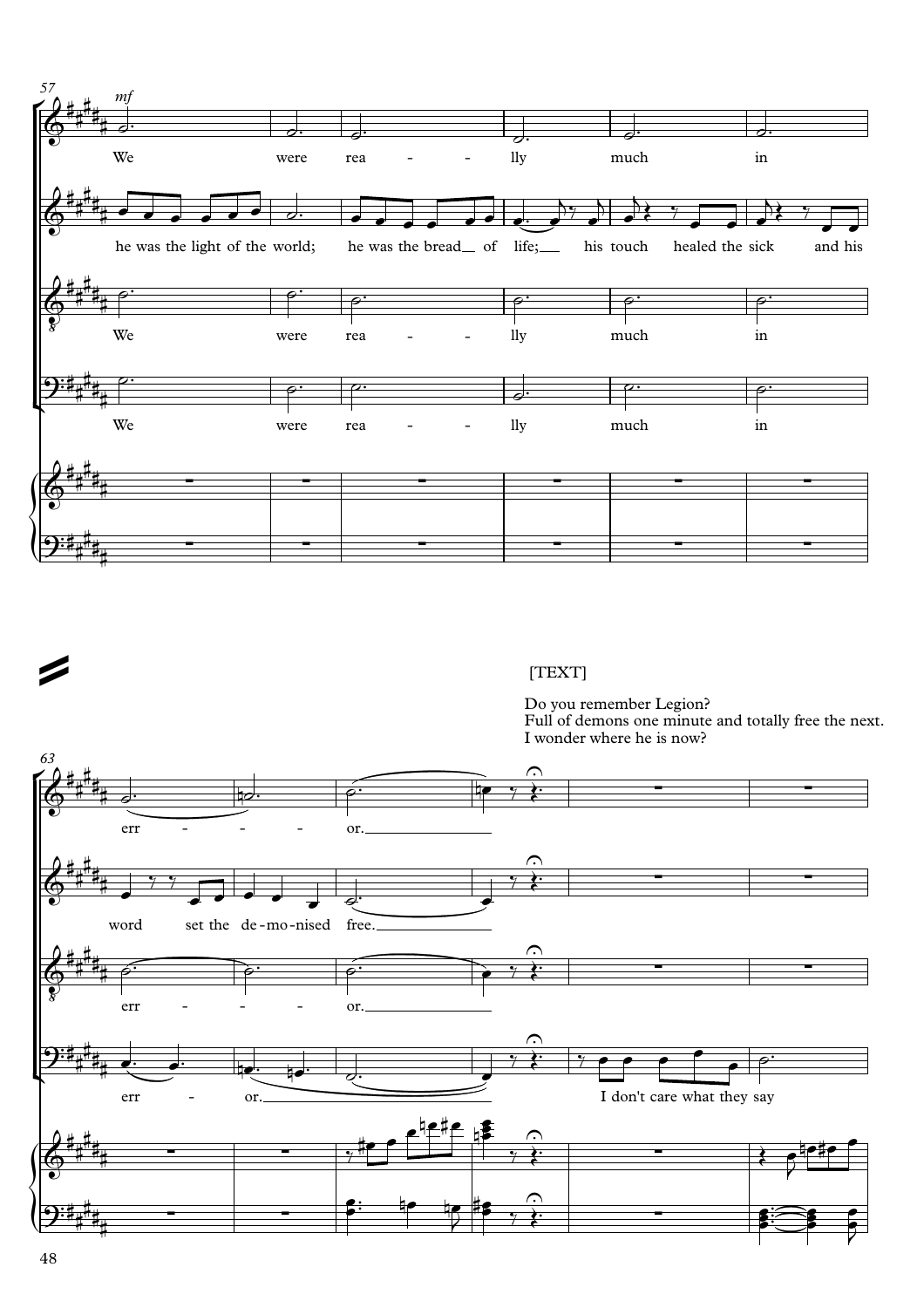57

*mf*

We were rea - - lly much in

he was the light of the world; he was the bread of life; his touch healed the sick and his

We were rea - - lly much in

We were rea - - lly much in

[TEXT]

Do you remember Legion?
Full of demons one minute and totally free the next.
I wonder where he is now?

63

err - - - or.

word set the de-mo-nised free.

err - - - or.

err - or. I don't care what they say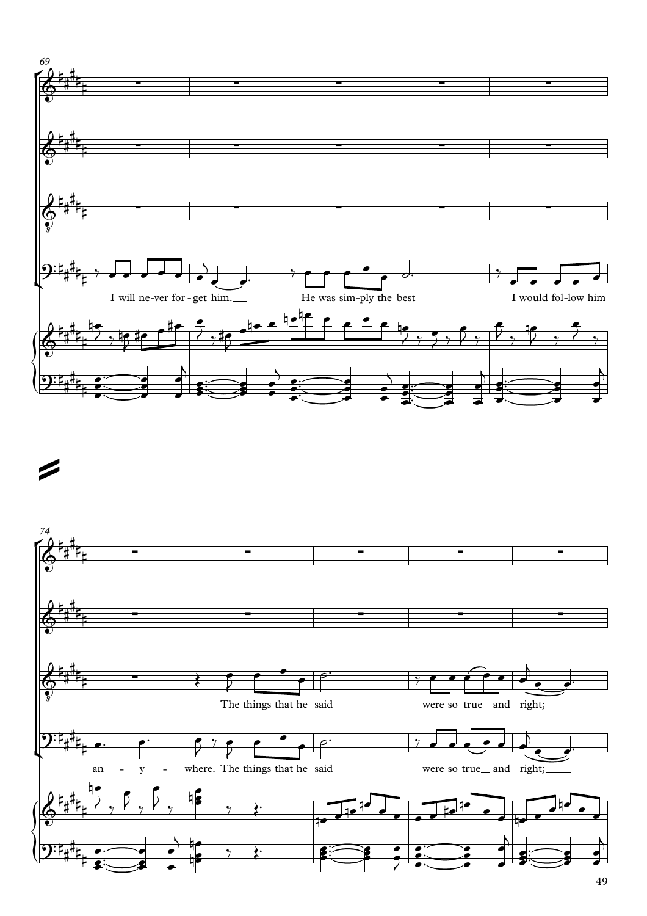69

I will ne-ver for-get him. He was sim-ply the best I would fol-low him

74

The things that he said were so true and right;

an - y - where. The things that he said were so true and right;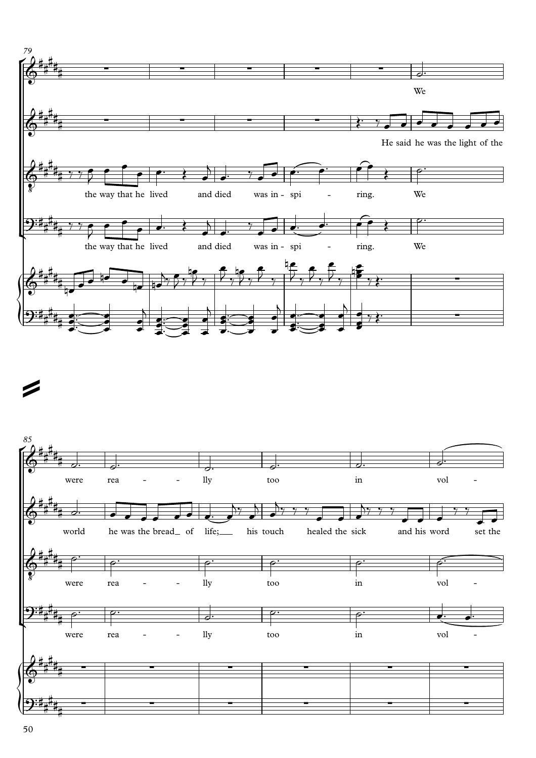79

We

He said he was the light of the

the way that he lived and died was in - spi - ring. We

the way that he lived and died was in - spi - ring. We

85

were rea - - lly too in vol -

world he was the bread_ of life;__ his touch healed the sick and his word set the

were rea - - lly too in vol -

were rea - - lly too in vol -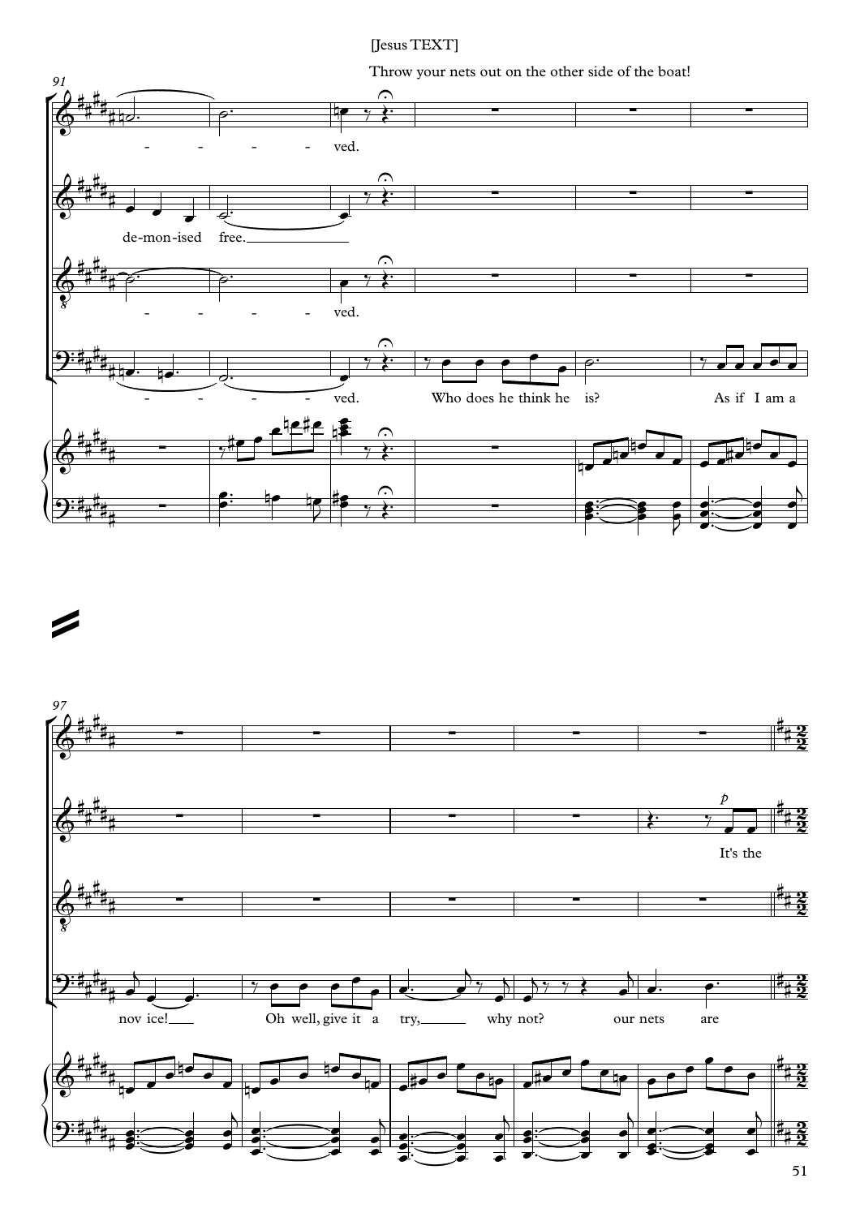[Jesus TEXT]

Throw your nets out on the other side of the boat!

91

- - - - - ved.

de-mon-ised free.

- - - - - ved.

- - - - - ved. Who does he think he is? As if I am a

97

It's the

nov ice! Oh well, give it a try, why not? our nets are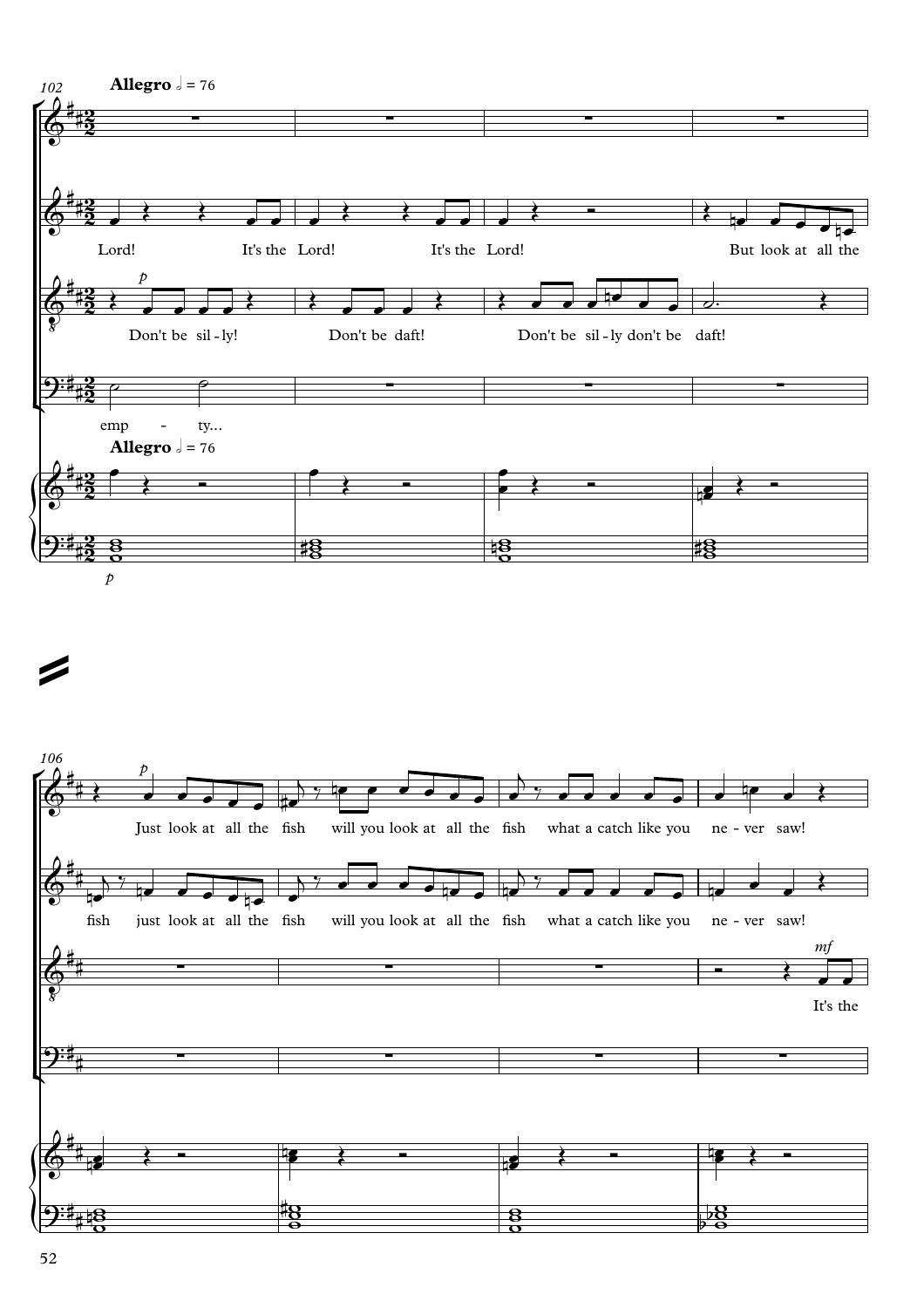102

**Allegro** 𝅗𝅥 = 76

Lord! It's the Lord! It's the Lord! But look at all the

*p*

Don't be sil-ly! Don't be daft! Don't be sil-ly don't be daft!

emp - ty...

**Allegro** 𝅗𝅥 = 76

*p*

106

*p*

Just look at all the fish will you look at all the fish what a catch like you ne-ver saw!

fish just look at all the fish will you look at all the fish what a catch like you ne-ver saw!

*mf*

It's the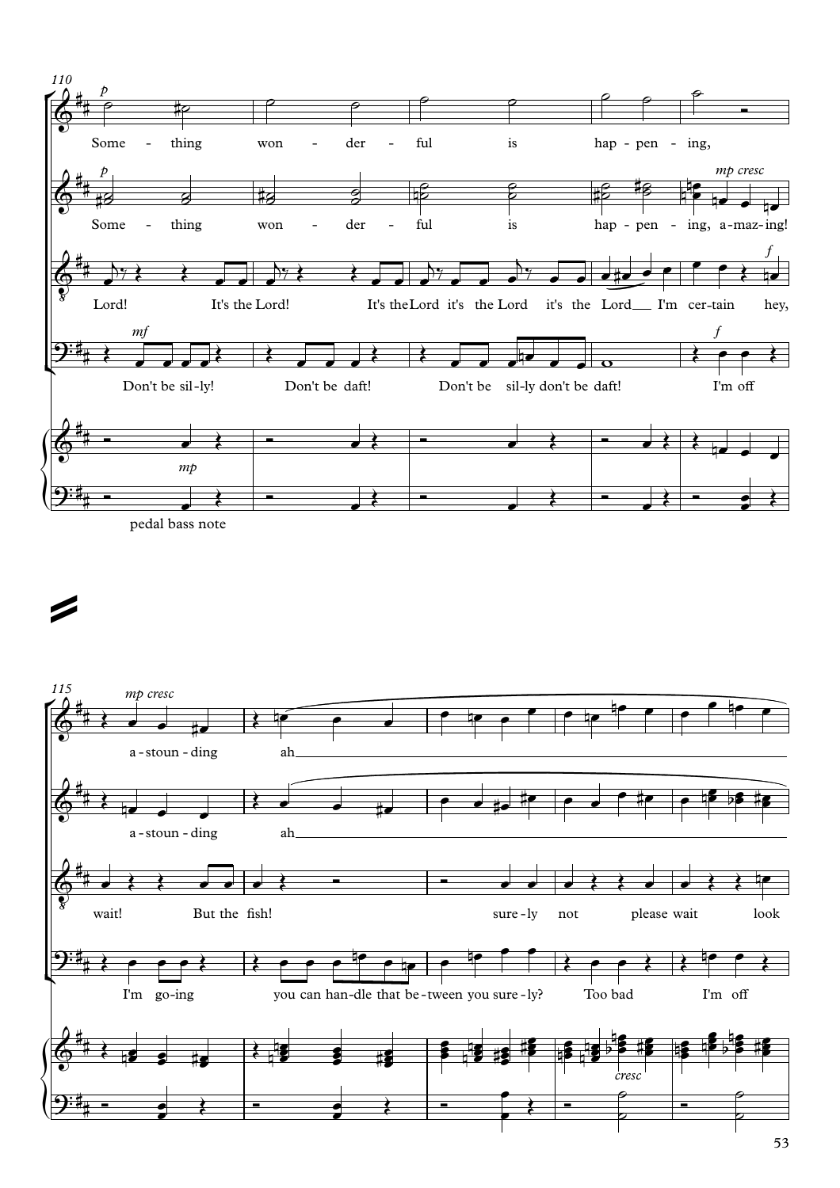110

*p*

Some - thing won - der - ful is hap - pen - ing,

*p* *mp cresc*

Some - thing won - der - ful is hap - pen - ing, a - maz - ing!

*f*

Lord! It's the Lord! It's the Lord it's the Lord it's the Lord I'm cer - tain hey,

*mf* *f*

Don't be sil - ly! Don't be daft! Don't be sil - ly don't be daft! I'm off

*mp*

pedal bass note

115

*mp cresc*

a - stoun - ding ah

a - stoun - ding ah

wait! But the fish! sure - ly not please wait look

I'm go - ing you can han - dle that be - tween you sure - ly? Too bad I'm off

*cresc*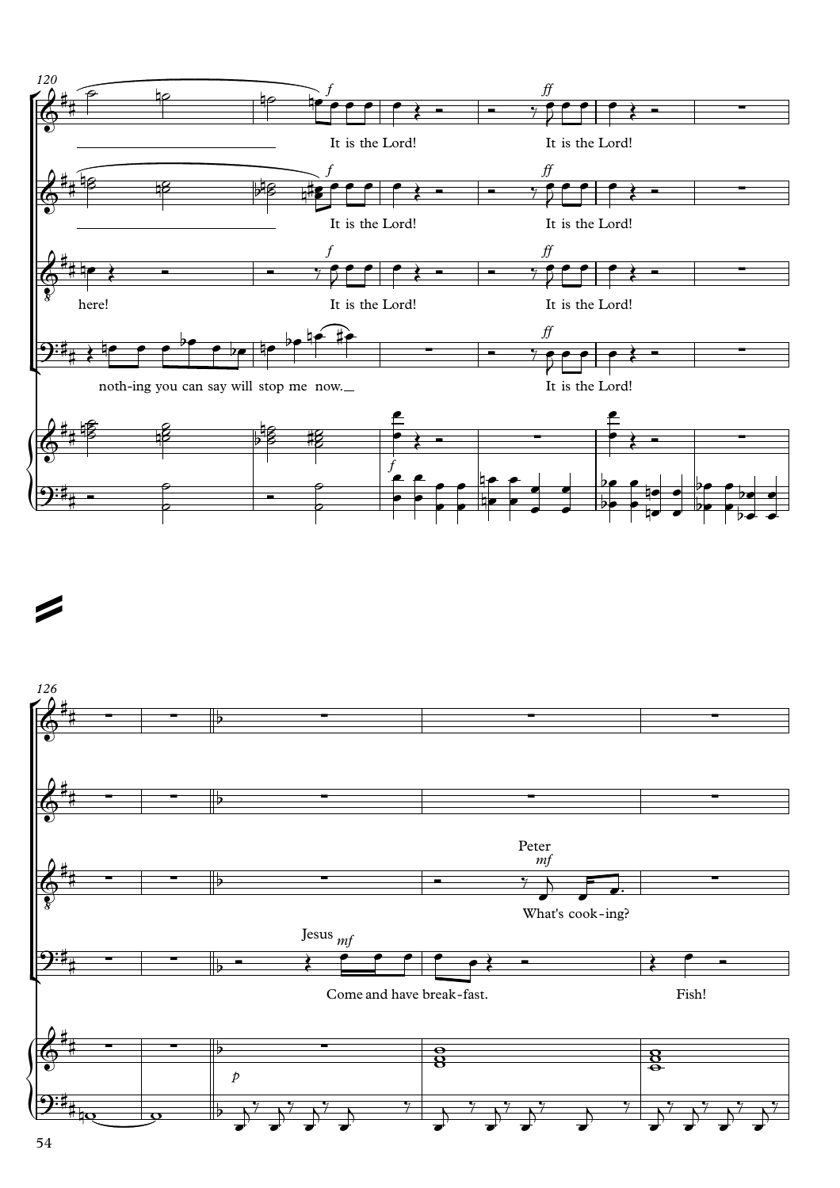120

*f* It is the Lord! *ff* It is the Lord!

*f* It is the Lord! *ff* It is the Lord!

here! *f* It is the Lord! *ff* It is the Lord!

noth-ing you can say will stop me now. *ff* It is the Lord!

*f*

126

Peter *mf*

What's cook-ing?

Jesus *mf*

Come and have break-fast. Fish!

*p*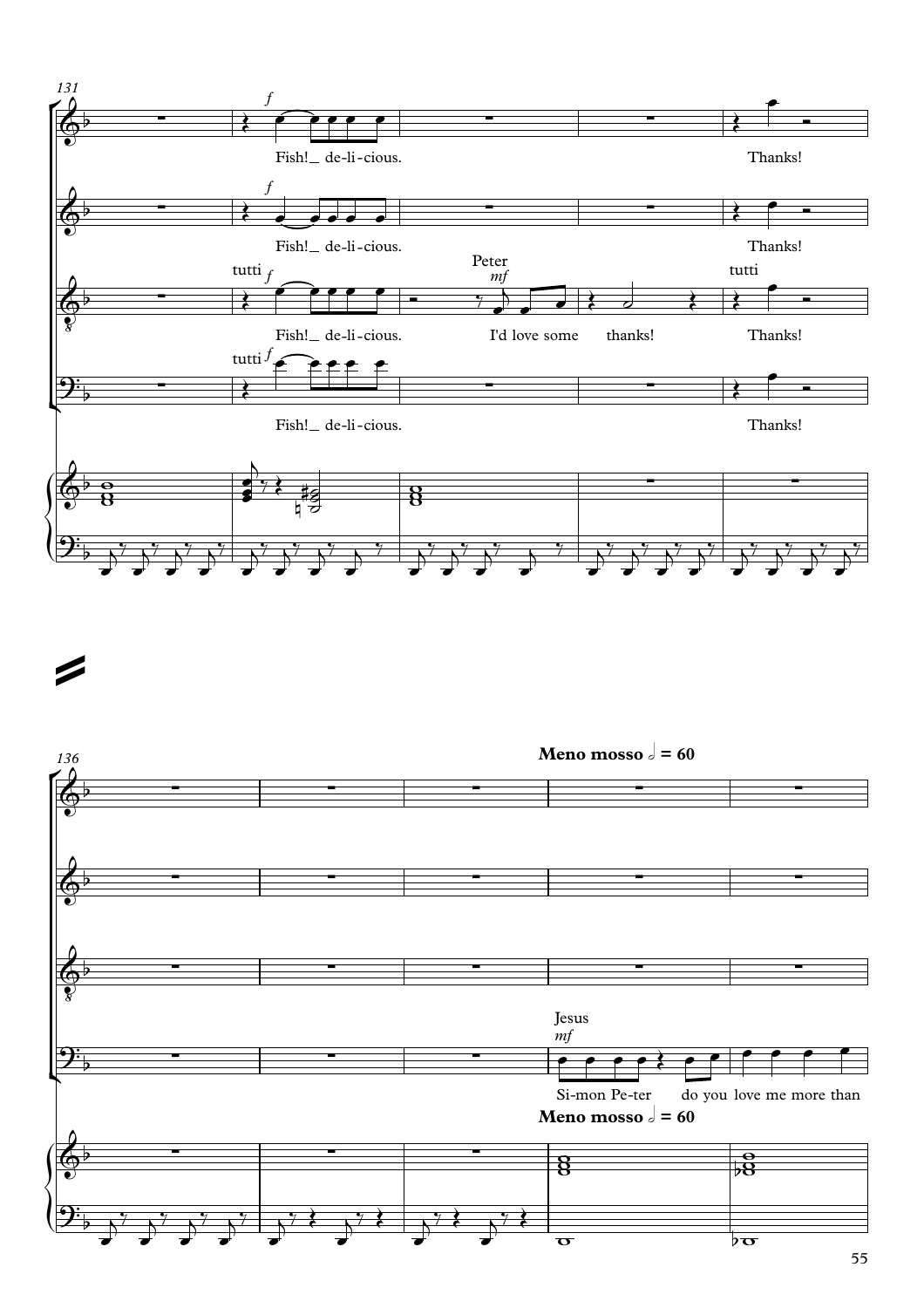131

*f*

Fish!_ de-li-cious. Thanks!

*f*

Fish!_ de-li-cious. Thanks!

tutti *f* Peter *mf* tutti

Fish!_ de-li-cious. I'd love some thanks! Thanks!

tutti *f*

Fish!_ de-li-cious. Thanks!

136

**Meno mosso** 𝅗𝅥 **= 60**

Jesus *mf*

Si-mon Pe-ter do you love me more than

**Meno mosso** 𝅗𝅥 **= 60**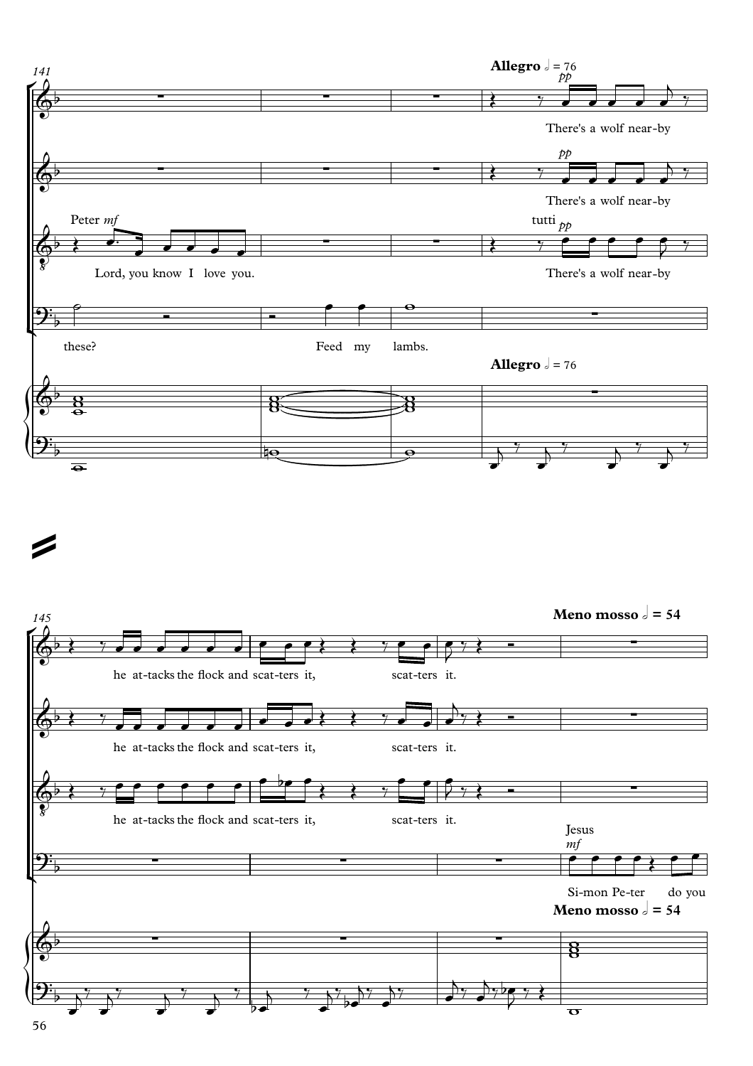141

**Allegro** 𝅗𝅥 = 76

*pp*

There's a wolf near-by

*pp*

There's a wolf near-by

Peter *mf*

Lord, you know I love you.

tutti *pp*

There's a wolf near-by

these? Feed my lambs.

**Allegro** 𝅗𝅥 = 76

145

**Meno mosso** 𝅗𝅥 = 54

he at-tacks the flock and scat-ters it, scat-ters it.

he at-tacks the flock and scat-ters it, scat-ters it.

he at-tacks the flock and scat-ters it, scat-ters it.

Jesus

*mf*

Si-mon Pe-ter do you

**Meno mosso** 𝅗𝅥 = 54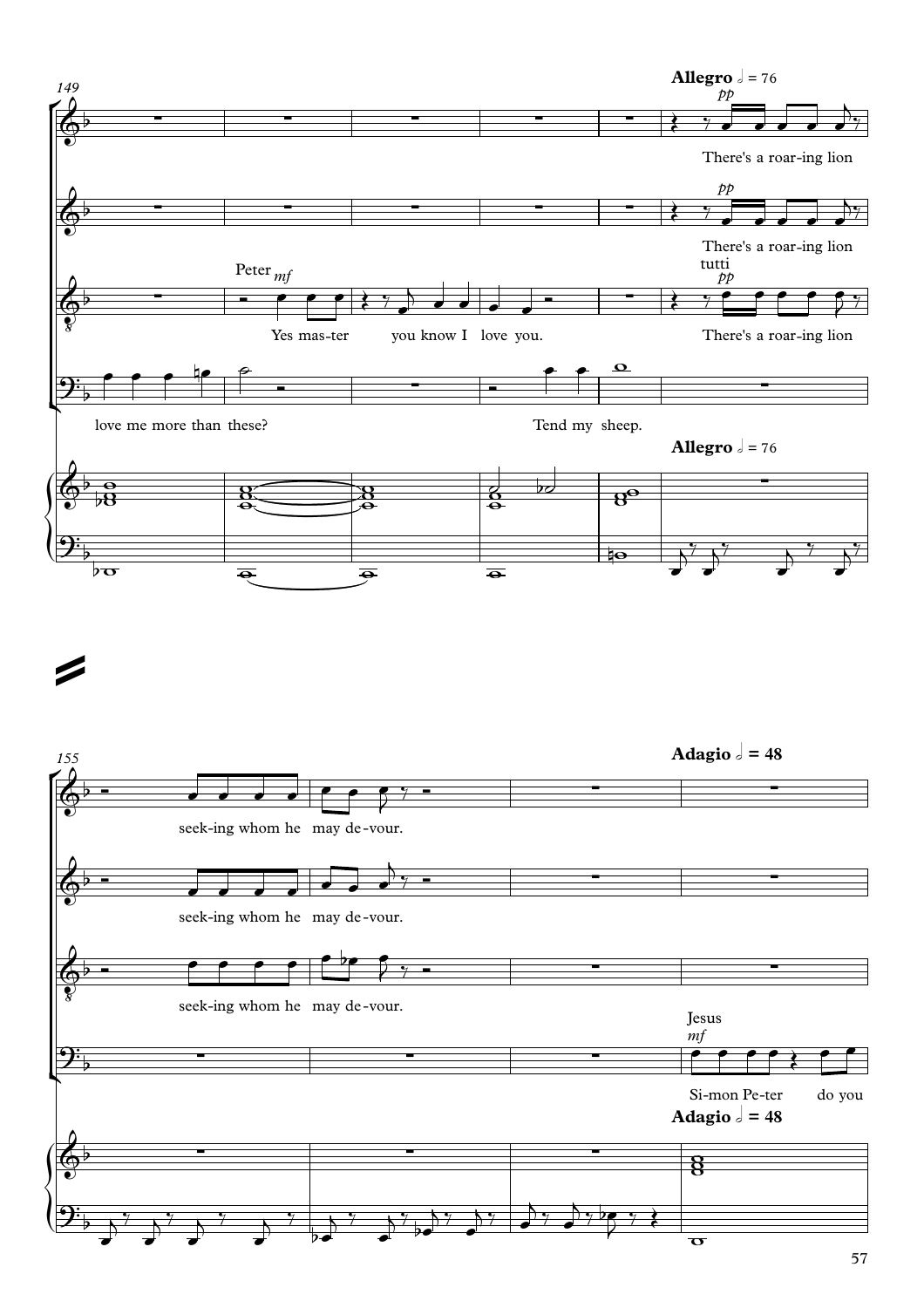149

**Allegro** 𝅗𝅥 = 76

*pp*

There's a roar-ing lion

*pp*

There's a roar-ing lion

Peter *mf*

Yes mas-ter you know I love you.

tutti

*pp*

There's a roar-ing lion

love me more than these? Tend my sheep.

**Allegro** 𝅗𝅥 = 76

155

**Adagio** 𝅗𝅥 = 48

seek-ing whom he may de-vour.

seek-ing whom he may de-vour.

seek-ing whom he may de-vour.

Jesus

*mf*

Si-mon Pe-ter do you

**Adagio** 𝅗𝅥 = 48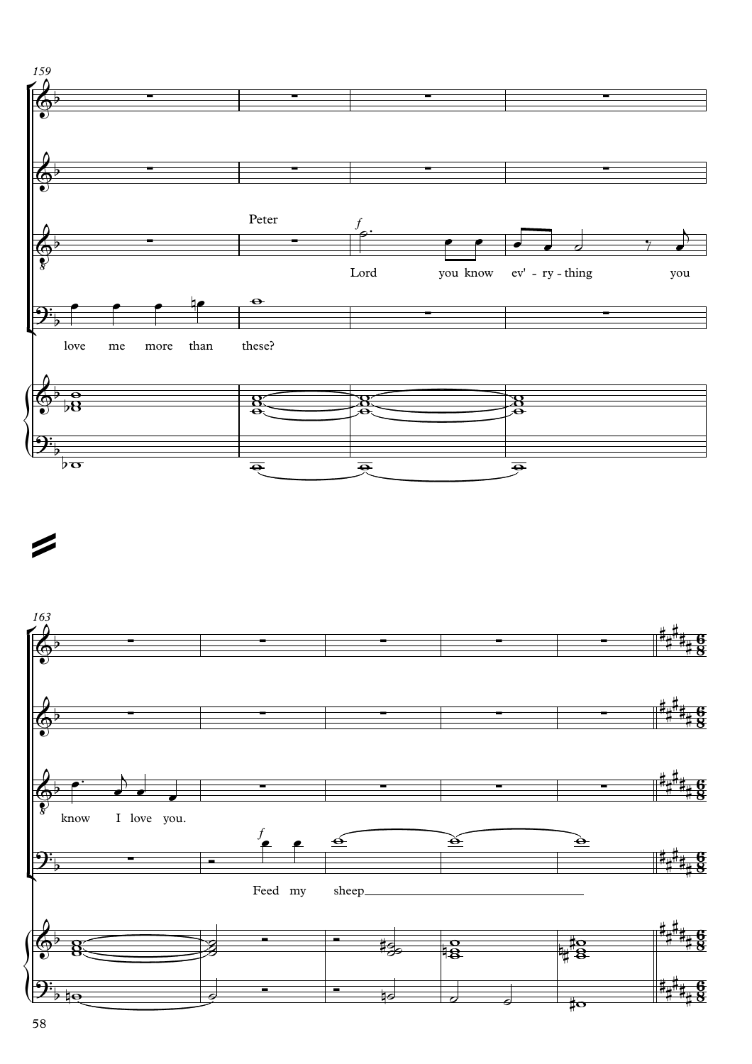159

Peter

*f*

love me more than these?

Lord you know ev' - ry - thing you

163

know I love you.

*f*

Feed my sheep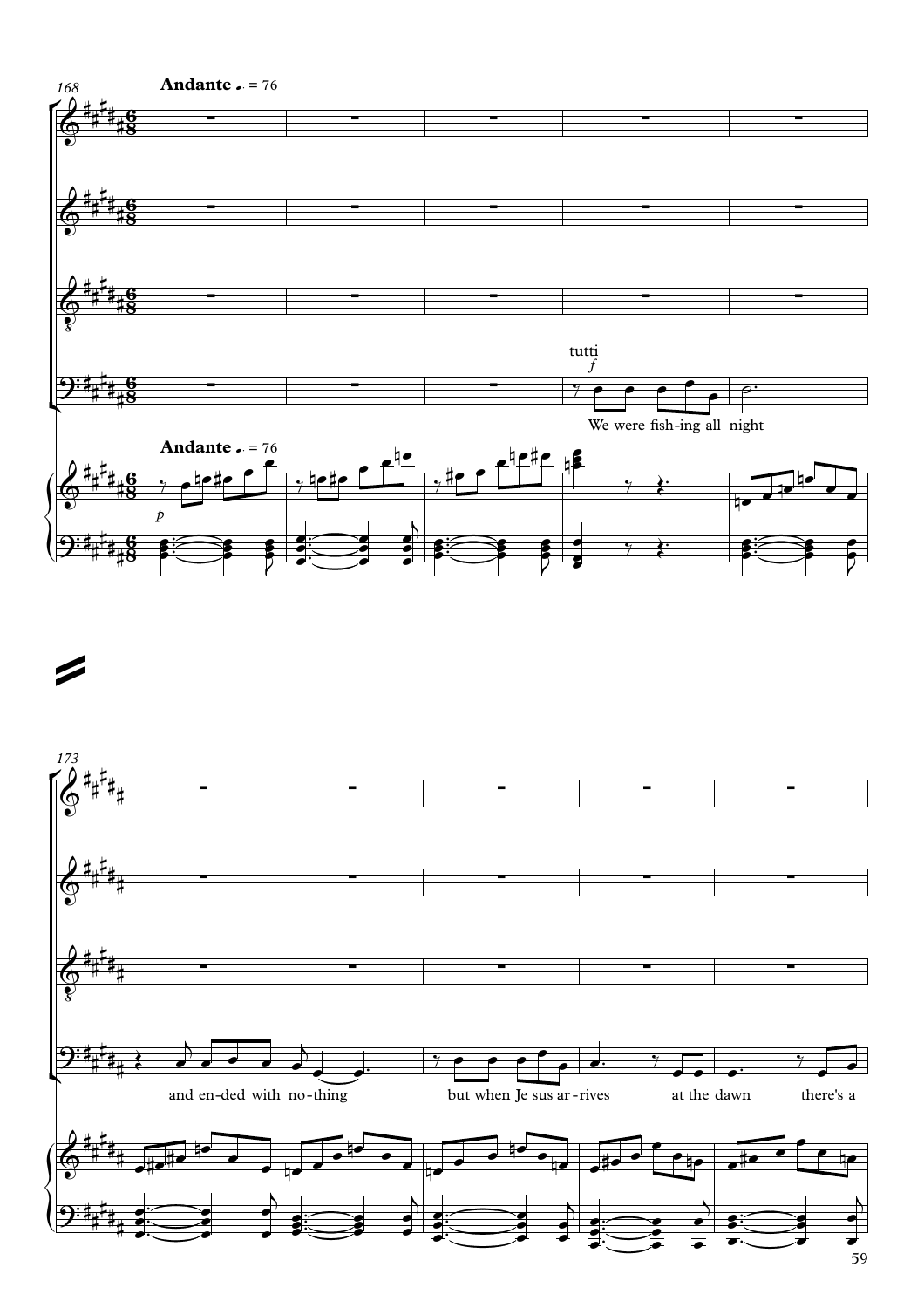**Andante** ♩. = 76

tutti
*f*

We were fish-ing all night

**Andante** ♩. = 76

*p*

and en-ded with no-thing__ but when Je sus ar-rives at the dawn there's a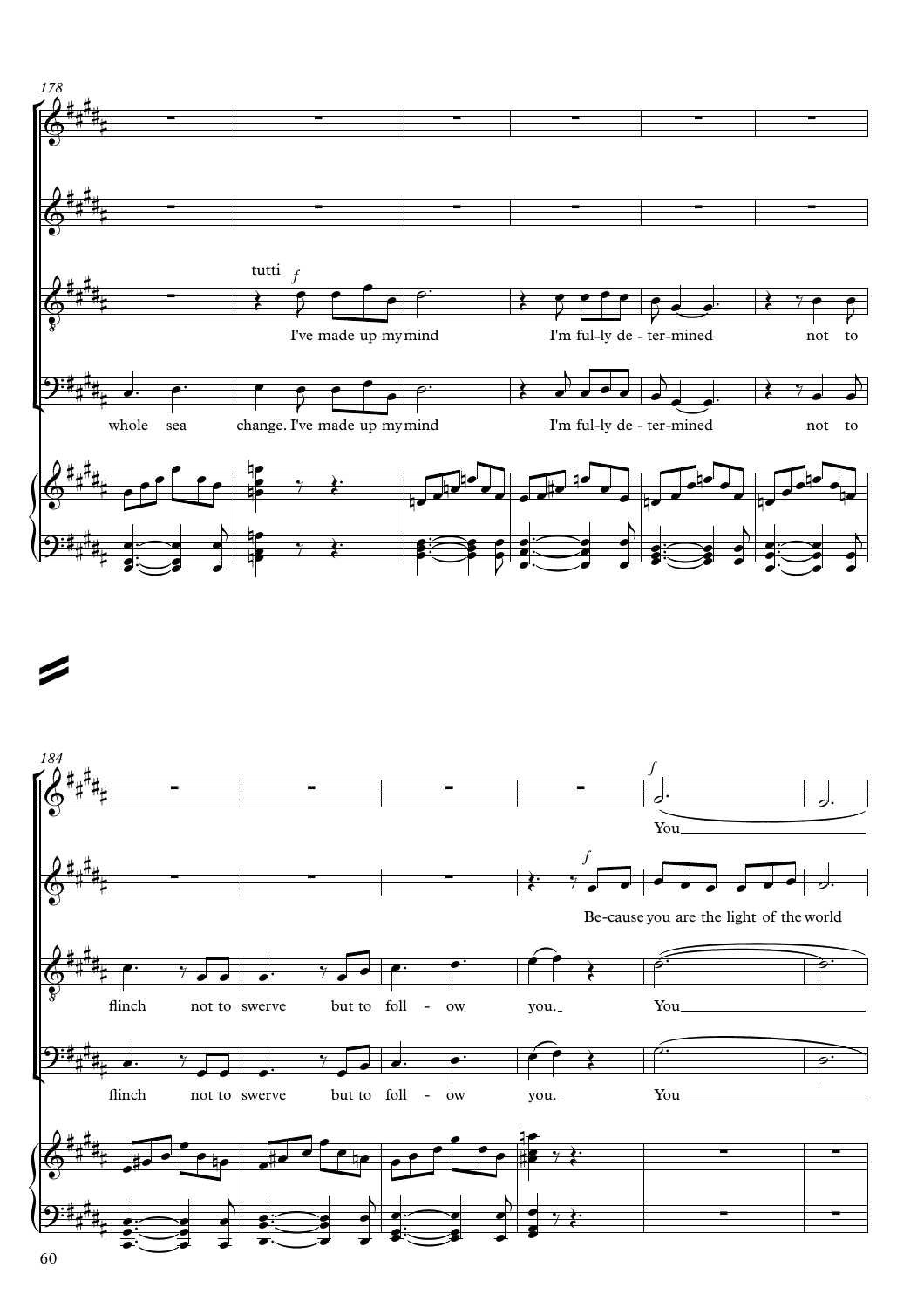178

tutti *f*

I've made up my mind I'm ful-ly de - ter-mined not to

whole sea change. I've made up my mind I'm ful-ly de - ter-mined not to

184

*f*

You

*f*

Be-cause you are the light of the world

flinch not to swerve but to foll - ow you. You

flinch not to swerve but to foll - ow you. You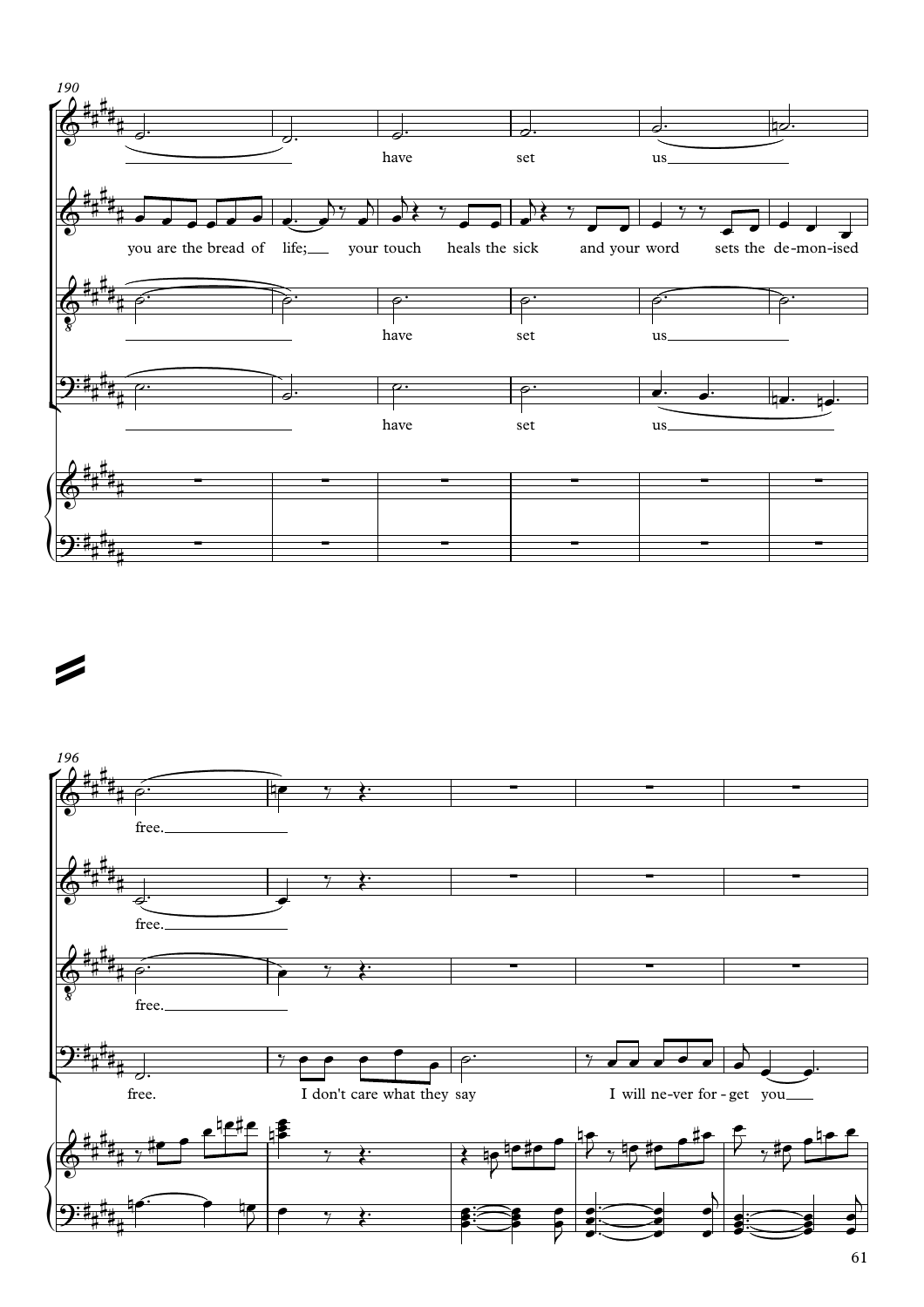190

have set us

you are the bread of life; your touch heals the sick and your word sets the de-mon-ised

have set us

have set us

196

free.

free.

free.

free. I don't care what they say I will ne-ver for-get you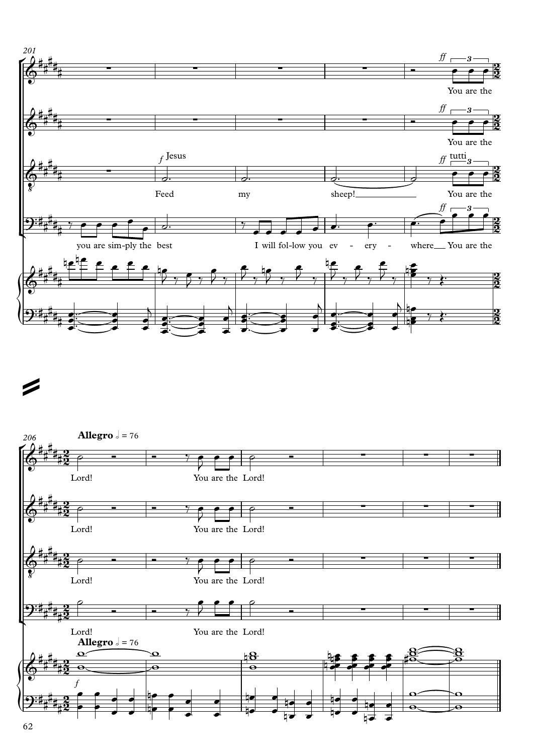201

*ff*

You are the

*ff*

You are the

*f* Jesus

Feed my sheep!

*ff* tutti

You are the

you are sim-ply the best I will fol-low you ev - ery - where You are the

*ff*

You are the

206

**Allegro** 𝅗𝅥 = 76

Lord! You are the Lord!

Lord! You are the Lord!

Lord! You are the Lord!

Lord! You are the Lord!

**Allegro** 𝅗𝅥 = 76

*f*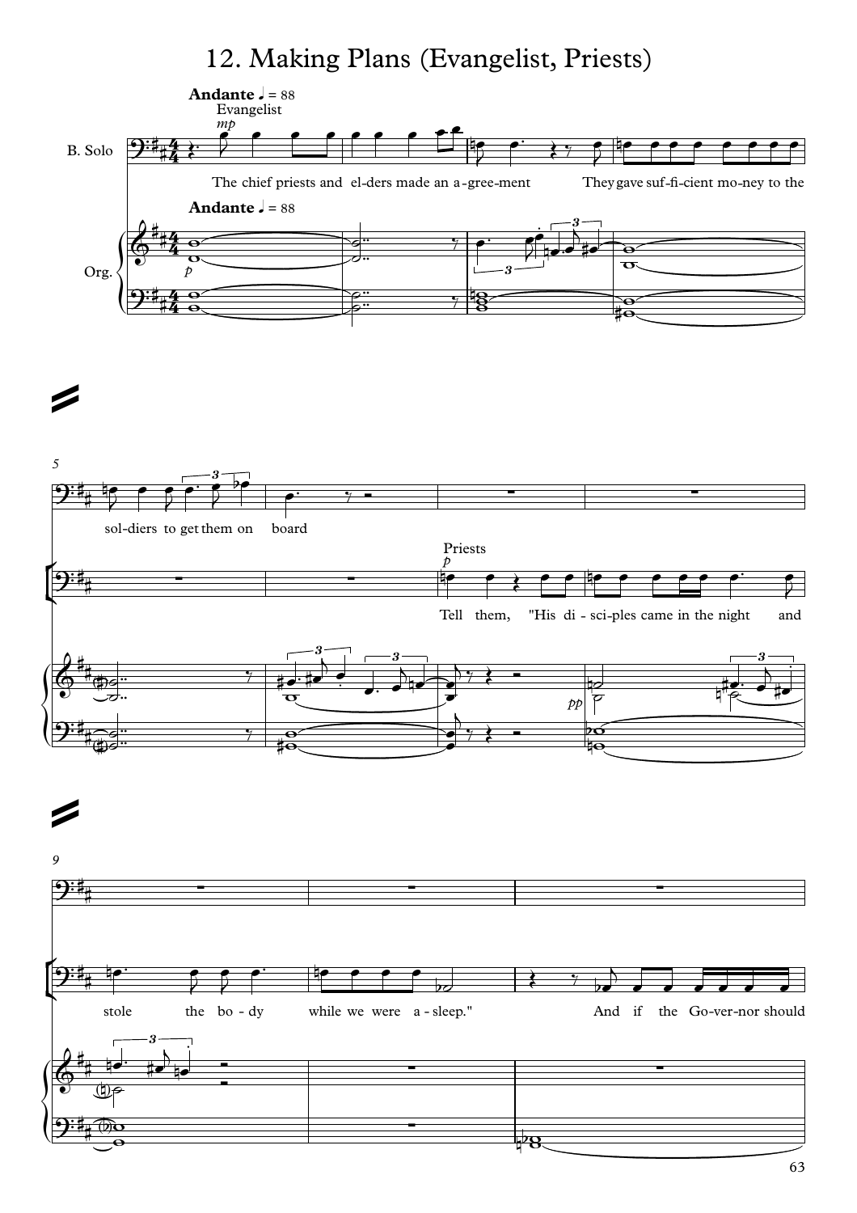# 12. Making Plans (Evangelist, Priests)

**Andante** ♩ = 88

Evangelist *mp*

B. Solo: The chief priests and el-ders made an a-gree-ment They gave suf-fi-cient mo-ney to the sol-diers to get them on board

Priests *p*

Tell them, "His di-sci-ples came in the night and stole the bo-dy while we were a-sleep." And if the Go-ver-nor should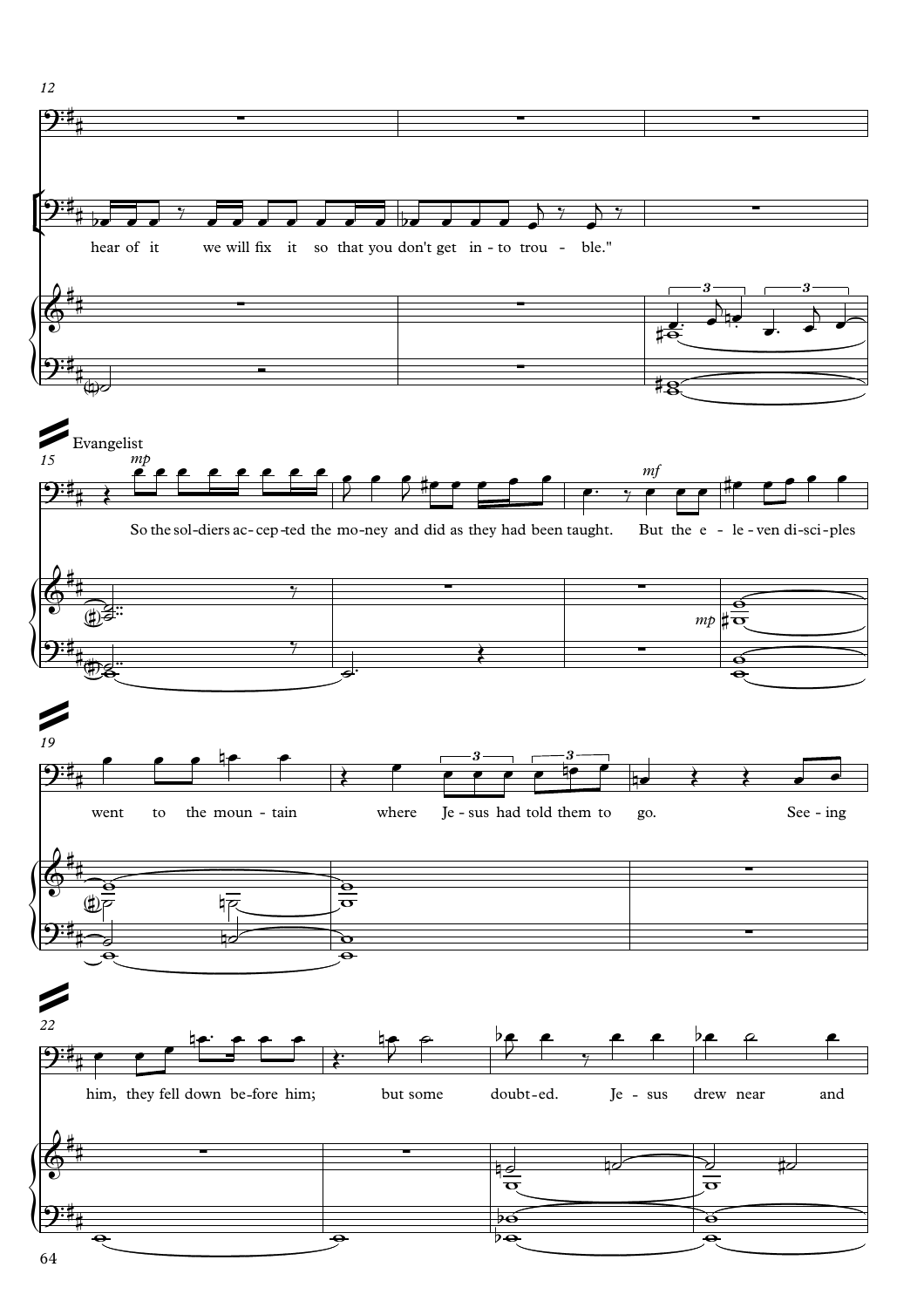hear of it we will fix it so that you don't get in - to trou - ble."

Evangelist

*mp*

So the sol-diers ac-cep-ted the mo-ney and did as they had been taught.

*mf*

But the e - le - ven di-sci-ples

*mp*

went to the moun - tain where Je - sus had told them to go.

See - ing him, they fell down be-fore him; but some doubt-ed. Je - sus drew near and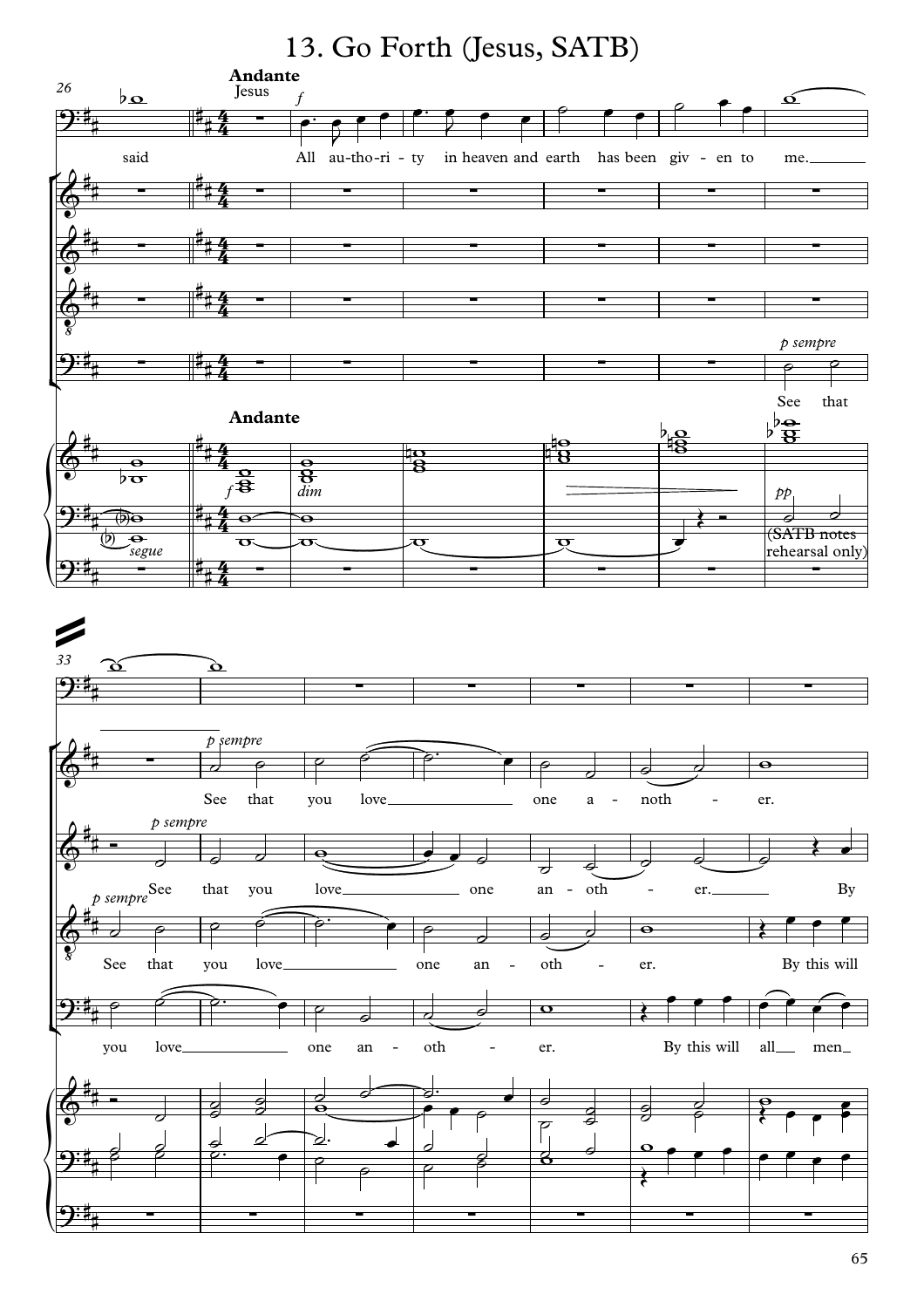# 13. Go Forth (Jesus, SATB)

**Andante**

Jesus: said — All au-tho-ri-ty in heaven and earth has been giv-en to me.

*p sempre*

See that you love one a-noth-er.

See that you love one an-oth-er. By

See that you love one an-oth-er. By this will

See that you love one an-oth-er. By this will all men

(SATB notes rehearsal only)

*segue*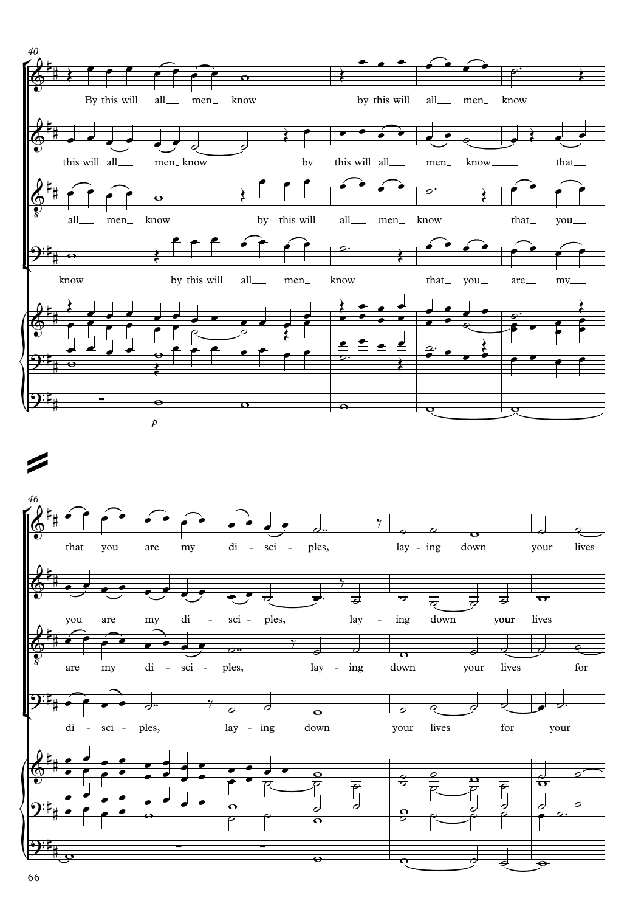40

By this will all men know by this will all men know

this will all men know by this will all men know that

all men know by this will all men know that you

know by this will all men know that you are my

*p*

46

that you are my di - sci - ples, lay - ing down your lives

you are my di - sci - ples, lay - ing down your lives

are my di - sci - ples, lay - ing down your lives for

di - sci - ples, lay - ing down your lives for your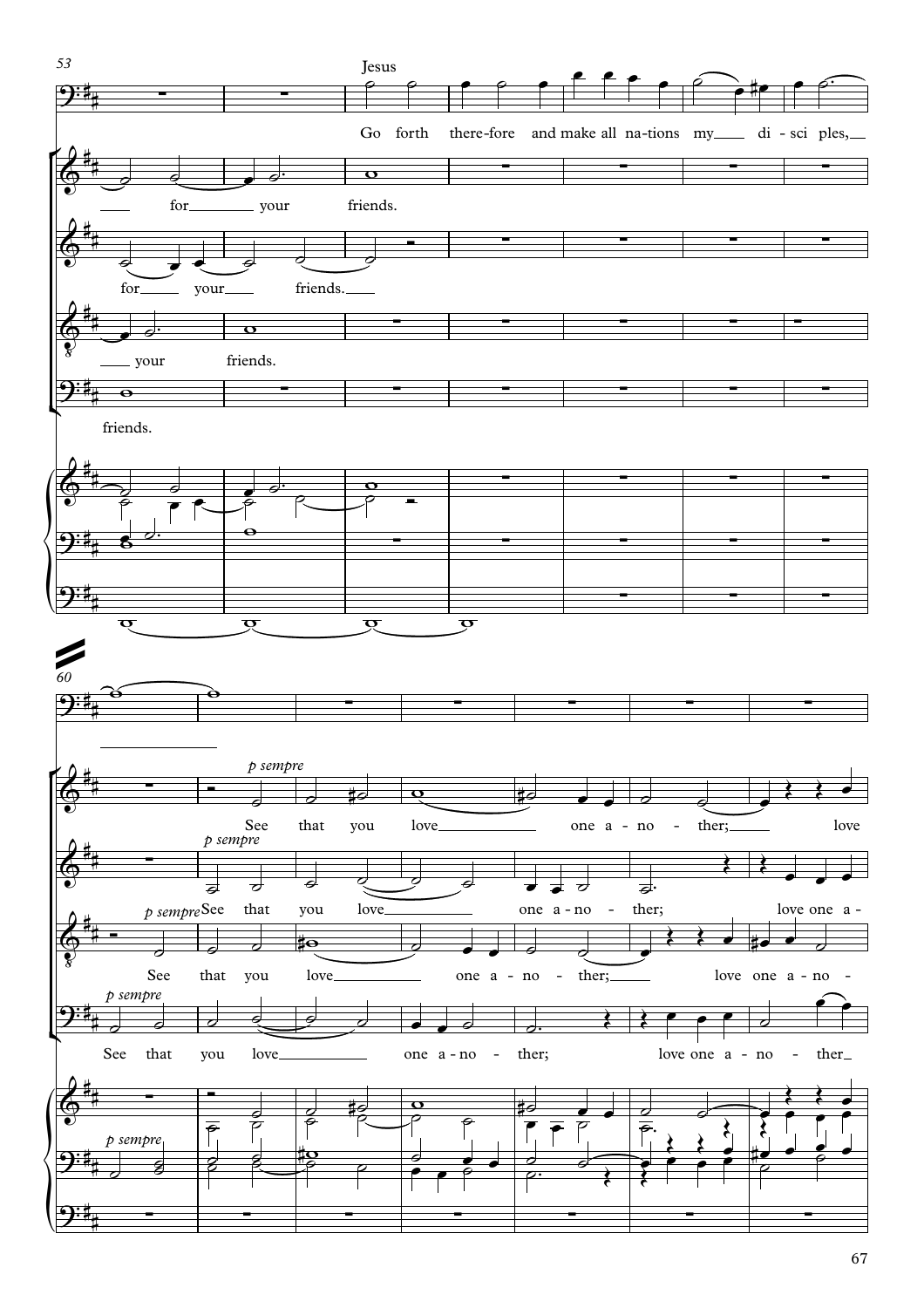53

Jesus

Go forth there-fore and make all na-tions my di-sci ples,

for your friends.

for your friends.

your friends.

friends.

60

*p sempre*

See that you love one a-no - ther; love

*p sempre*

See that you love one a-no - ther; love one a-

*p sempre*

See that you love one a-no - ther; love one a-no -

*p sempre*

See that you love one a-no - ther; love one a-no - ther

*p sempre*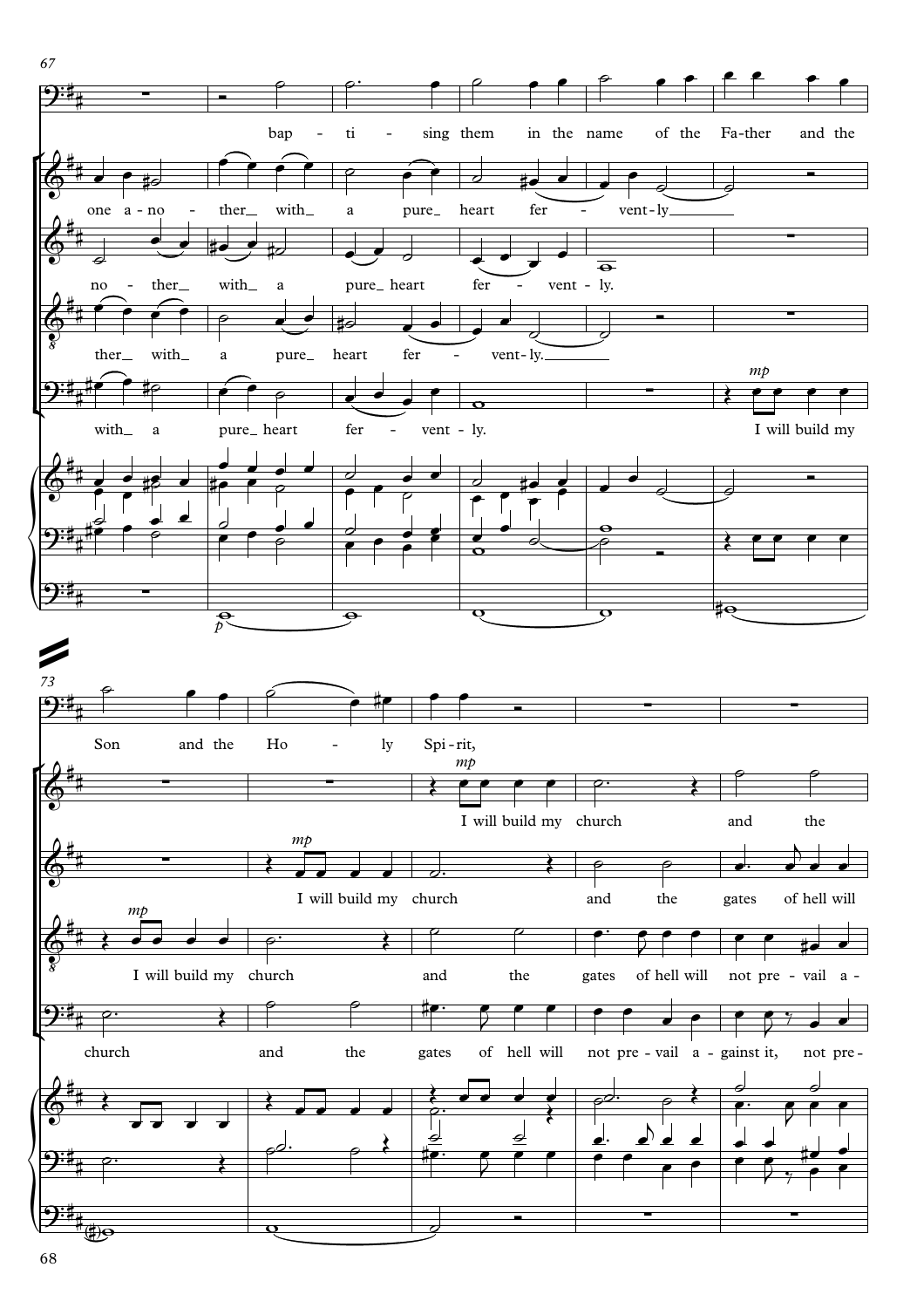67

bap - ti - sing them in the name of the Fa-ther and the

one a - no - ther_ with_ a pure_ heart fer - vent - ly_____

no - ther_ with_ a pure_ heart fer - vent - ly.

ther_ with_ a pure_ heart fer - vent - ly._____

with_ a pure_ heart fer - vent - ly. I will build my

73

Son and the Ho - ly Spi - rit,

I will build my church and the

I will build my church and the gates of hell will

I will build my church and the gates of hell will not pre - vail a -

church and the gates of hell will not pre - vail a - gainst it, not pre -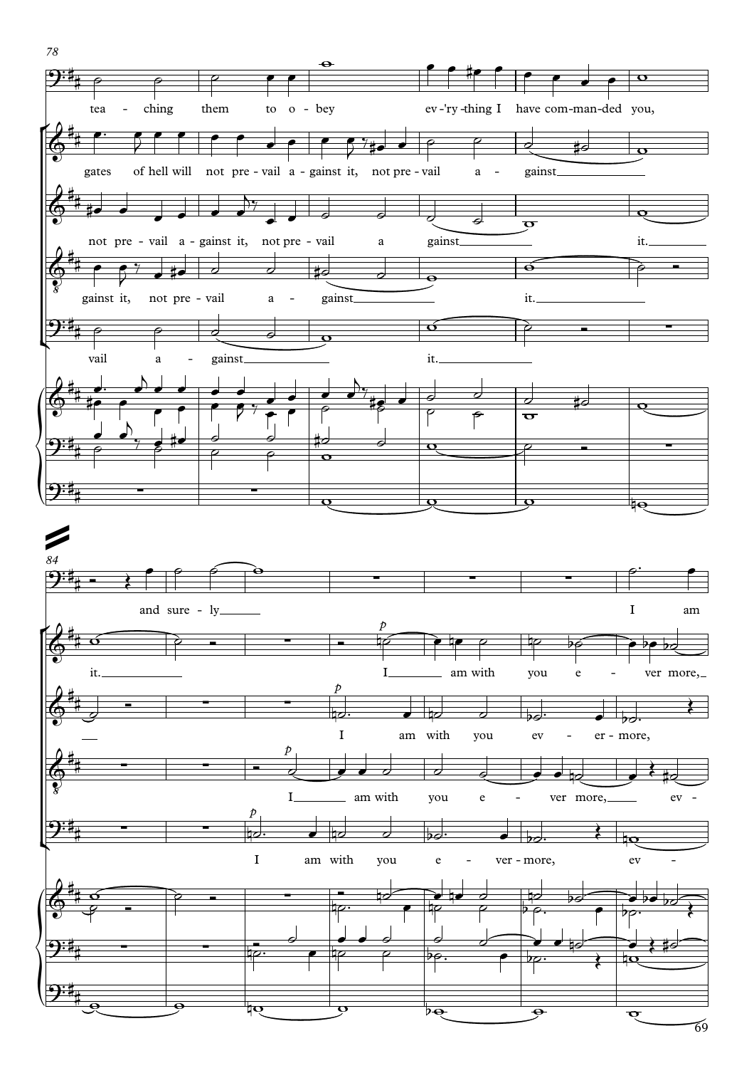78

tea - ching them to o - bey ev - 'ry - thing I have com - man - ded you,

gates of hell will not pre - vail a - gainst it, not pre - vail a - gainst

not pre - vail a - gainst it, not pre - vail a gainst it.

gainst it, not pre - vail a - gainst it.

vail a - gainst it.

84

and sure - ly I am

it. *p* I am with you e - ver more,

*p* I am with you ev - er - more,

*p* I am with you e - ver more, ev -

*p* I am with you e - ver - more, ev -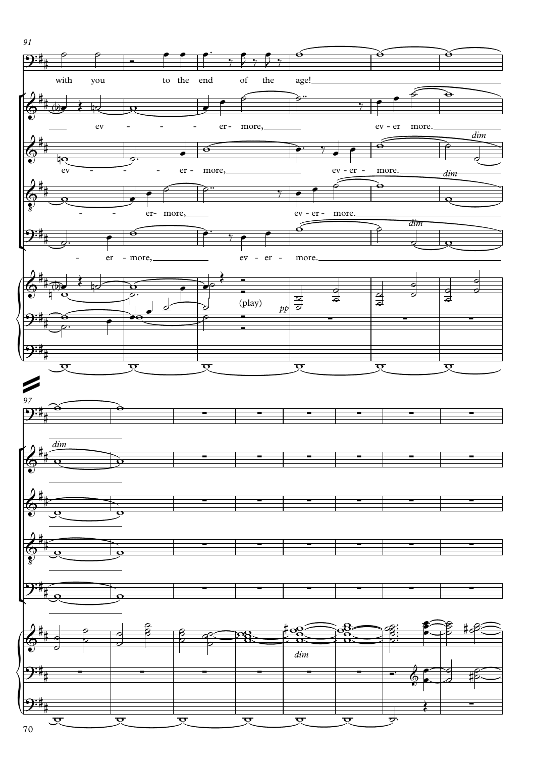91

with you to the end of the age!

ev - - - er- more, ev-er more.

ev - - - er- more, ev-er- more.

- - er- more, ev-er- more.

- er-more, ev-er- more.

*dim*

(play)

*pp*

97

*dim*

*dim*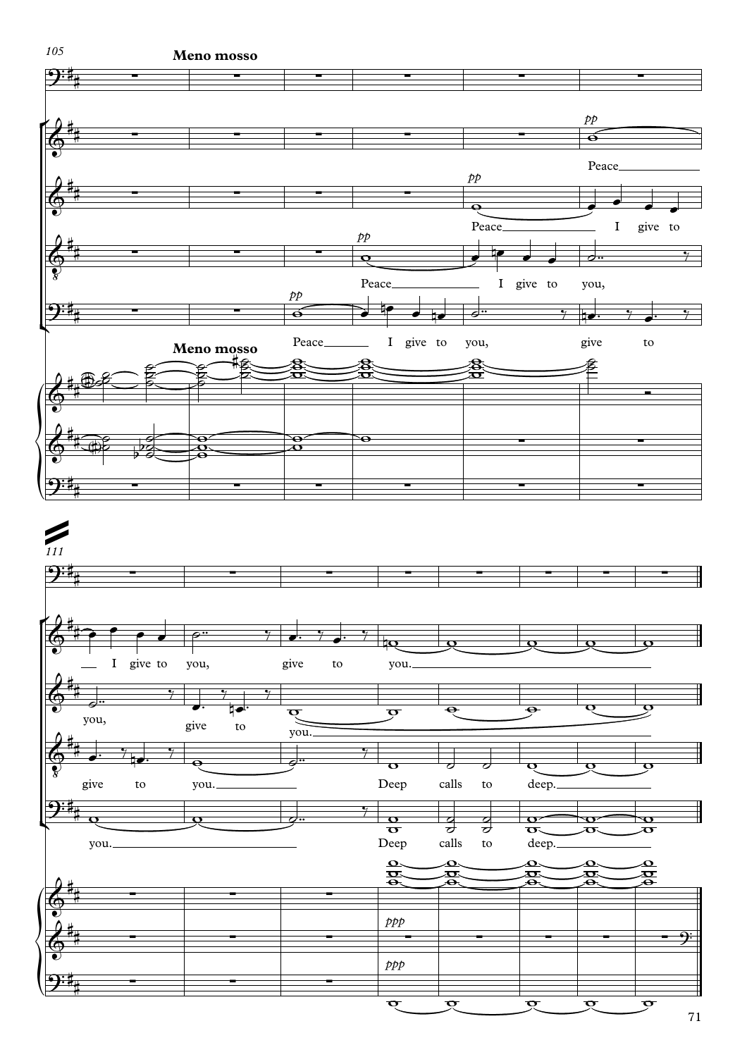**Meno mosso**

*pp*

Peace I give to you, give to you.

Peace I give to you, give to you.

Peace I give to you, give to you. Deep calls to deep.

Peace I give to you, give to you. Deep calls to deep.

*ppp*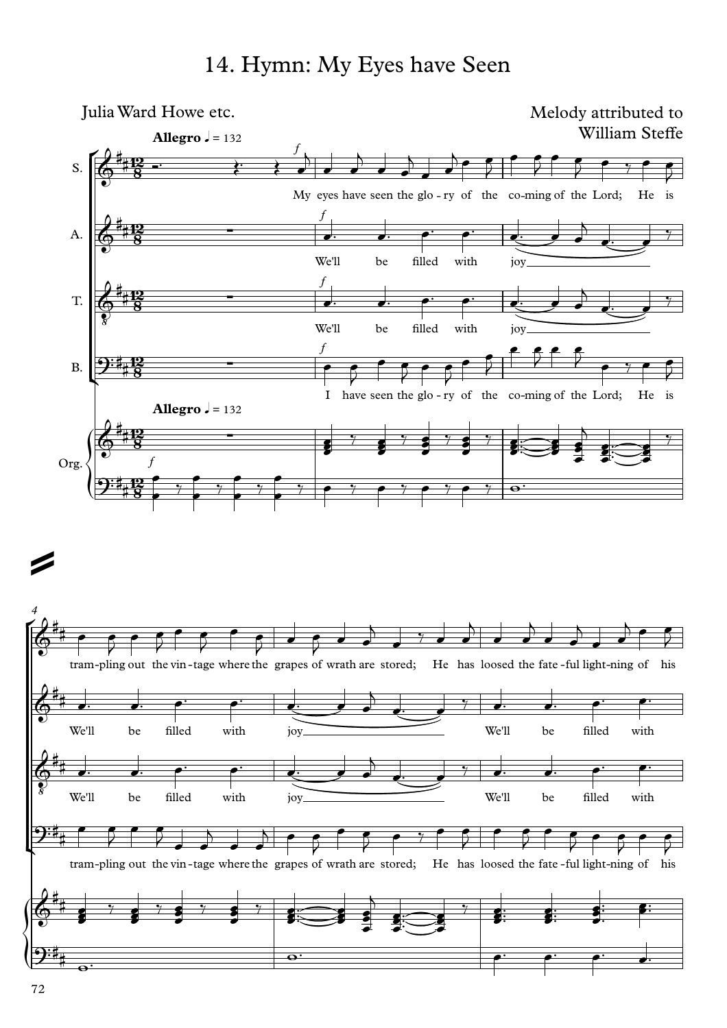# 14. Hymn: My Eyes have Seen

Julia Ward Howe etc.

Melody attributed to William Steffe

**Allegro** ♩ = 132

S.: My eyes have seen the glo - ry of the co-ming of the Lord; He is tram-pling out the vin - tage where the grapes of wrath are stored; He has loosed the fate - ful light-ning of his

A.: We'll be filled with joy We'll be filled with joy We'll be filled with

T.: We'll be filled with joy We'll be filled with joy We'll be filled with

B.: I have seen the glo - ry of the co-ming of the Lord; He is tram-pling out the vin - tage where the grapes of wrath are stored; He has loosed the fate - ful light-ning of his

Org.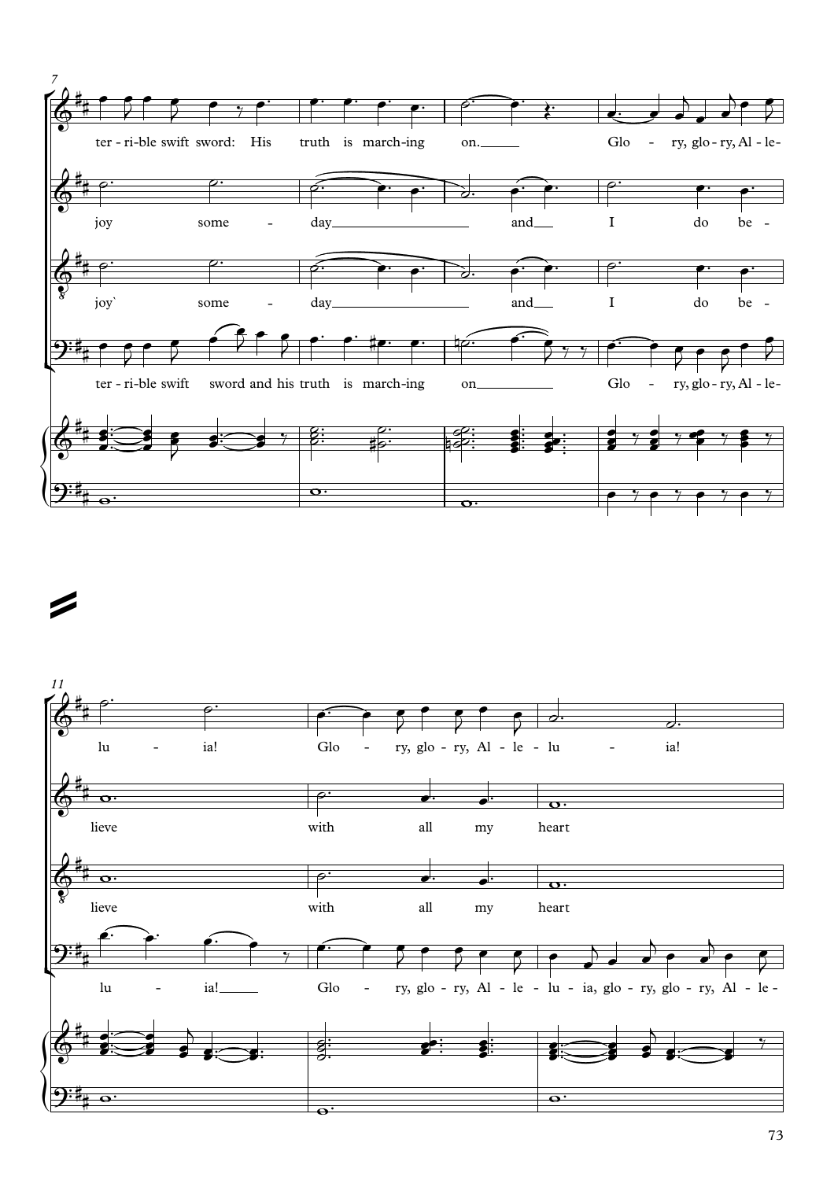7

ter - ri-ble swift sword: His truth is march-ing on. Glo - ry, glo - ry, Al - le-

joy some - day and I do be -

joy` some - day and I do be -

ter - ri-ble swift sword and his truth is march-ing on Glo - ry, glo - ry, Al - le-

11

lu - ia! Glo - ry, glo - ry, Al - le - lu - ia!

lieve with all my heart

lieve with all my heart

lu - ia! Glo - ry, glo - ry, Al - le - lu - ia, glo - ry, glo - ry, Al - le -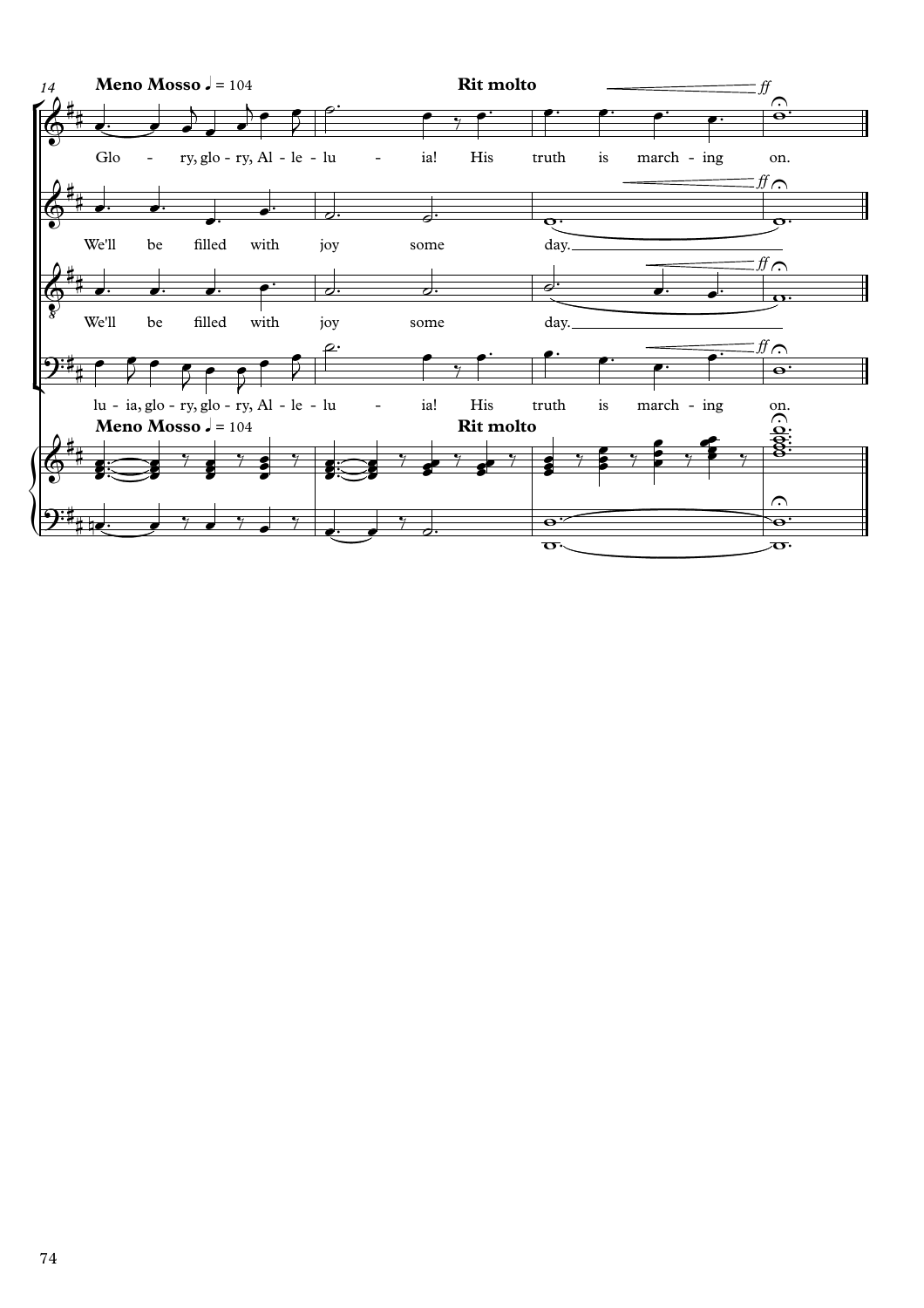Meno Mosso ♩ = 104 — Rit molto — *ff*

Glo - ry, glo - ry, Al - le - lu - ia! His truth is march - ing on.

We'll be filled with joy some day.

We'll be filled with joy some day.

lu - ia, glo - ry, glo - ry, Al - le - lu - ia! His truth is march - ing on.

Meno Mosso ♩ = 104 — Rit molto